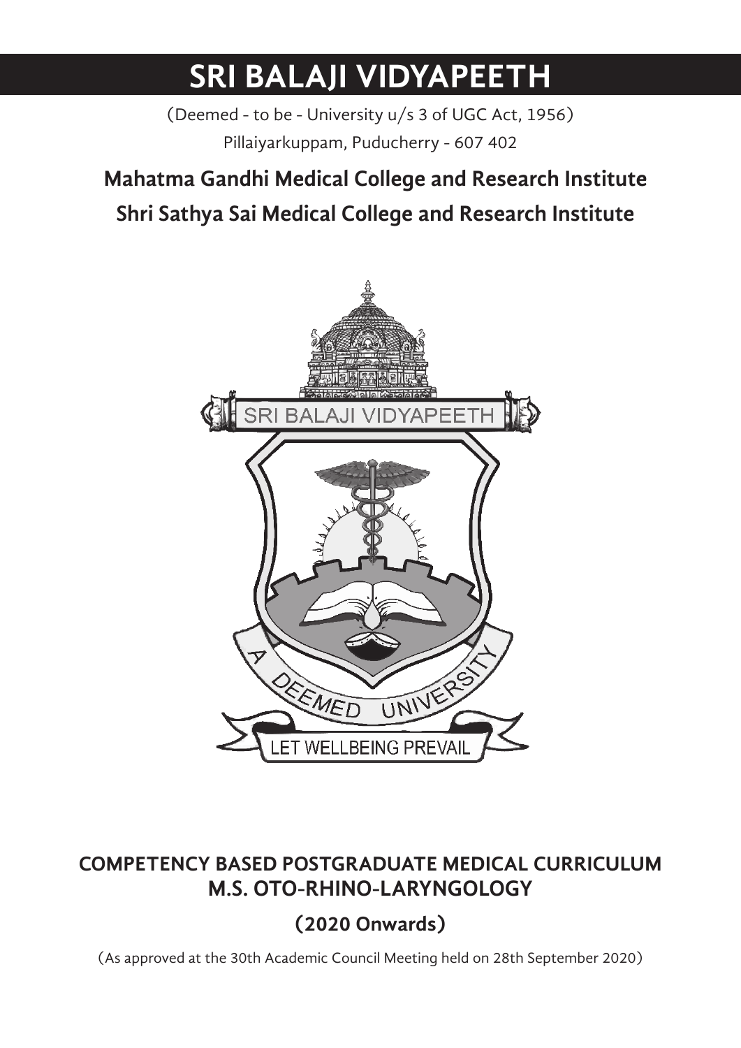# SRI BALAJI VIDYAPEETH

(Deemed - to be - University u/s 3 of UGC Act, 1956)

Pillaiyarkuppam, Puducherry - 607 402

## Mahatma Gandhi Medical College and Research Institute

## Shri Sathya Sai Medical College and Research Institute

## COMPETENCY BASED POSTGRADUATE MEDICAL CURRICULUM M.S. OTO-RHINO-LARYNGOLOGY

## (2020 Onwards)

(As approved at the 30th Academic Council Meeting held on 28th September 2020)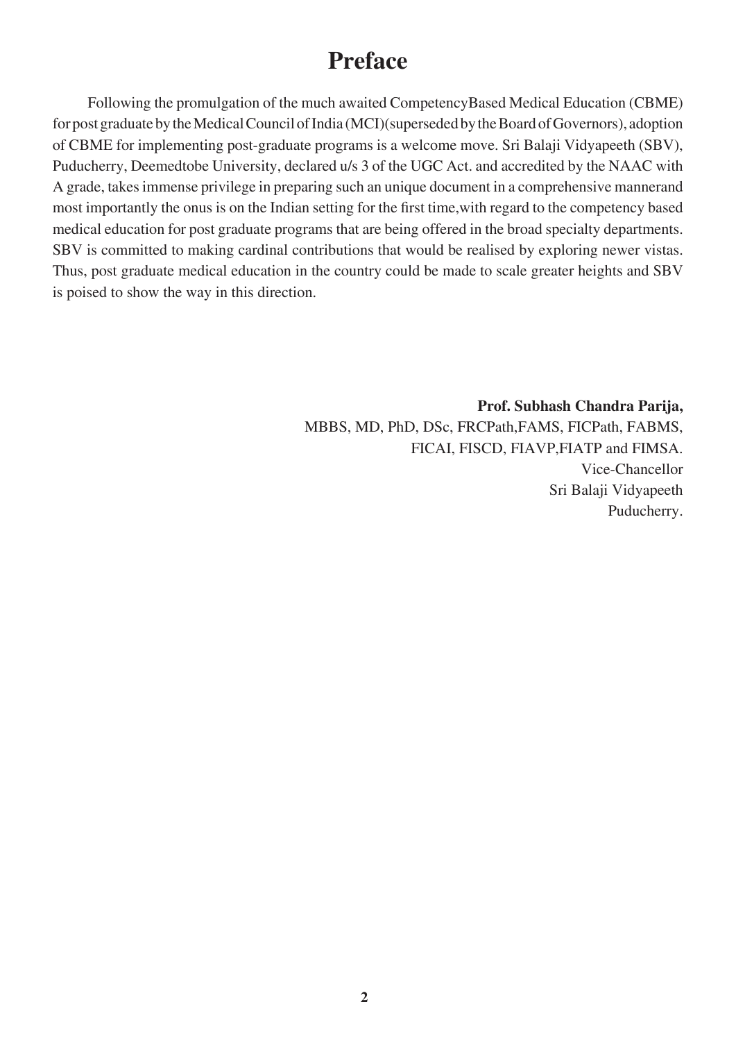# Preface

Following the promulgation of the much awaited CompetencyBased Medical Education (CBME) for post graduate by the Medical Council of India (MCI)(superseded by the Board of Governors), adoption of CBME for implementing post-graduate programs is a welcome move. Sri Balaji Vidyapeeth (SBV), Puducherry, Deemedtobe University, declared u/s 3 of the UGC Act. and accredited by the NAAC with A grade, takes immense privilege in preparing such an unique document in a comprehensive mannerand most importantly the onus is on the Indian setting for the first time,with regard to the competency based medical education for post graduate programs that are being offered in the broad specialty departments. SBV is committed to making cardinal contributions that would be realised by exploring newer vistas. Thus, post graduate medical education in the country could be made to scale greater heights and SBV is poised to show the way in this direction.

**Prof. Subhash Chandra Parija,**
MBBS, MD, PhD, DSc, FRCPath,FAMS, FICPath, FABMS,
FICAI, FISCD, FIAVP,FIATP and FIMSA.
Vice-Chancellor
Sri Balaji Vidyapeeth
Puducherry.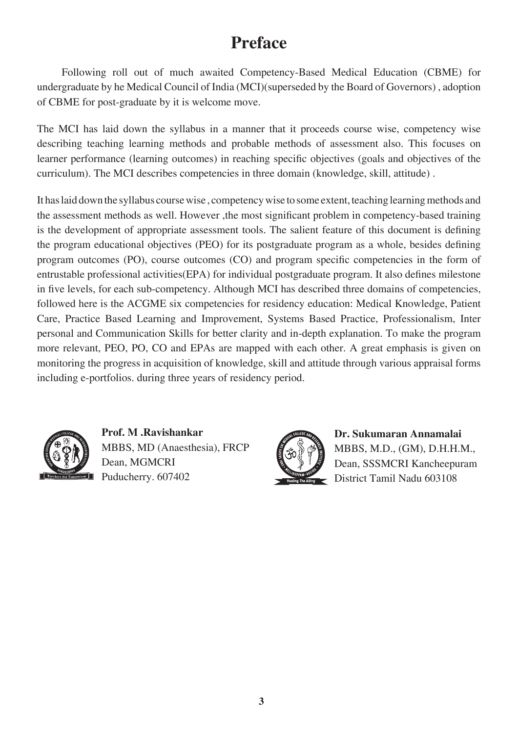# Preface

Following roll out of much awaited Competency-Based Medical Education (CBME) for undergraduate by he Medical Council of India (MCI)(superseded by the Board of Governors) , adoption of CBME for post-graduate by it is welcome move.

The MCI has laid down the syllabus in a manner that it proceeds course wise, competency wise describing teaching learning methods and probable methods of assessment also. This focuses on learner performance (learning outcomes) in reaching specific objectives (goals and objectives of the curriculum). The MCI describes competencies in three domain (knowledge, skill, attitude) .

It has laid down the syllabus course wise , competency wise to some extent, teaching learning methods and the assessment methods as well. However ,the most significant problem in competency-based training is the development of appropriate assessment tools. The salient feature of this document is defining the program educational objectives (PEO) for its postgraduate program as a whole, besides defining program outcomes (PO), course outcomes (CO) and program specific competencies in the form of entrustable professional activities(EPA) for individual postgraduate program. It also defines milestone in five levels, for each sub-competency. Although MCI has described three domains of competencies, followed here is the ACGME six competencies for residency education: Medical Knowledge, Patient Care, Practice Based Learning and Improvement, Systems Based Practice, Professionalism, Inter personal and Communication Skills for better clarity and in-depth explanation. To make the program more relevant, PEO, PO, CO and EPAs are mapped with each other. A great emphasis is given on monitoring the progress in acquisition of knowledge, skill and attitude through various appraisal forms including e-portfolios. during three years of residency period.

**Prof. M .Ravishankar**
MBBS, MD (Anaesthesia), FRCP
Dean, MGMCRI
Puducherry. 607402

**Dr. Sukumaran Annamalai**
MBBS, M.D., (GM), D.H.H.M.,
Dean, SSSMCRI Kancheepuram
District Tamil Nadu 603108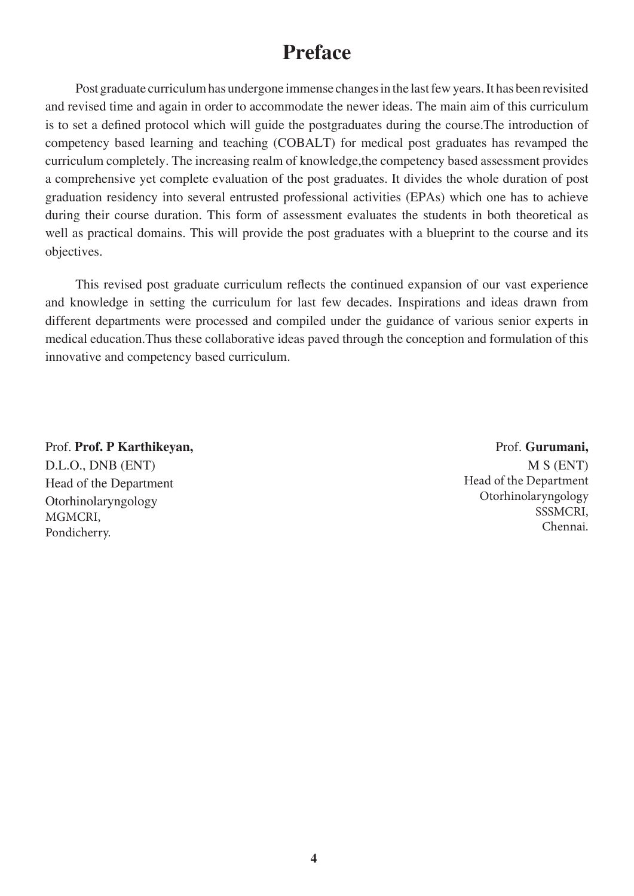# Preface

Post graduate curriculum has undergone immense changes in the last few years. It has been revisited and revised time and again in order to accommodate the newer ideas. The main aim of this curriculum is to set a defined protocol which will guide the postgraduates during the course.The introduction of competency based learning and teaching (COBALT) for medical post graduates has revamped the curriculum completely. The increasing realm of knowledge,the competency based assessment provides a comprehensive yet complete evaluation of the post graduates. It divides the whole duration of post graduation residency into several entrusted professional activities (EPAs) which one has to achieve during their course duration. This form of assessment evaluates the students in both theoretical as well as practical domains. This will provide the post graduates with a blueprint to the course and its objectives.

This revised post graduate curriculum reflects the continued expansion of our vast experience and knowledge in setting the curriculum for last few decades. Inspirations and ideas drawn from different departments were processed and compiled under the guidance of various senior experts in medical education.Thus these collaborative ideas paved through the conception and formulation of this innovative and competency based curriculum.

Prof. **Prof. P Karthikeyan,**
D.L.O., DNB (ENT)
Head of the Department
Otorhinolaryngology
MGMCRI,
Pondicherry.

Prof. **Gurumani,**
M S (ENT)
Head of the Department
Otorhinolaryngology
SSSMCRI,
Chennai.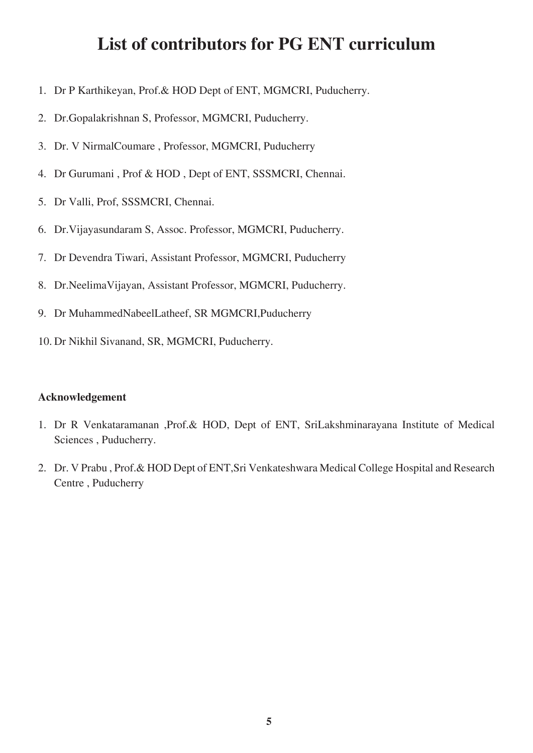# List of contributors for PG ENT curriculum

1. Dr P Karthikeyan, Prof.& HOD Dept of ENT, MGMCRI, Puducherry.
2. Dr.Gopalakrishnan S, Professor, MGMCRI, Puducherry.
3. Dr. V NirmalCoumare , Professor, MGMCRI, Puducherry
4. Dr Gurumani , Prof & HOD , Dept of ENT, SSSMCRI, Chennai.
5. Dr Valli, Prof, SSSMCRI, Chennai.
6. Dr.Vijayasundaram S, Assoc. Professor, MGMCRI, Puducherry.
7. Dr Devendra Tiwari, Assistant Professor, MGMCRI, Puducherry
8. Dr.NeelimaVijayan, Assistant Professor, MGMCRI, Puducherry.
9. Dr MuhammedNabeelLatheef, SR MGMCRI,Puducherry
10. Dr Nikhil Sivanand, SR, MGMCRI, Puducherry.

**Acknowledgement**

1. Dr R Venkataramanan ,Prof.& HOD, Dept of ENT, SriLakshminarayana Institute of Medical Sciences , Puducherry.
2. Dr. V Prabu , Prof.& HOD Dept of ENT,Sri Venkateshwara Medical College Hospital and Research Centre , Puducherry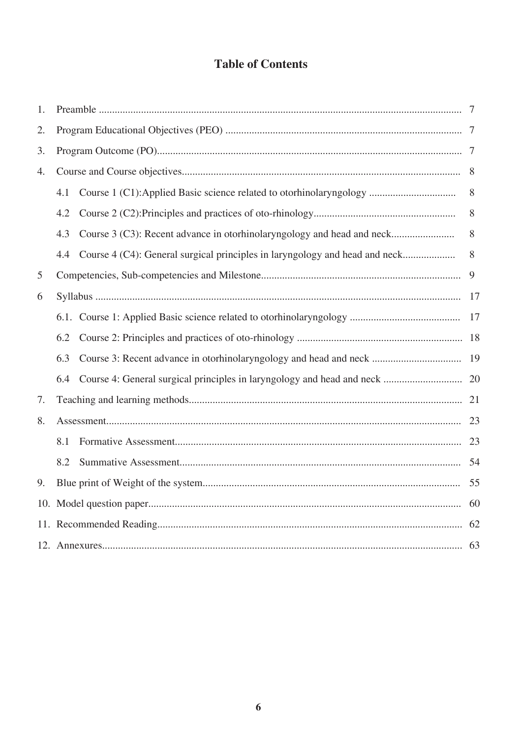# Table of Contents

| | | |
|---|---|---|
| 1. | Preamble | 7 |
| 2. | Program Educational Objectives (PEO) | 7 |
| 3. | Program Outcome (PO) | 7 |
| 4. | Course and Course objectives | 8 |
| | 4.1 Course 1 (C1):Applied Basic science related to otorhinolaryngology | 8 |
| | 4.2 Course 2 (C2):Principles and practices of oto-rhinology | 8 |
| | 4.3 Course 3 (C3): Recent advance in otorhinolaryngology and head and neck | 8 |
| | 4.4 Course 4 (C4): General surgical principles in laryngology and head and neck | 8 |
| 5 | Competencies, Sub-competencies and Milestone | 9 |
| 6 | Syllabus | 17 |
| | 6.1. Course 1: Applied Basic science related to otorhinolaryngology | 17 |
| | 6.2 Course 2: Principles and practices of oto-rhinology | 18 |
| | 6.3 Course 3: Recent advance in otorhinolaryngology and head and neck | 19 |
| | 6.4 Course 4: General surgical principles in laryngology and head and neck | 20 |
| 7. | Teaching and learning methods | 21 |
| 8. | Assessment | 23 |
| | 8.1 Formative Assessment | 23 |
| | 8.2 Summative Assessment | 54 |
| 9. | Blue print of Weight of the system | 55 |
| 10. | Model question paper | 60 |
| 11. | Recommended Reading | 62 |
| 12. | Annexures | 63 |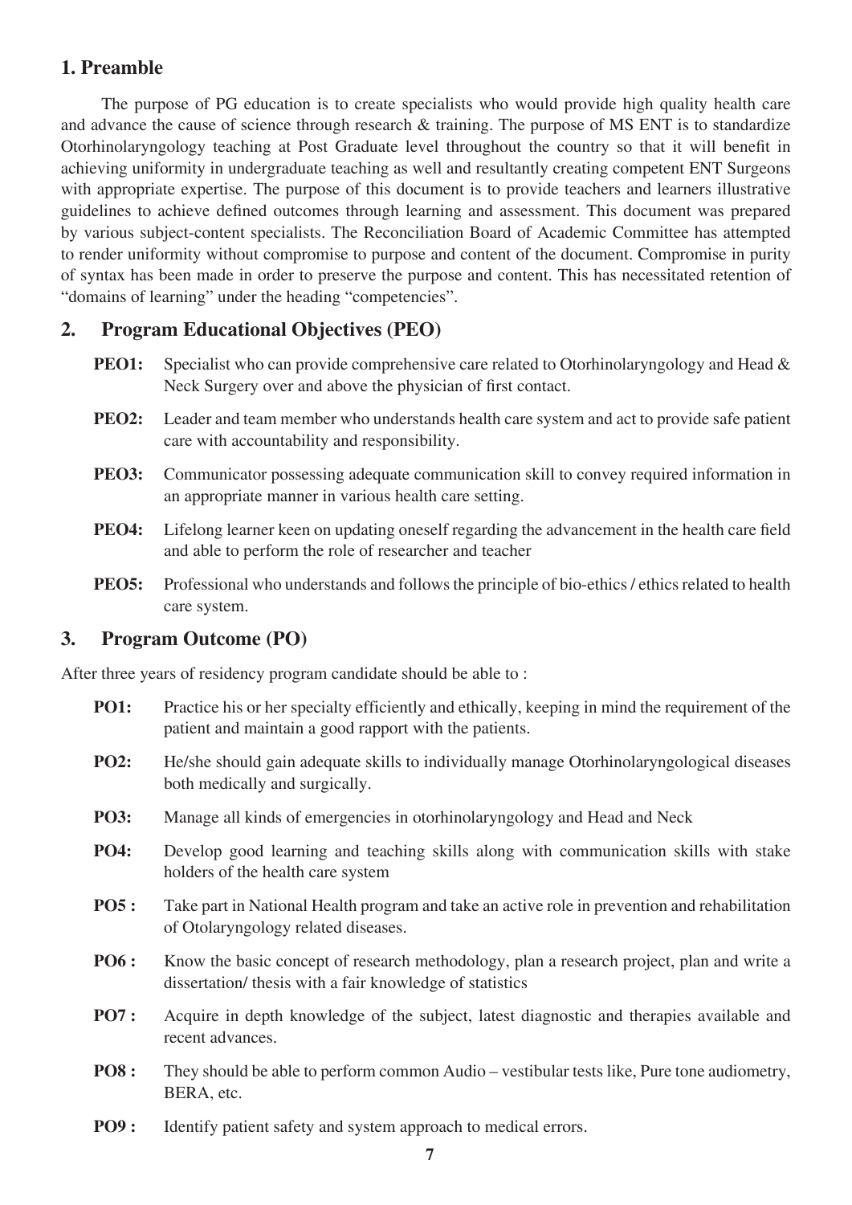## 1. Preamble

The purpose of PG education is to create specialists who would provide high quality health care and advance the cause of science through research & training. The purpose of MS ENT is to standardize Otorhinolaryngology teaching at Post Graduate level throughout the country so that it will benefit in achieving uniformity in undergraduate teaching as well and resultantly creating competent ENT Surgeons with appropriate expertise. The purpose of this document is to provide teachers and learners illustrative guidelines to achieve defined outcomes through learning and assessment. This document was prepared by various subject-content specialists. The Reconciliation Board of Academic Committee has attempted to render uniformity without compromise to purpose and content of the document. Compromise in purity of syntax has been made in order to preserve the purpose and content. This has necessitated retention of "domains of learning" under the heading "competencies".

## 2. Program Educational Objectives (PEO)

**PEO1:** Specialist who can provide comprehensive care related to Otorhinolaryngology and Head & Neck Surgery over and above the physician of first contact.

**PEO2:** Leader and team member who understands health care system and act to provide safe patient care with accountability and responsibility.

**PEO3:** Communicator possessing adequate communication skill to convey required information in an appropriate manner in various health care setting.

**PEO4:** Lifelong learner keen on updating oneself regarding the advancement in the health care field and able to perform the role of researcher and teacher

**PEO5:** Professional who understands and follows the principle of bio-ethics / ethics related to health care system.

## 3. Program Outcome (PO)

After three years of residency program candidate should be able to :

**PO1:** Practice his or her specialty efficiently and ethically, keeping in mind the requirement of the patient and maintain a good rapport with the patients.

**PO2:** He/she should gain adequate skills to individually manage Otorhinolaryngological diseases both medically and surgically.

**PO3:** Manage all kinds of emergencies in otorhinolaryngology and Head and Neck

**PO4:** Develop good learning and teaching skills along with communication skills with stake holders of the health care system

**PO5 :** Take part in National Health program and take an active role in prevention and rehabilitation of Otolaryngology related diseases.

**PO6 :** Know the basic concept of research methodology, plan a research project, plan and write a dissertation/ thesis with a fair knowledge of statistics

**PO7 :** Acquire in depth knowledge of the subject, latest diagnostic and therapies available and recent advances.

**PO8 :** They should be able to perform common Audio – vestibular tests like, Pure tone audiometry, BERA, etc.

**PO9 :** Identify patient safety and system approach to medical errors.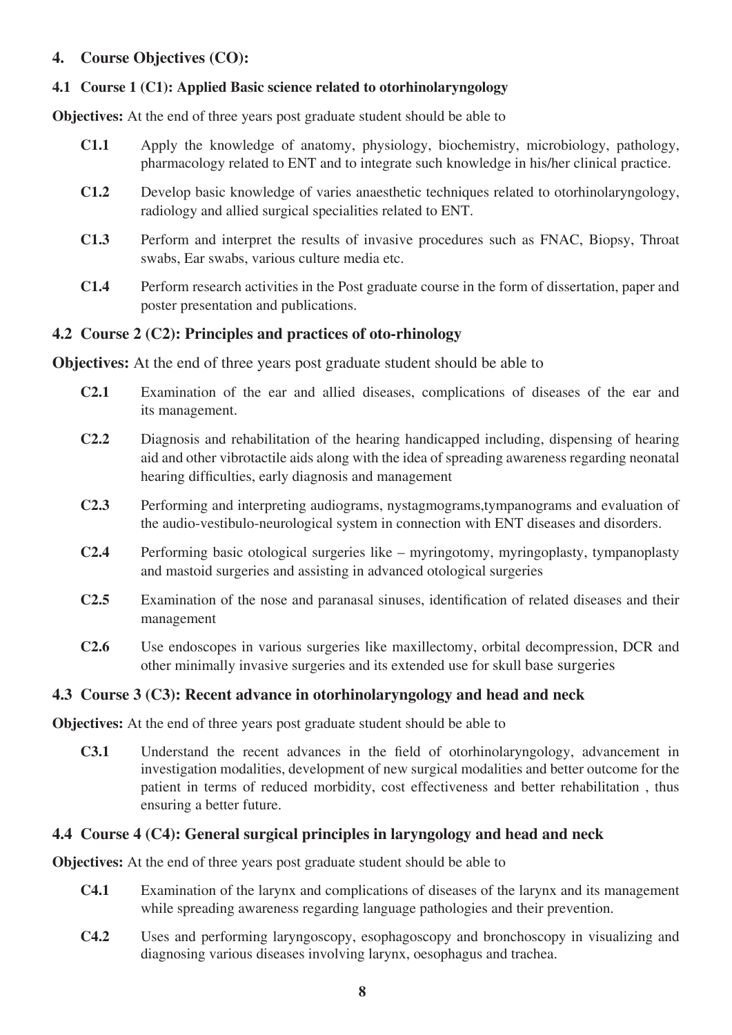## 4. Course Objectives (CO):

### 4.1 Course 1 (C1): Applied Basic science related to otorhinolaryngology

**Objectives:** At the end of three years post graduate student should be able to

- **C1.1** Apply the knowledge of anatomy, physiology, biochemistry, microbiology, pathology, pharmacology related to ENT and to integrate such knowledge in his/her clinical practice.
- **C1.2** Develop basic knowledge of varies anaesthetic techniques related to otorhinolaryngology, radiology and allied surgical specialities related to ENT.
- **C1.3** Perform and interpret the results of invasive procedures such as FNAC, Biopsy, Throat swabs, Ear swabs, various culture media etc.
- **C1.4** Perform research activities in the Post graduate course in the form of dissertation, paper and poster presentation and publications.

### 4.2 Course 2 (C2): Principles and practices of oto-rhinology

**Objectives:** At the end of three years post graduate student should be able to

- **C2.1** Examination of the ear and allied diseases, complications of diseases of the ear and its management.
- **C2.2** Diagnosis and rehabilitation of the hearing handicapped including, dispensing of hearing aid and other vibrotactile aids along with the idea of spreading awareness regarding neonatal hearing difficulties, early diagnosis and management
- **C2.3** Performing and interpreting audiograms, nystagmograms,tympanograms and evaluation of the audio-vestibulo-neurological system in connection with ENT diseases and disorders.
- **C2.4** Performing basic otological surgeries like – myringotomy, myringoplasty, tympanoplasty and mastoid surgeries and assisting in advanced otological surgeries
- **C2.5** Examination of the nose and paranasal sinuses, identification of related diseases and their management
- **C2.6** Use endoscopes in various surgeries like maxillectomy, orbital decompression, DCR and other minimally invasive surgeries and its extended use for skull base surgeries

### 4.3 Course 3 (C3): Recent advance in otorhinolaryngology and head and neck

**Objectives:** At the end of three years post graduate student should be able to

- **C3.1** Understand the recent advances in the field of otorhinolaryngology, advancement in investigation modalities, development of new surgical modalities and better outcome for the patient in terms of reduced morbidity, cost effectiveness and better rehabilitation , thus ensuring a better future.

### 4.4 Course 4 (C4): General surgical principles in laryngology and head and neck

**Objectives:** At the end of three years post graduate student should be able to

- **C4.1** Examination of the larynx and complications of diseases of the larynx and its management while spreading awareness regarding language pathologies and their prevention.
- **C4.2** Uses and performing laryngoscopy, esophagoscopy and bronchoscopy in visualizing and diagnosing various diseases involving larynx, oesophagus and trachea.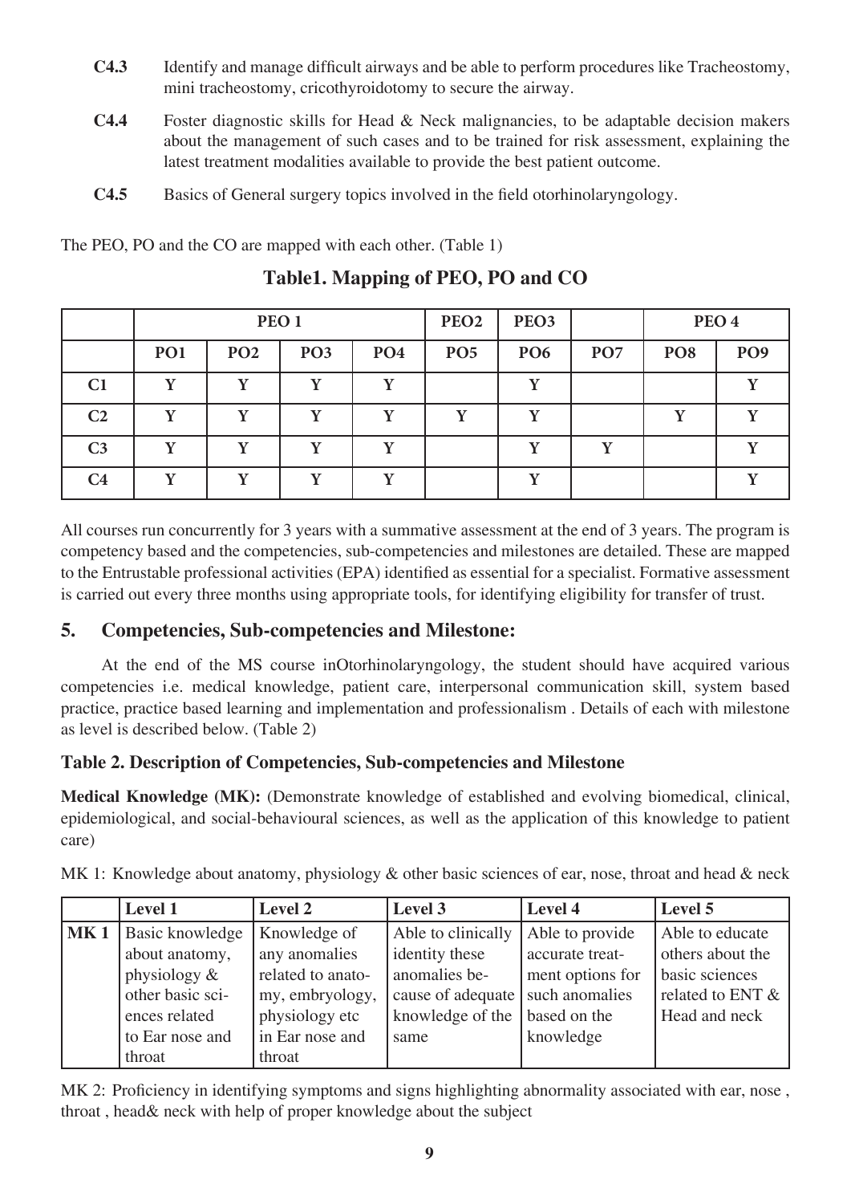**C4.3** Identify and manage difficult airways and be able to perform procedures like Tracheostomy, mini tracheostomy, cricothyroidotomy to secure the airway.

**C4.4** Foster diagnostic skills for Head & Neck malignancies, to be adaptable decision makers about the management of such cases and to be trained for risk assessment, explaining the latest treatment modalities available to provide the best patient outcome.

**C4.5** Basics of General surgery topics involved in the field otorhinolaryngology.

The PEO, PO and the CO are mapped with each other. (Table 1)

**Table1. Mapping of PEO, PO and CO**

| | PEO 1 | | | | PEO2 | PEO3 | | PEO 4 | |
|---|---|---|---|---|---|---|---|---|---|
| | **PO1** | **PO2** | **PO3** | **PO4** | **PO5** | **PO6** | **PO7** | **PO8** | **PO9** |
| **C1** | Y | Y | Y | Y | | Y | | | Y |
| **C2** | Y | Y | Y | Y | Y | Y | | Y | Y |
| **C3** | Y | Y | Y | Y | | Y | Y | | Y |
| **C4** | Y | Y | Y | Y | | Y | | | Y |

All courses run concurrently for 3 years with a summative assessment at the end of 3 years. The program is competency based and the competencies, sub-competencies and milestones are detailed. These are mapped to the Entrustable professional activities (EPA) identified as essential for a specialist. Formative assessment is carried out every three months using appropriate tools, for identifying eligibility for transfer of trust.

## 5. Competencies, Sub-competencies and Milestone:

At the end of the MS course inOtorhinolaryngology, the student should have acquired various competencies i.e. medical knowledge, patient care, interpersonal communication skill, system based practice, practice based learning and implementation and professionalism . Details of each with milestone as level is described below. (Table 2)

### Table 2. Description of Competencies, Sub-competencies and Milestone

**Medical Knowledge (MK):** (Demonstrate knowledge of established and evolving biomedical, clinical, epidemiological, and social-behavioural sciences, as well as the application of this knowledge to patient care)

MK 1: Knowledge about anatomy, physiology & other basic sciences of ear, nose, throat and head & neck

| | Level 1 | Level 2 | Level 3 | Level 4 | Level 5 |
|---|---|---|---|---|---|
| **MK 1** | Basic knowledge about anatomy, physiology & other basic sciences related to Ear nose and throat | Knowledge of any anomalies related to anatomy, embryology, physiology etc in Ear nose and throat | Able to clinically identity these anomalies because of adequate knowledge of the same | Able to provide accurate treatment options for such anomalies based on the knowledge | Able to educate others about the basic sciences related to ENT & Head and neck |

MK 2: Proficiency in identifying symptoms and signs highlighting abnormality associated with ear, nose , throat , head& neck with help of proper knowledge about the subject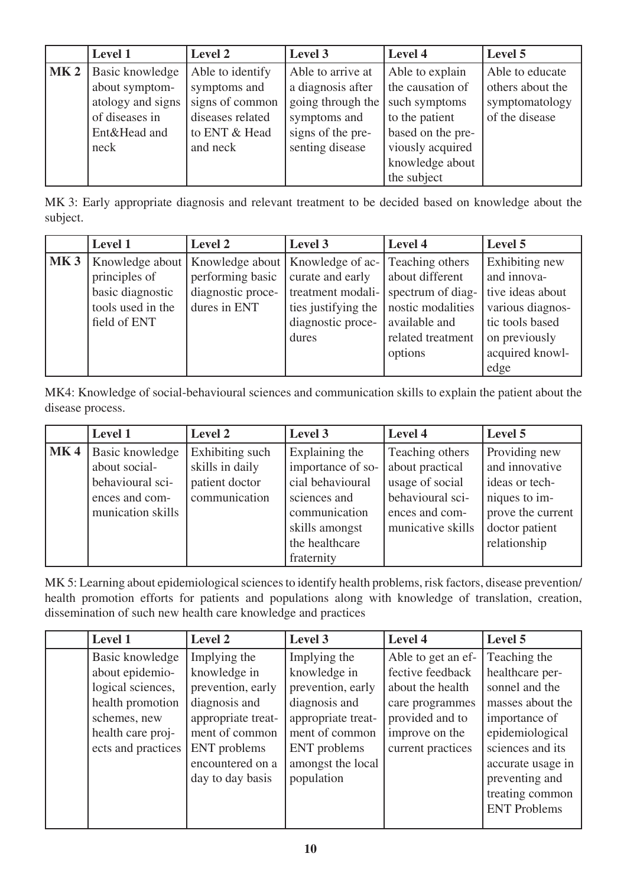| | Level 1 | Level 2 | Level 3 | Level 4 | Level 5 |
|---|---|---|---|---|---|
| **MK 2** | Basic knowledge about symptomatology and signs of diseases in Ent&Head and neck | Able to identify symptoms and signs of common diseases related to ENT & Head and neck | Able to arrive at a diagnosis after going through the symptoms and signs of the presenting disease | Able to explain the causation of such symptoms to the patient based on the previously acquired knowledge about the subject | Able to educate others about the symptomatology of the disease |

MK 3: Early appropriate diagnosis and relevant treatment to be decided based on knowledge about the subject.

| | Level 1 | Level 2 | Level 3 | Level 4 | Level 5 |
|---|---|---|---|---|---|
| **MK 3** | Knowledge about principles of basic diagnostic tools used in the field of ENT | Knowledge about performing basic diagnostic procedures in ENT | Knowledge of accurate and early treatment modalities justifying the diagnostic procedures | Teaching others about different spectrum of diagnostic modalities available and related treatment options | Exhibiting new and innovative ideas about various diagnostic tools based on previously acquired knowledge |

MK4: Knowledge of social-behavioural sciences and communication skills to explain the patient about the disease process.

| | Level 1 | Level 2 | Level 3 | Level 4 | Level 5 |
|---|---|---|---|---|---|
| **MK 4** | Basic knowledge about social-behavioural sciences and communication skills | Exhibiting such skills in daily patient doctor communication | Explaining the importance of social behavioural sciences and communication skills amongst the healthcare fraternity | Teaching others about practical usage of social behavioural sciences and communicative skills | Providing new and innovative ideas or techniques to improve the current doctor patient relationship |

MK 5: Learning about epidemiological sciences to identify health problems, risk factors, disease prevention/ health promotion efforts for patients and populations along with knowledge of translation, creation, dissemination of such new health care knowledge and practices

| | Level 1 | Level 2 | Level 3 | Level 4 | Level 5 |
|---|---|---|---|---|---|
| | Basic knowledge about epidemiological sciences, health promotion schemes, new health care projects and practices | Implying the knowledge in prevention, early diagnosis and appropriate treatment of common ENT problems encountered on a day to day basis | Implying the knowledge in prevention, early diagnosis and appropriate treatment of common ENT problems amongst the local population | Able to get an effective feedback about the health care programmes provided and to improve on the current practices | Teaching the healthcare personnel and the masses about the importance of epidemiological sciences and its accurate usage in preventing and treating common ENT Problems |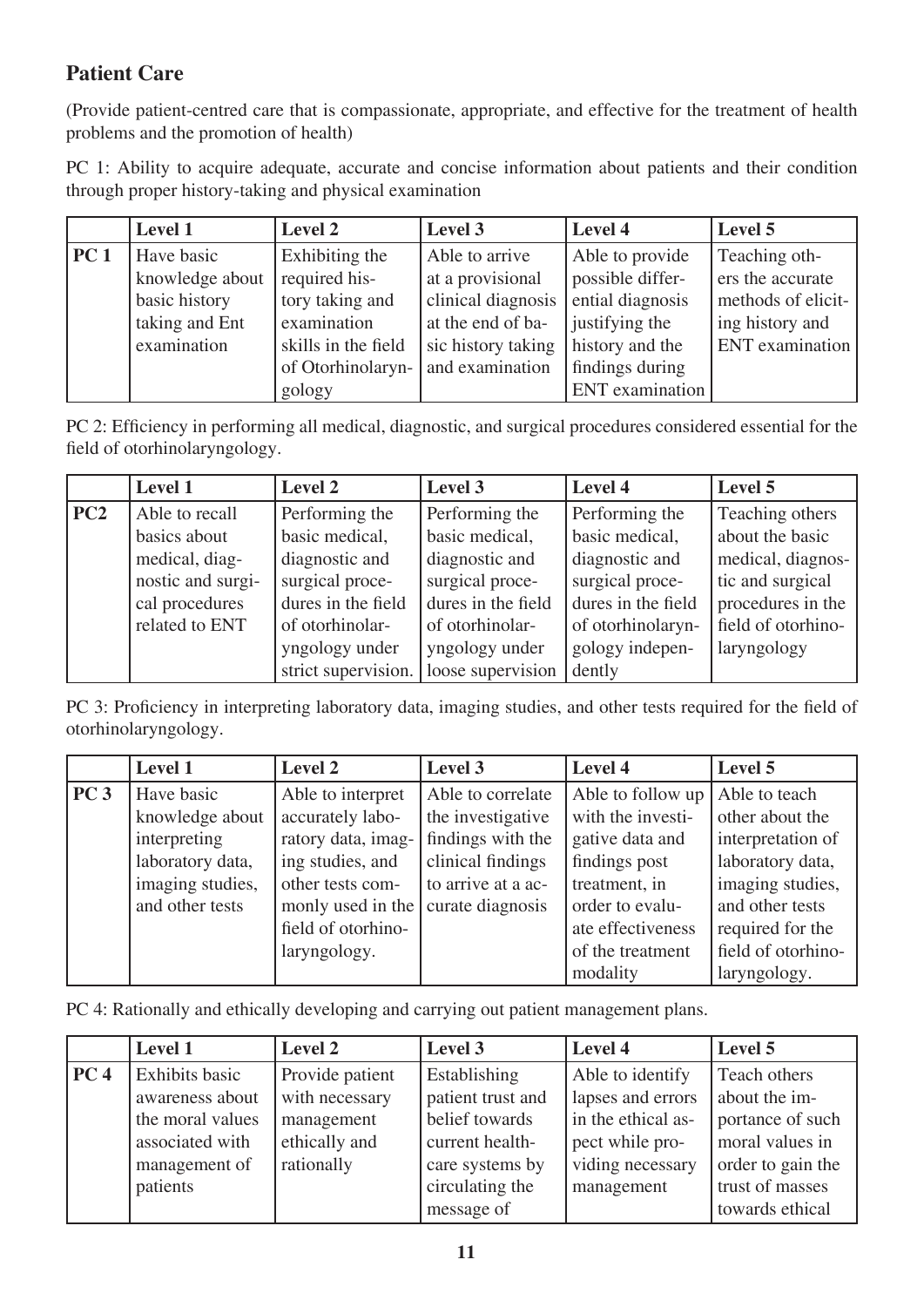## Patient Care

(Provide patient-centred care that is compassionate, appropriate, and effective for the treatment of health problems and the promotion of health)

PC 1: Ability to acquire adequate, accurate and concise information about patients and their condition through proper history-taking and physical examination

| | Level 1 | Level 2 | Level 3 | Level 4 | Level 5 |
|---|---|---|---|---|---|
| **PC 1** | Have basic knowledge about basic history taking and Ent examination | Exhibiting the required history taking and examination skills in the field of Otorhinolaryngology | Able to arrive at a provisional clinical diagnosis at the end of basic history taking and examination | Able to provide possible differential diagnosis justifying the history and the findings during ENT examination | Teaching others the accurate methods of eliciting history and ENT examination |

PC 2: Efficiency in performing all medical, diagnostic, and surgical procedures considered essential for the field of otorhinolaryngology.

| | Level 1 | Level 2 | Level 3 | Level 4 | Level 5 |
|---|---|---|---|---|---|
| **PC2** | Able to recall basics about medical, diagnostic and surgical procedures related to ENT | Performing the basic medical, diagnostic and surgical procedures in the field of otorhinolaryngology under strict supervision. | Performing the basic medical, diagnostic and surgical procedures in the field of otorhinolaryngology under loose supervision | Performing the basic medical, diagnostic and surgical procedures in the field of otorhinolaryngology independently | Teaching others about the basic medical, diagnostic and surgical procedures in the field of otorhinolaryngology |

PC 3: Proficiency in interpreting laboratory data, imaging studies, and other tests required for the field of otorhinolaryngology.

| | Level 1 | Level 2 | Level 3 | Level 4 | Level 5 |
|---|---|---|---|---|---|
| **PC 3** | Have basic knowledge about interpreting laboratory data, imaging studies, and other tests | Able to interpret accurately laboratory data, imaging studies, and other tests commonly used in the field of otorhinolaryngology. | Able to correlate the investigative findings with the clinical findings to arrive at a accurate diagnosis | Able to follow up with the investigative data and findings post treatment, in order to evaluate effectiveness of the treatment modality | Able to teach other about the interpretation of laboratory data, imaging studies, and other tests required for the field of otorhinolaryngology. |

PC 4: Rationally and ethically developing and carrying out patient management plans.

| | Level 1 | Level 2 | Level 3 | Level 4 | Level 5 |
|---|---|---|---|---|---|
| **PC 4** | Exhibits basic awareness about the moral values associated with management of patients | Provide patient with necessary management ethically and rationally | Establishing patient trust and belief towards current healthcare systems by circulating the message of | Able to identify lapses and errors in the ethical aspect while providing necessary management | Teach others about the importance of such moral values in order to gain the trust of masses towards ethical |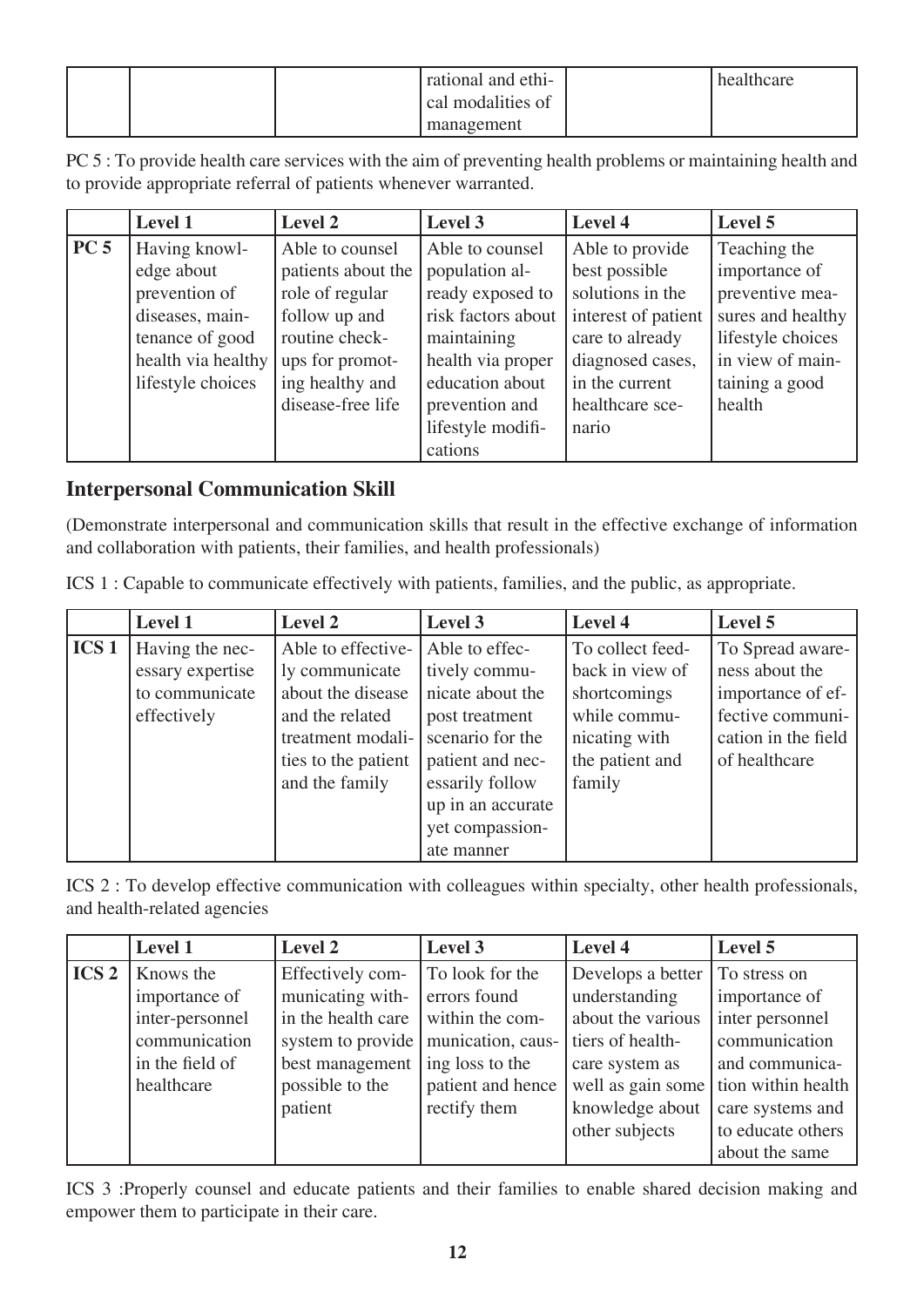| | | | rational and ethical modalities of management | | healthcare |
|---|---|---|---|---|---|

PC 5 : To provide health care services with the aim of preventing health problems or maintaining health and to provide appropriate referral of patients whenever warranted.

| | Level 1 | Level 2 | Level 3 | Level 4 | Level 5 |
|---|---|---|---|---|---|
| **PC 5** | Having knowledge about prevention of diseases, maintenance of good health via healthy lifestyle choices | Able to counsel patients about the role of regular follow up and routine check-ups for promoting healthy and disease-free life | Able to counsel population already exposed to risk factors about maintaining health via proper education about prevention and lifestyle modifications | Able to provide best possible solutions in the interest of patient care to already diagnosed cases, in the current healthcare scenario | Teaching the importance of preventive measures and healthy lifestyle choices in view of maintaining a good health |

## Interpersonal Communication Skill

(Demonstrate interpersonal and communication skills that result in the effective exchange of information and collaboration with patients, their families, and health professionals)

ICS 1 : Capable to communicate effectively with patients, families, and the public, as appropriate.

| | Level 1 | Level 2 | Level 3 | Level 4 | Level 5 |
|---|---|---|---|---|---|
| **ICS 1** | Having the necessary expertise to communicate effectively | Able to effectively communicate about the disease and the related treatment modalities to the patient and the family | Able to effectively communicate about the post treatment scenario for the patient and necessarily follow up in an accurate yet compassionate manner | To collect feedback in view of shortcomings while communicating with the patient and family | To Spread awareness about the importance of effective communication in the field of healthcare |

ICS 2 : To develop effective communication with colleagues within specialty, other health professionals, and health-related agencies

| | Level 1 | Level 2 | Level 3 | Level 4 | Level 5 |
|---|---|---|---|---|---|
| **ICS 2** | Knows the importance of inter-personnel communication in the field of healthcare | Effectively communicating within the health care system to provide best management possible to the patient | To look for the errors found within the communication, causing loss to the patient and hence rectify them | Develops a better understanding about the various tiers of healthcare system as well as gain some knowledge about other subjects | To stress on importance of inter personnel communication and communication within health care systems and to educate others about the same |

ICS 3 :Properly counsel and educate patients and their families to enable shared decision making and empower them to participate in their care.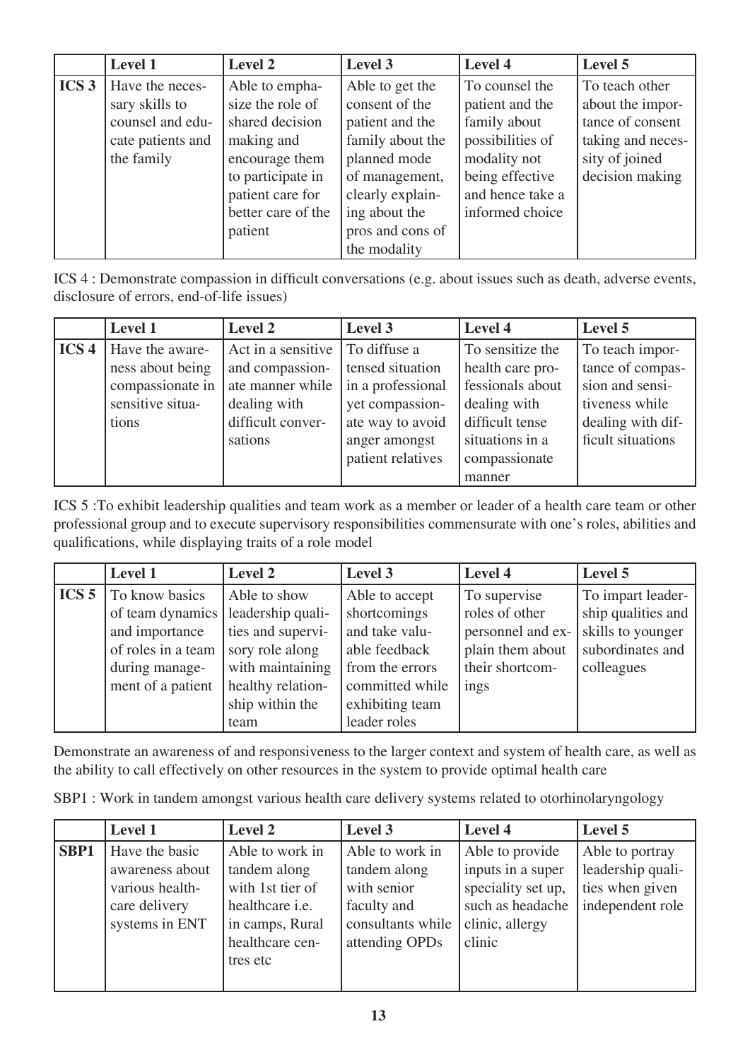| | Level 1 | Level 2 | Level 3 | Level 4 | Level 5 |
|---|---|---|---|---|---|
| **ICS 3** | Have the necessary skills to counsel and educate patients and the family | Able to emphasize the role of shared decision making and encourage them to participate in patient care for better care of the patient | Able to get the consent of the patient and the family about the planned mode of management, clearly explaining about the pros and cons of the modality | To counsel the patient and the family about possibilities of modality not being effective and hence take a informed choice | To teach other about the importance of consent taking and necessity of joined decision making |

ICS 4 : Demonstrate compassion in difficult conversations (e.g. about issues such as death, adverse events, disclosure of errors, end-of-life issues)

| | Level 1 | Level 2 | Level 3 | Level 4 | Level 5 |
|---|---|---|---|---|---|
| **ICS 4** | Have the awareness about being compassionate in sensitive situations | Act in a sensitive and compassionate manner while dealing with difficult conversations | To diffuse a tensed situation in a professional yet compassionate way to avoid anger amongst patient relatives | To sensitize the health care professionals about dealing with difficult tense situations in a compassionate manner | To teach importance of compassion and sensitiveness while dealing with difficult situations |

ICS 5 :To exhibit leadership qualities and team work as a member or leader of a health care team or other professional group and to execute supervisory responsibilities commensurate with one's roles, abilities and qualifications, while displaying traits of a role model

| | Level 1 | Level 2 | Level 3 | Level 4 | Level 5 |
|---|---|---|---|---|---|
| **ICS 5** | To know basics of team dynamics and importance of roles in a team during management of a patient | Able to show leadership qualities and supervisory role along with maintaining healthy relationship within the team | Able to accept shortcomings and take valuable feedback from the errors committed while exhibiting team leader roles | To supervise roles of other personnel and explain them about their shortcomings | To impart leadership qualities and skills to younger subordinates and colleagues |

Demonstrate an awareness of and responsiveness to the larger context and system of health care, as well as the ability to call effectively on other resources in the system to provide optimal health care

SBP1 : Work in tandem amongst various health care delivery systems related to otorhinolaryngology

| | Level 1 | Level 2 | Level 3 | Level 4 | Level 5 |
|---|---|---|---|---|---|
| **SBP1** | Have the basic awareness about various healthcare delivery systems in ENT | Able to work in tandem along with 1st tier of healthcare i.e. in camps, Rural healthcare centres etc | Able to work in tandem along with senior faculty and consultants while attending OPDs | Able to provide inputs in a super speciality set up, such as headache clinic, allergy clinic | Able to portray leadership qualities when given independent role |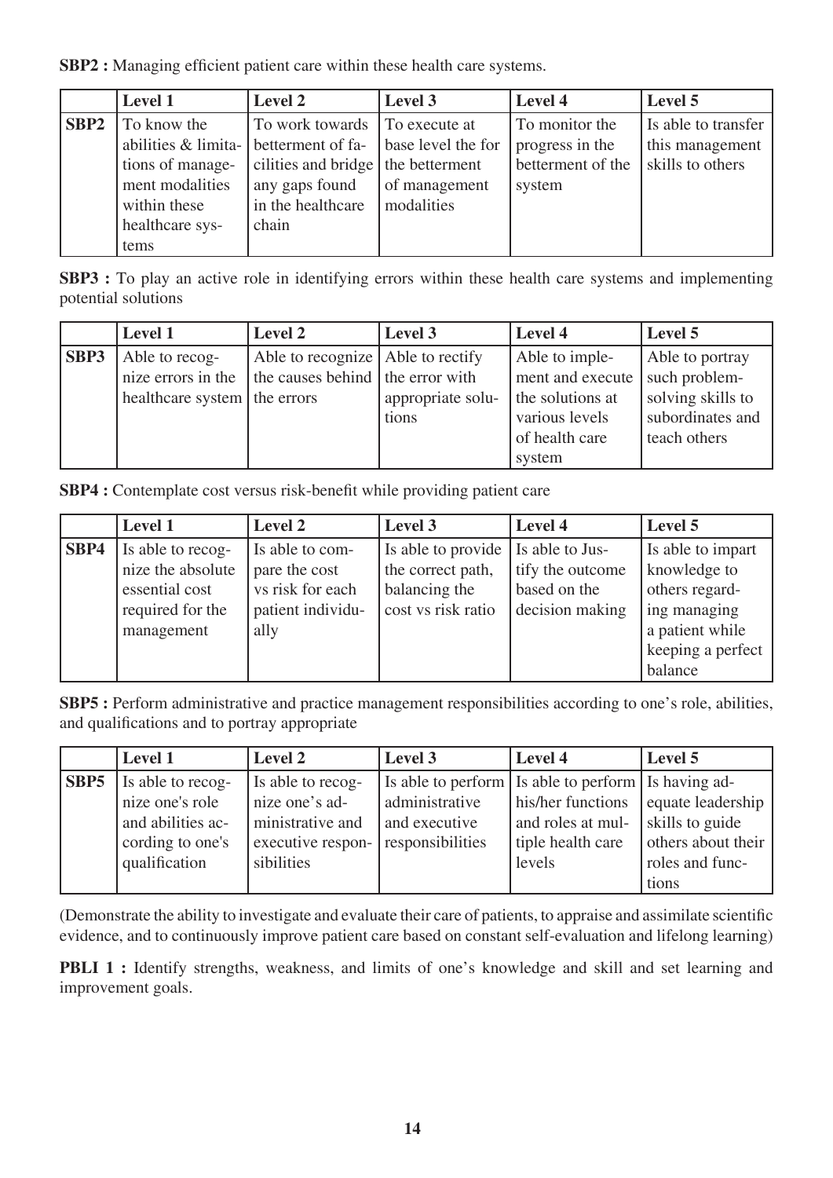**SBP2 :** Managing efficient patient care within these health care systems.

| | Level 1 | Level 2 | Level 3 | Level 4 | Level 5 |
|---|---|---|---|---|---|
| **SBP2** | To know the abilities & limitations of management modalities within these healthcare systems | To work towards betterment of facilities and bridge any gaps found in the healthcare chain | To execute at base level the for the betterment of management modalities | To monitor the progress in the betterment of the system | Is able to transfer this management skills to others |

**SBP3 :** To play an active role in identifying errors within these health care systems and implementing potential solutions

| | Level 1 | Level 2 | Level 3 | Level 4 | Level 5 |
|---|---|---|---|---|---|
| **SBP3** | Able to recognize errors in the healthcare system | Able to recognize the causes behind the errors | Able to rectify the error with appropriate solutions | Able to implement and execute the solutions at various levels of health care system | Able to portray such problem-solving skills to subordinates and teach others |

**SBP4 :** Contemplate cost versus risk-benefit while providing patient care

| | Level 1 | Level 2 | Level 3 | Level 4 | Level 5 |
|---|---|---|---|---|---|
| **SBP4** | Is able to recognize the absolute essential cost required for the management | Is able to compare the cost vs risk for each patient individually | Is able to provide the correct path, balancing the cost vs risk ratio | Is able to Justify the outcome based on the decision making | Is able to impart knowledge to others regarding managing a patient while keeping a perfect balance |

**SBP5 :** Perform administrative and practice management responsibilities according to one's role, abilities, and qualifications and to portray appropriate

| | Level 1 | Level 2 | Level 3 | Level 4 | Level 5 |
|---|---|---|---|---|---|
| **SBP5** | Is able to recognize one's role and abilities according to one's qualification | Is able to recognize one's administrative and executive responsibilities | Is able to perform administrative and executive responsibilities | Is able to perform his/her functions and roles at multiple health care levels | Is having adequate leadership skills to guide others about their roles and functions |

(Demonstrate the ability to investigate and evaluate their care of patients, to appraise and assimilate scientific evidence, and to continuously improve patient care based on constant self-evaluation and lifelong learning)

**PBLI 1 :** Identify strengths, weakness, and limits of one's knowledge and skill and set learning and improvement goals.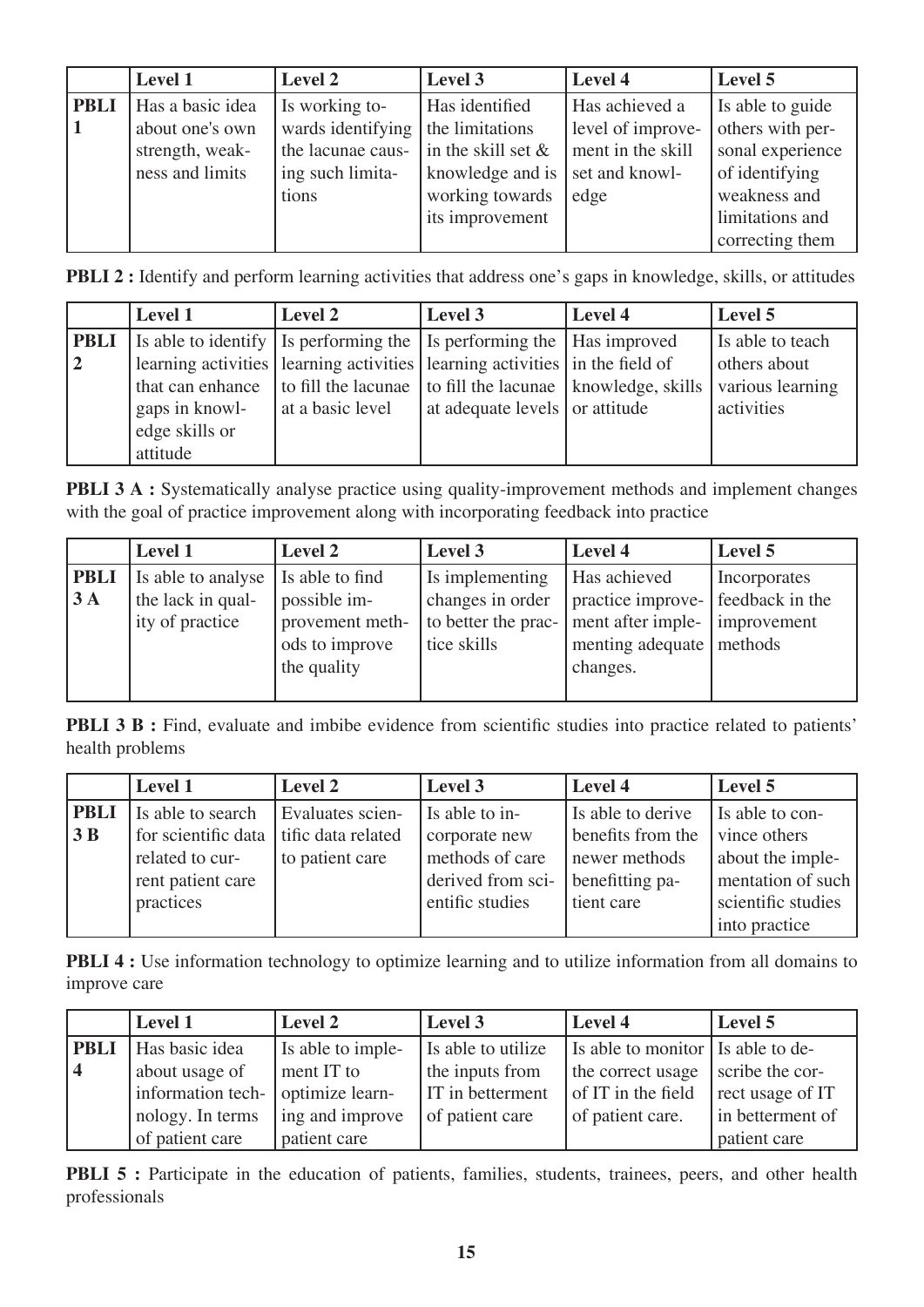| | Level 1 | Level 2 | Level 3 | Level 4 | Level 5 |
|---|---|---|---|---|---|
| **PBLI 1** | Has a basic idea about one's own strength, weakness and limits | Is working towards identifying the lacunae causing such limitations | Has identified the limitations in the skill set & knowledge and is working towards its improvement | Has achieved a level of improvement in the skill set and knowledge | Is able to guide others with personal experience of identifying weakness and limitations and correcting them |

**PBLI 2 :** Identify and perform learning activities that address one's gaps in knowledge, skills, or attitudes

| | Level 1 | Level 2 | Level 3 | Level 4 | Level 5 |
|---|---|---|---|---|---|
| **PBLI 2** | Is able to identify learning activities that can enhance gaps in knowledge skills or attitude | Is performing the learning activities to fill the lacunae at a basic level | Is performing the learning activities to fill the lacunae at adequate levels | Has improved in the field of knowledge, skills or attitude | Is able to teach others about various learning activities |

**PBLI 3 A :** Systematically analyse practice using quality-improvement methods and implement changes with the goal of practice improvement along with incorporating feedback into practice

| | Level 1 | Level 2 | Level 3 | Level 4 | Level 5 |
|---|---|---|---|---|---|
| **PBLI 3 A** | Is able to analyse the lack in quality of practice | Is able to find possible improvement methods to improve the quality | Is implementing changes in order to better the practice skills | Has achieved practice improvement after implementing adequate changes. | Incorporates feedback in the improvement methods |

**PBLI 3 B :** Find, evaluate and imbibe evidence from scientific studies into practice related to patients' health problems

| | Level 1 | Level 2 | Level 3 | Level 4 | Level 5 |
|---|---|---|---|---|---|
| **PBLI 3 B** | Is able to search for scientific data related to current patient care practices | Evaluates scientific data related to patient care | Is able to incorporate new methods of care derived from scientific studies | Is able to derive benefits from the newer methods benefitting patient care | Is able to convince others about the implementation of such scientific studies into practice |

**PBLI 4 :** Use information technology to optimize learning and to utilize information from all domains to improve care

| | Level 1 | Level 2 | Level 3 | Level 4 | Level 5 |
|---|---|---|---|---|---|
| **PBLI 4** | Has basic idea about usage of information technology. In terms of patient care | Is able to implement IT to optimize learning and improve patient care | Is able to utilize the inputs from IT in betterment of patient care | Is able to monitor the correct usage of IT in the field of patient care. | Is able to describe the correct usage of IT in betterment of patient care |

**PBLI 5 :** Participate in the education of patients, families, students, trainees, peers, and other health professionals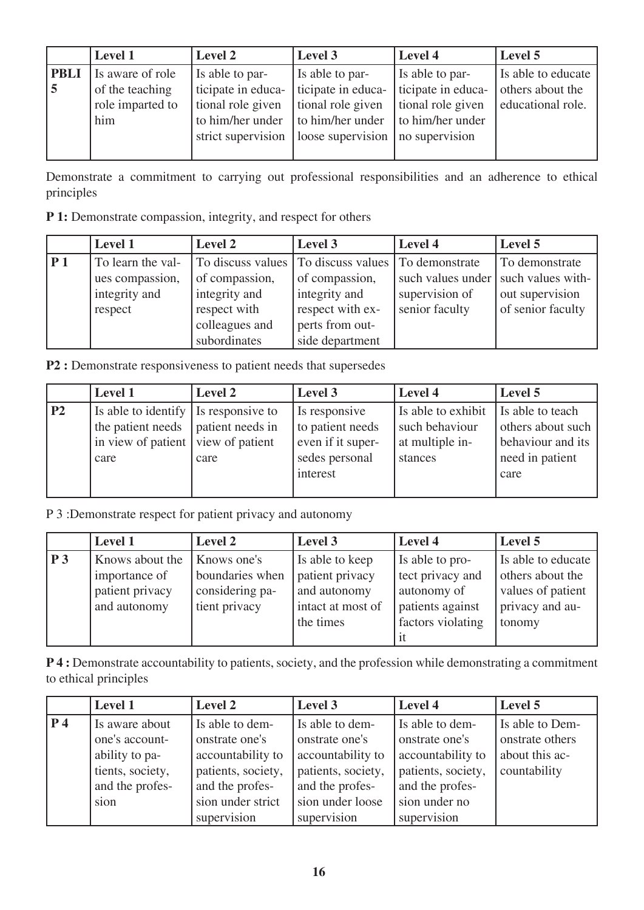| | Level 1 | Level 2 | Level 3 | Level 4 | Level 5 |
|---|---|---|---|---|---|
| **PBLI 5** | Is aware of role of the teaching role imparted to him | Is able to participate in educational role given to him/her under strict supervision | Is able to participate in educational role given to him/her under loose supervision | Is able to participate in educational role given to him/her under no supervision | Is able to educate others about the educational role. |

Demonstrate a commitment to carrying out professional responsibilities and an adherence to ethical principles

**P 1:** Demonstrate compassion, integrity, and respect for others

| | Level 1 | Level 2 | Level 3 | Level 4 | Level 5 |
|---|---|---|---|---|---|
| **P 1** | To learn the values compassion, integrity and respect | To discuss values of compassion, integrity and respect with colleagues and subordinates | To discuss values of compassion, integrity and respect with experts from outside department | To demonstrate such values under supervision of senior faculty | To demonstrate such values without supervision of senior faculty |

**P2 :** Demonstrate responsiveness to patient needs that supersedes

| | Level 1 | Level 2 | Level 3 | Level 4 | Level 5 |
|---|---|---|---|---|---|
| **P2** | Is able to identify the patient needs in view of patient care | Is responsive to patient needs in view of patient care | Is responsive to patient needs even if it supersedes personal interest | Is able to exhibit such behaviour at multiple instances | Is able to teach others about such behaviour and its need in patient care |

P 3 :Demonstrate respect for patient privacy and autonomy

| | Level 1 | Level 2 | Level 3 | Level 4 | Level 5 |
|---|---|---|---|---|---|
| **P 3** | Knows about the importance of patient privacy and autonomy | Knows one's boundaries when considering patient privacy | Is able to keep patient privacy and autonomy intact at most of the times | Is able to protect privacy and autonomy of patients against factors violating it | Is able to educate others about the values of patient privacy and autonomy |

**P 4 :** Demonstrate accountability to patients, society, and the profession while demonstrating a commitment to ethical principles

| | Level 1 | Level 2 | Level 3 | Level 4 | Level 5 |
|---|---|---|---|---|---|
| **P 4** | Is aware about one's accountability to patients, society, and the profession | Is able to demonstrate one's accountability to patients, society, and the profession under strict supervision | Is able to demonstrate one's accountability to patients, society, and the profession under loose supervision | Is able to demonstrate one's accountability to patients, society, and the profession under no supervision | Is able to Demonstrate others about this accountability |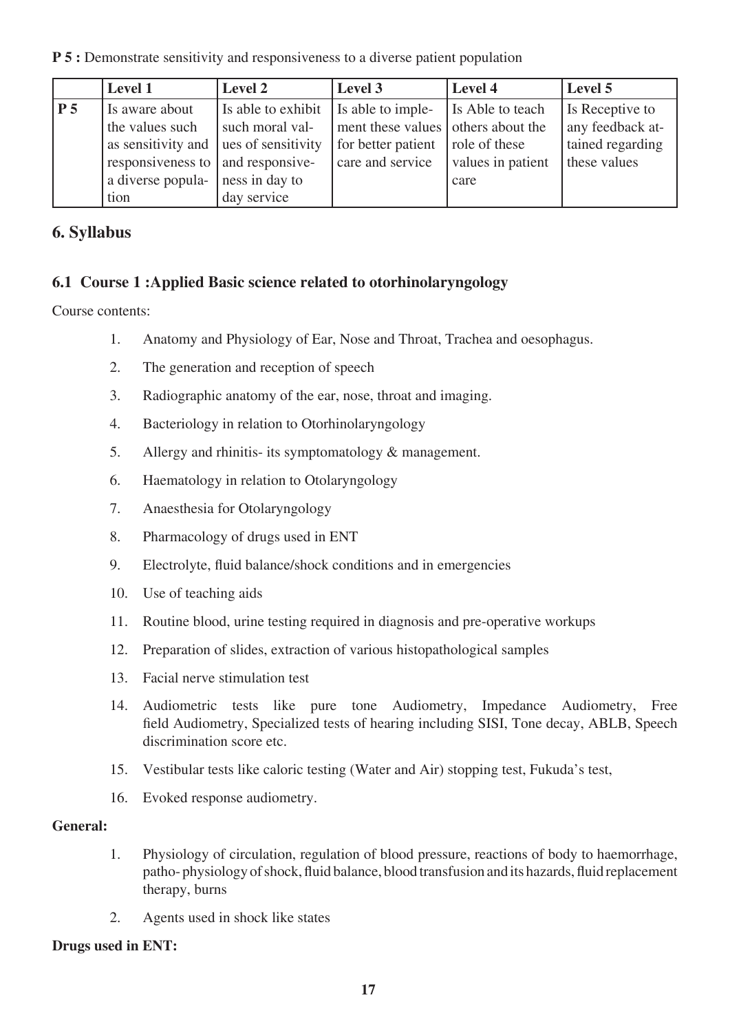**P 5 :** Demonstrate sensitivity and responsiveness to a diverse patient population

| | Level 1 | Level 2 | Level 3 | Level 4 | Level 5 |
|---|---|---|---|---|---|
| **P 5** | Is aware about the values such as sensitivity and responsiveness to a diverse population | Is able to exhibit such moral values of sensitivity and responsiveness in day to day service | Is able to implement these values for better patient care and service | Is Able to teach others about the role of these values in patient care | Is Receptive to any feedback attained regarding these values |

## 6. Syllabus

### 6.1 Course 1 :Applied Basic science related to otorhinolaryngology

Course contents:

1. Anatomy and Physiology of Ear, Nose and Throat, Trachea and oesophagus.
2. The generation and reception of speech
3. Radiographic anatomy of the ear, nose, throat and imaging.
4. Bacteriology in relation to Otorhinolaryngology
5. Allergy and rhinitis- its symptomatology & management.
6. Haematology in relation to Otolaryngology
7. Anaesthesia for Otolaryngology
8. Pharmacology of drugs used in ENT
9. Electrolyte, fluid balance/shock conditions and in emergencies
10. Use of teaching aids
11. Routine blood, urine testing required in diagnosis and pre-operative workups
12. Preparation of slides, extraction of various histopathological samples
13. Facial nerve stimulation test
14. Audiometric tests like pure tone Audiometry, Impedance Audiometry, Free field Audiometry, Specialized tests of hearing including SISI, Tone decay, ABLB, Speech discrimination score etc.
15. Vestibular tests like caloric testing (Water and Air) stopping test, Fukuda's test,
16. Evoked response audiometry.

**General:**

1. Physiology of circulation, regulation of blood pressure, reactions of body to haemorrhage, patho- physiology of shock, fluid balance, blood transfusion and its hazards, fluid replacement therapy, burns
2. Agents used in shock like states

**Drugs used in ENT:**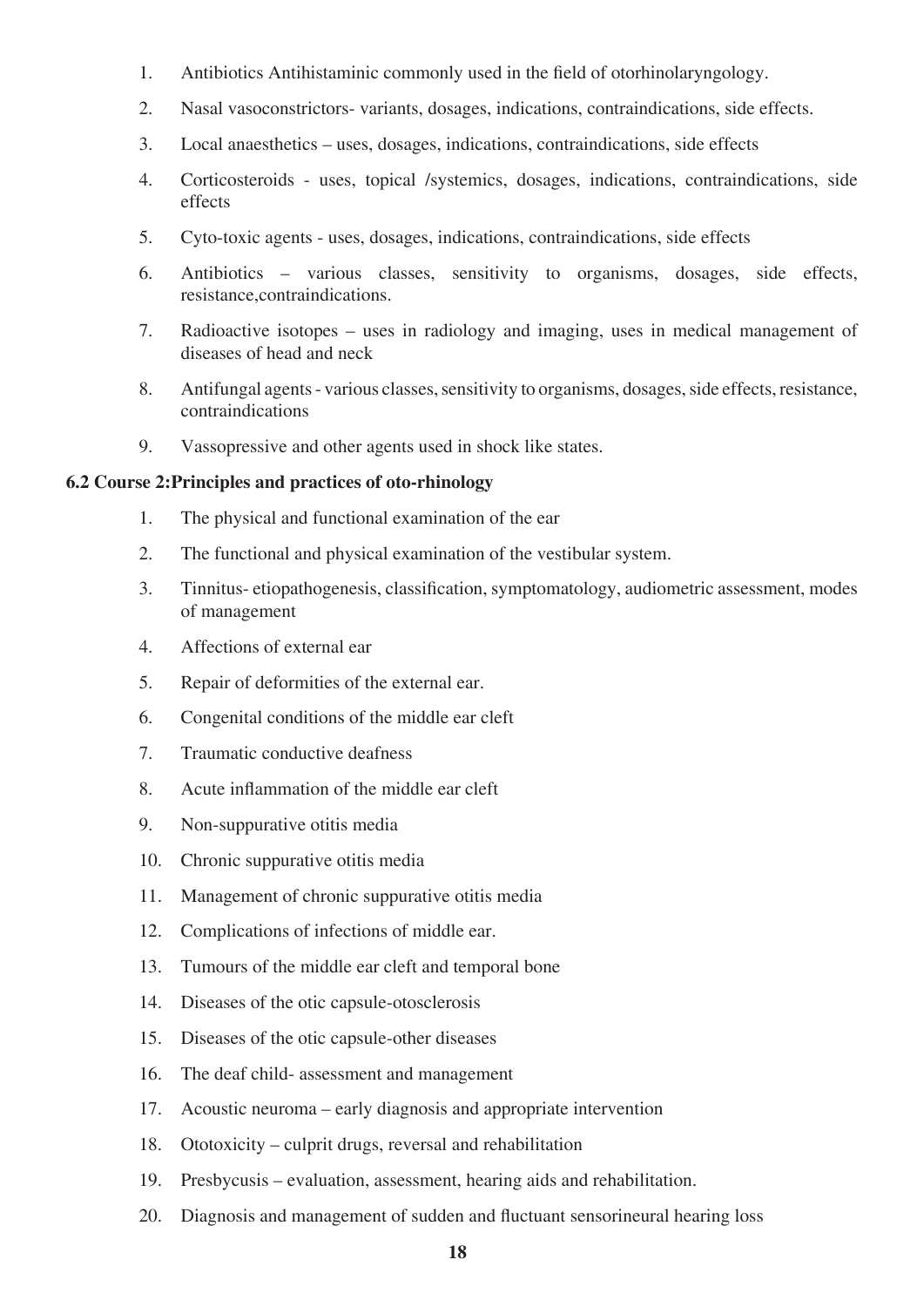1. Antibiotics Antihistaminic commonly used in the field of otorhinolaryngology.
2. Nasal vasoconstrictors- variants, dosages, indications, contraindications, side effects.
3. Local anaesthetics – uses, dosages, indications, contraindications, side effects
4. Corticosteroids - uses, topical /systemics, dosages, indications, contraindications, side effects
5. Cyto-toxic agents - uses, dosages, indications, contraindications, side effects
6. Antibiotics – various classes, sensitivity to organisms, dosages, side effects, resistance,contraindications.
7. Radioactive isotopes – uses in radiology and imaging, uses in medical management of diseases of head and neck
8. Antifungal agents - various classes, sensitivity to organisms, dosages, side effects, resistance, contraindications
9. Vassopressive and other agents used in shock like states.

**6.2 Course 2:Principles and practices of oto-rhinology**

1. The physical and functional examination of the ear
2. The functional and physical examination of the vestibular system.
3. Tinnitus- etiopathogenesis, classification, symptomatology, audiometric assessment, modes of management
4. Affections of external ear
5. Repair of deformities of the external ear.
6. Congenital conditions of the middle ear cleft
7. Traumatic conductive deafness
8. Acute inflammation of the middle ear cleft
9. Non-suppurative otitis media
10. Chronic suppurative otitis media
11. Management of chronic suppurative otitis media
12. Complications of infections of middle ear.
13. Tumours of the middle ear cleft and temporal bone
14. Diseases of the otic capsule-otosclerosis
15. Diseases of the otic capsule-other diseases
16. The deaf child- assessment and management
17. Acoustic neuroma – early diagnosis and appropriate intervention
18. Ototoxicity – culprit drugs, reversal and rehabilitation
19. Presbycusis – evaluation, assessment, hearing aids and rehabilitation.
20. Diagnosis and management of sudden and fluctuant sensorineural hearing loss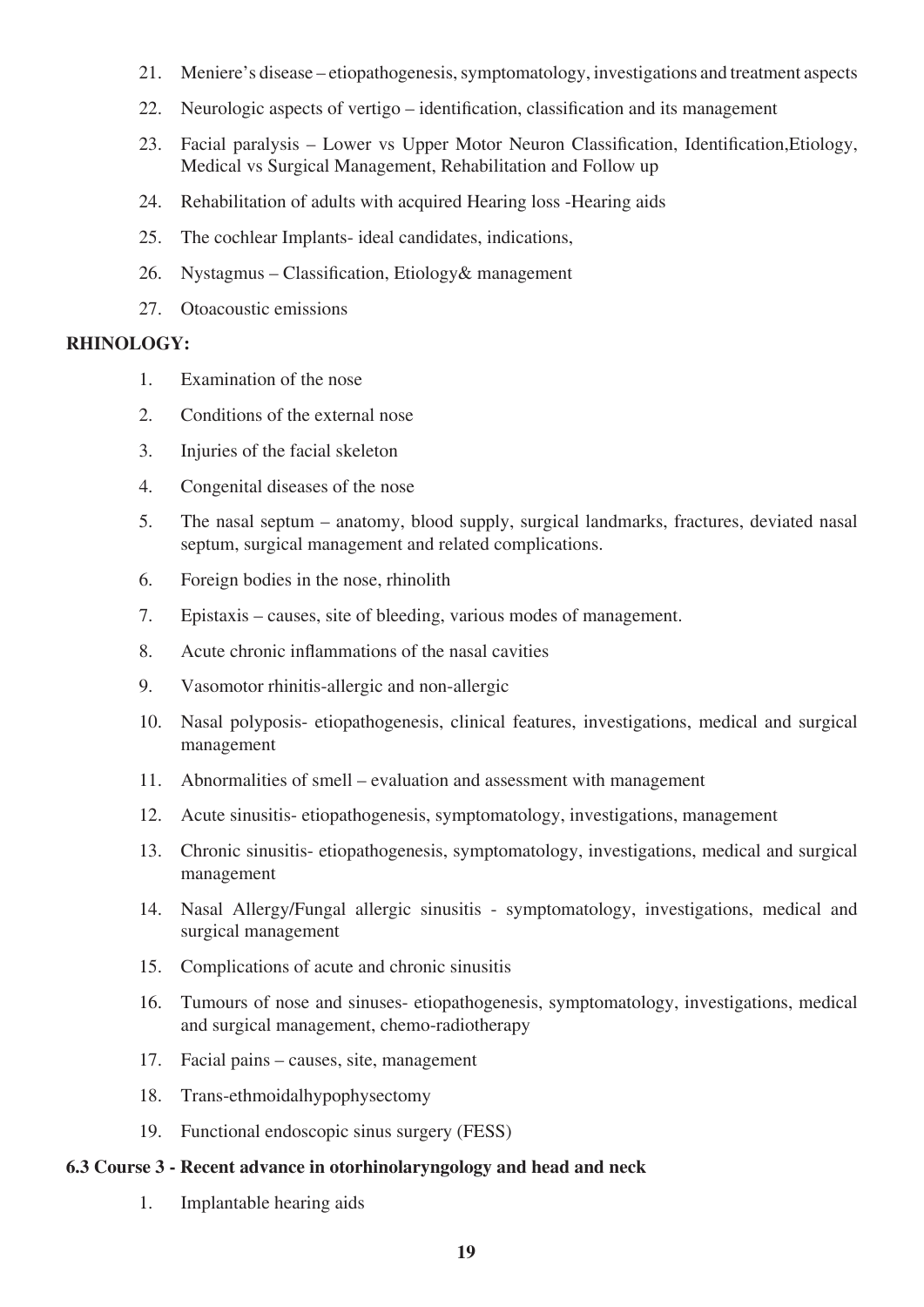21. Meniere's disease – etiopathogenesis, symptomatology, investigations and treatment aspects
22. Neurologic aspects of vertigo – identification, classification and its management
23. Facial paralysis – Lower vs Upper Motor Neuron Classification, Identification,Etiology, Medical vs Surgical Management, Rehabilitation and Follow up
24. Rehabilitation of adults with acquired Hearing loss -Hearing aids
25. The cochlear Implants- ideal candidates, indications,
26. Nystagmus – Classification, Etiology& management
27. Otoacoustic emissions

**RHINOLOGY:**

1. Examination of the nose
2. Conditions of the external nose
3. Injuries of the facial skeleton
4. Congenital diseases of the nose
5. The nasal septum – anatomy, blood supply, surgical landmarks, fractures, deviated nasal septum, surgical management and related complications.
6. Foreign bodies in the nose, rhinolith
7. Epistaxis – causes, site of bleeding, various modes of management.
8. Acute chronic inflammations of the nasal cavities
9. Vasomotor rhinitis-allergic and non-allergic
10. Nasal polyposis- etiopathogenesis, clinical features, investigations, medical and surgical management
11. Abnormalities of smell – evaluation and assessment with management
12. Acute sinusitis- etiopathogenesis, symptomatology, investigations, management
13. Chronic sinusitis- etiopathogenesis, symptomatology, investigations, medical and surgical management
14. Nasal Allergy/Fungal allergic sinusitis - symptomatology, investigations, medical and surgical management
15. Complications of acute and chronic sinusitis
16. Tumours of nose and sinuses- etiopathogenesis, symptomatology, investigations, medical and surgical management, chemo-radiotherapy
17. Facial pains – causes, site, management
18. Trans-ethmoidalhypophysectomy
19. Functional endoscopic sinus surgery (FESS)

**6.3 Course 3 - Recent advance in otorhinolaryngology and head and neck**

1. Implantable hearing aids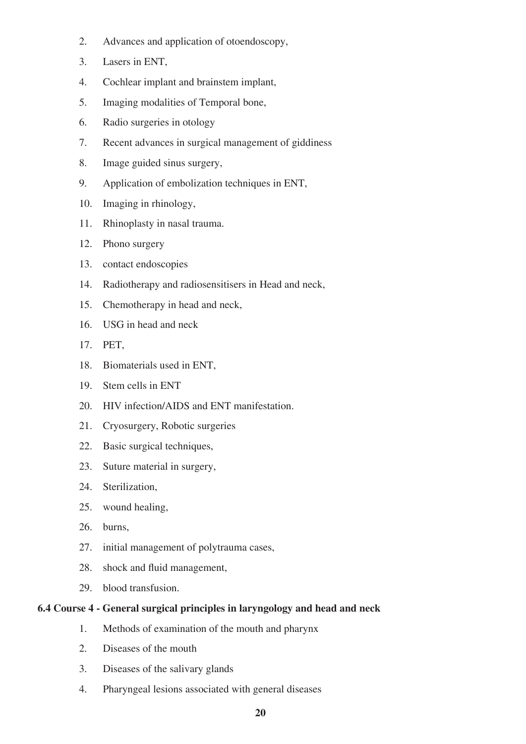2. Advances and application of otoendoscopy,
3. Lasers in ENT,
4. Cochlear implant and brainstem implant,
5. Imaging modalities of Temporal bone,
6. Radio surgeries in otology
7. Recent advances in surgical management of giddiness
8. Image guided sinus surgery,
9. Application of embolization techniques in ENT,
10. Imaging in rhinology,
11. Rhinoplasty in nasal trauma.
12. Phono surgery
13. contact endoscopies
14. Radiotherapy and radiosensitisers in Head and neck,
15. Chemotherapy in head and neck,
16. USG in head and neck
17. PET,
18. Biomaterials used in ENT,
19. Stem cells in ENT
20. HIV infection/AIDS and ENT manifestation.
21. Cryosurgery, Robotic surgeries
22. Basic surgical techniques,
23. Suture material in surgery,
24. Sterilization,
25. wound healing,
26. burns,
27. initial management of polytrauma cases,
28. shock and fluid management,
29. blood transfusion.

### 6.4 Course 4 - General surgical principles in laryngology and head and neck

1. Methods of examination of the mouth and pharynx
2. Diseases of the mouth
3. Diseases of the salivary glands
4. Pharyngeal lesions associated with general diseases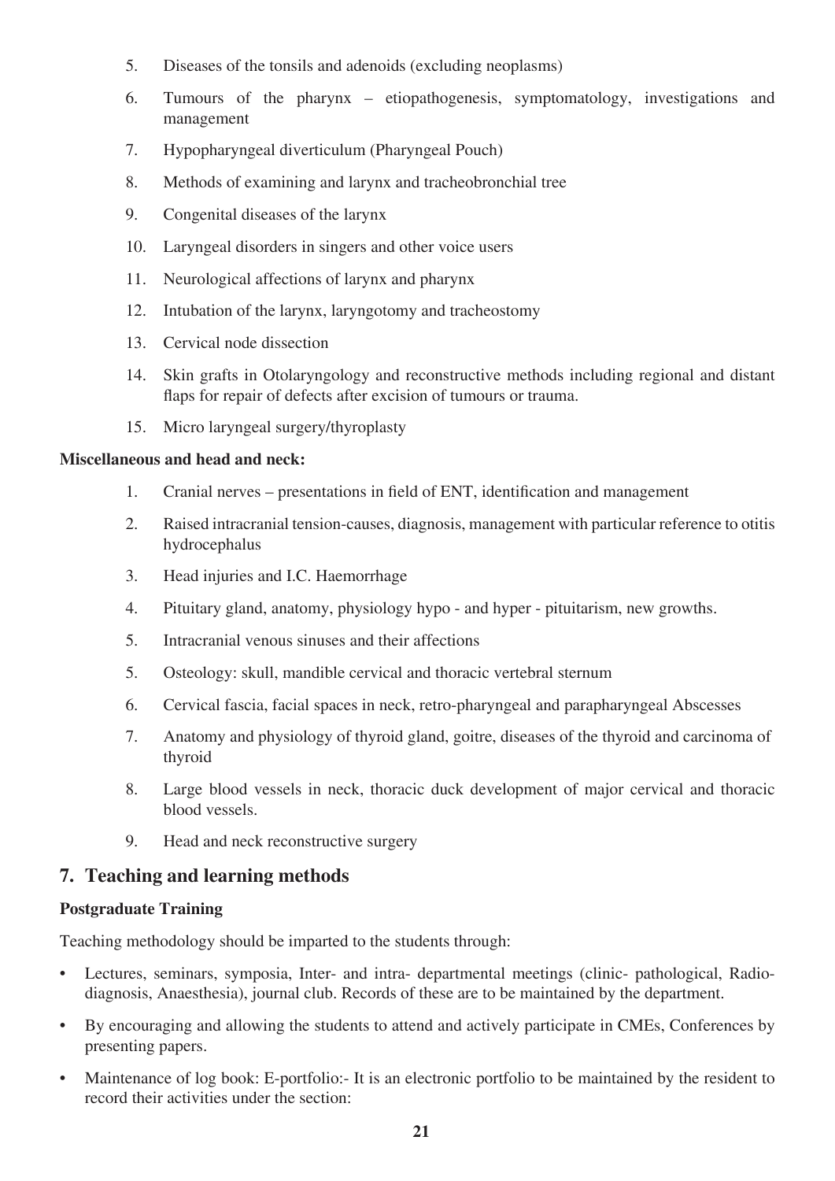5. Diseases of the tonsils and adenoids (excluding neoplasms)
6. Tumours of the pharynx – etiopathogenesis, symptomatology, investigations and management
7. Hypopharyngeal diverticulum (Pharyngeal Pouch)
8. Methods of examining and larynx and tracheobronchial tree
9. Congenital diseases of the larynx
10. Laryngeal disorders in singers and other voice users
11. Neurological affections of larynx and pharynx
12. Intubation of the larynx, laryngotomy and tracheostomy
13. Cervical node dissection
14. Skin grafts in Otolaryngology and reconstructive methods including regional and distant flaps for repair of defects after excision of tumours or trauma.
15. Micro laryngeal surgery/thyroplasty

**Miscellaneous and head and neck:**

1. Cranial nerves – presentations in field of ENT, identification and management
2. Raised intracranial tension-causes, diagnosis, management with particular reference to otitis hydrocephalus
3. Head injuries and I.C. Haemorrhage
4. Pituitary gland, anatomy, physiology hypo - and hyper - pituitarism, new growths.
5. Intracranial venous sinuses and their affections
5. Osteology: skull, mandible cervical and thoracic vertebral sternum
6. Cervical fascia, facial spaces in neck, retro-pharyngeal and parapharyngeal Abscesses
7. Anatomy and physiology of thyroid gland, goitre, diseases of the thyroid and carcinoma of thyroid
8. Large blood vessels in neck, thoracic duck development of major cervical and thoracic blood vessels.
9. Head and neck reconstructive surgery

## 7. Teaching and learning methods

**Postgraduate Training**

Teaching methodology should be imparted to the students through:

- Lectures, seminars, symposia, Inter- and intra- departmental meetings (clinic- pathological, Radio-diagnosis, Anaesthesia), journal club. Records of these are to be maintained by the department.
- By encouraging and allowing the students to attend and actively participate in CMEs, Conferences by presenting papers.
- Maintenance of log book: E-portfolio:- It is an electronic portfolio to be maintained by the resident to record their activities under the section: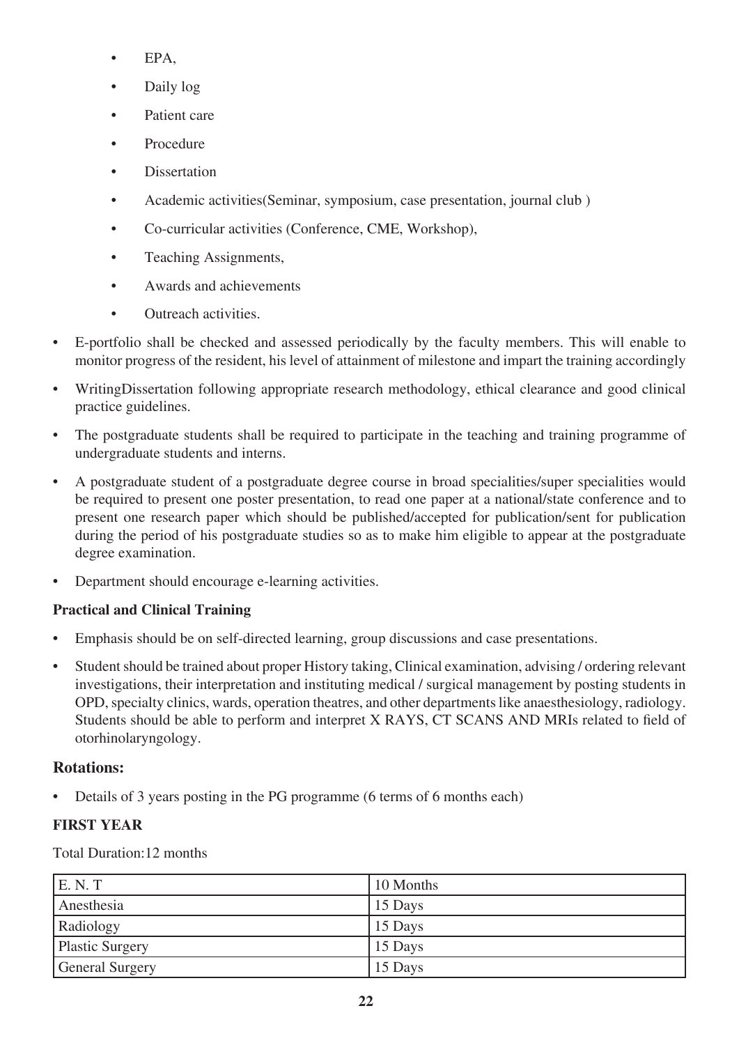- EPA,
- Daily log
- Patient care
- Procedure
- Dissertation
- Academic activities(Seminar, symposium, case presentation, journal club )
- Co-curricular activities (Conference, CME, Workshop),
- Teaching Assignments,
- Awards and achievements
- Outreach activities.

* E-portfolio shall be checked and assessed periodically by the faculty members. This will enable to monitor progress of the resident, his level of attainment of milestone and impart the training accordingly
* WritingDissertation following appropriate research methodology, ethical clearance and good clinical practice guidelines.
* The postgraduate students shall be required to participate in the teaching and training programme of undergraduate students and interns.
* A postgraduate student of a postgraduate degree course in broad specialities/super specialities would be required to present one poster presentation, to read one paper at a national/state conference and to present one research paper which should be published/accepted for publication/sent for publication during the period of his postgraduate studies so as to make him eligible to appear at the postgraduate degree examination.
* Department should encourage e-learning activities.

**Practical and Clinical Training**

- Emphasis should be on self-directed learning, group discussions and case presentations.
- Student should be trained about proper History taking, Clinical examination, advising / ordering relevant investigations, their interpretation and instituting medical / surgical management by posting students in OPD, specialty clinics, wards, operation theatres, and other departments like anaesthesiology, radiology. Students should be able to perform and interpret X RAYS, CT SCANS AND MRIs related to field of otorhinolaryngology.

## Rotations:

- Details of 3 years posting in the PG programme (6 terms of 6 months each)

**FIRST YEAR**

Total Duration:12 months

| E. N. T | 10 Months |
|---|---|
| Anesthesia | 15 Days |
| Radiology | 15 Days |
| Plastic Surgery | 15 Days |
| General Surgery | 15 Days |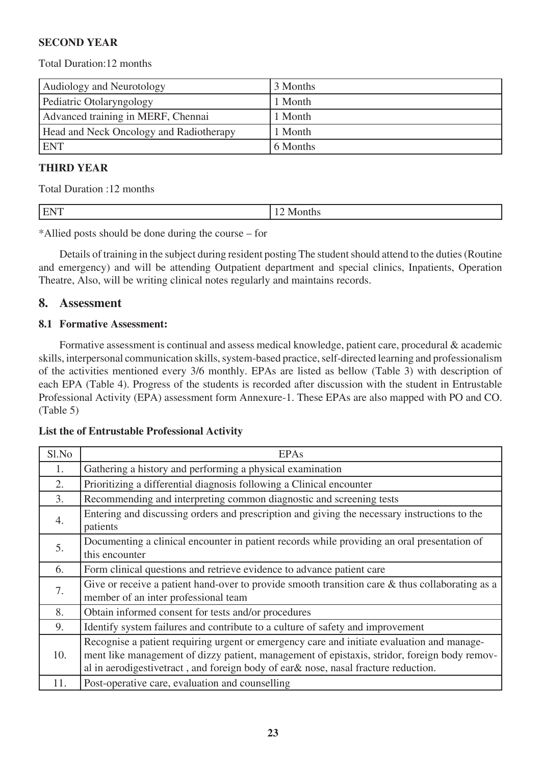**SECOND YEAR**

Total Duration:12 months

| Audiology and Neurotology | 3 Months |
|---|---|
| Pediatric Otolaryngology | 1 Month |
| Advanced training in MERF, Chennai | 1 Month |
| Head and Neck Oncology and Radiotherapy | 1 Month |
| ENT | 6 Months |

**THIRD YEAR**

Total Duration :12 months

| ENT | 12 Months |
|---|---|

*Allied posts should be done during the course – for

Details of training in the subject during resident posting The student should attend to the duties (Routine and emergency) and will be attending Outpatient department and special clinics, Inpatients, Operation Theatre, Also, will be writing clinical notes regularly and maintains records.

## 8. Assessment

### 8.1 Formative Assessment:

Formative assessment is continual and assess medical knowledge, patient care, procedural & academic skills, interpersonal communication skills, system-based practice, self-directed learning and professionalism of the activities mentioned every 3/6 monthly. EPAs are listed as bellow (Table 3) with description of each EPA (Table 4). Progress of the students is recorded after discussion with the student in Entrustable Professional Activity (EPA) assessment form Annexure-1. These EPAs are also mapped with PO and CO. (Table 5)

**List the of Entrustable Professional Activity**

| Sl.No | EPAs |
|---|---|
| 1. | Gathering a history and performing a physical examination |
| 2. | Prioritizing a differential diagnosis following a Clinical encounter |
| 3. | Recommending and interpreting common diagnostic and screening tests |
| 4. | Entering and discussing orders and prescription and giving the necessary instructions to the patients |
| 5. | Documenting a clinical encounter in patient records while providing an oral presentation of this encounter |
| 6. | Form clinical questions and retrieve evidence to advance patient care |
| 7. | Give or receive a patient hand-over to provide smooth transition care & thus collaborating as a member of an inter professional team |
| 8. | Obtain informed consent for tests and/or procedures |
| 9. | Identify system failures and contribute to a culture of safety and improvement |
| 10. | Recognise a patient requiring urgent or emergency care and initiate evaluation and management like management of dizzy patient, management of epistaxis, stridor, foreign body removal in aerodigestivetract , and foreign body of ear& nose, nasal fracture reduction. |
| 11. | Post-operative care, evaluation and counselling |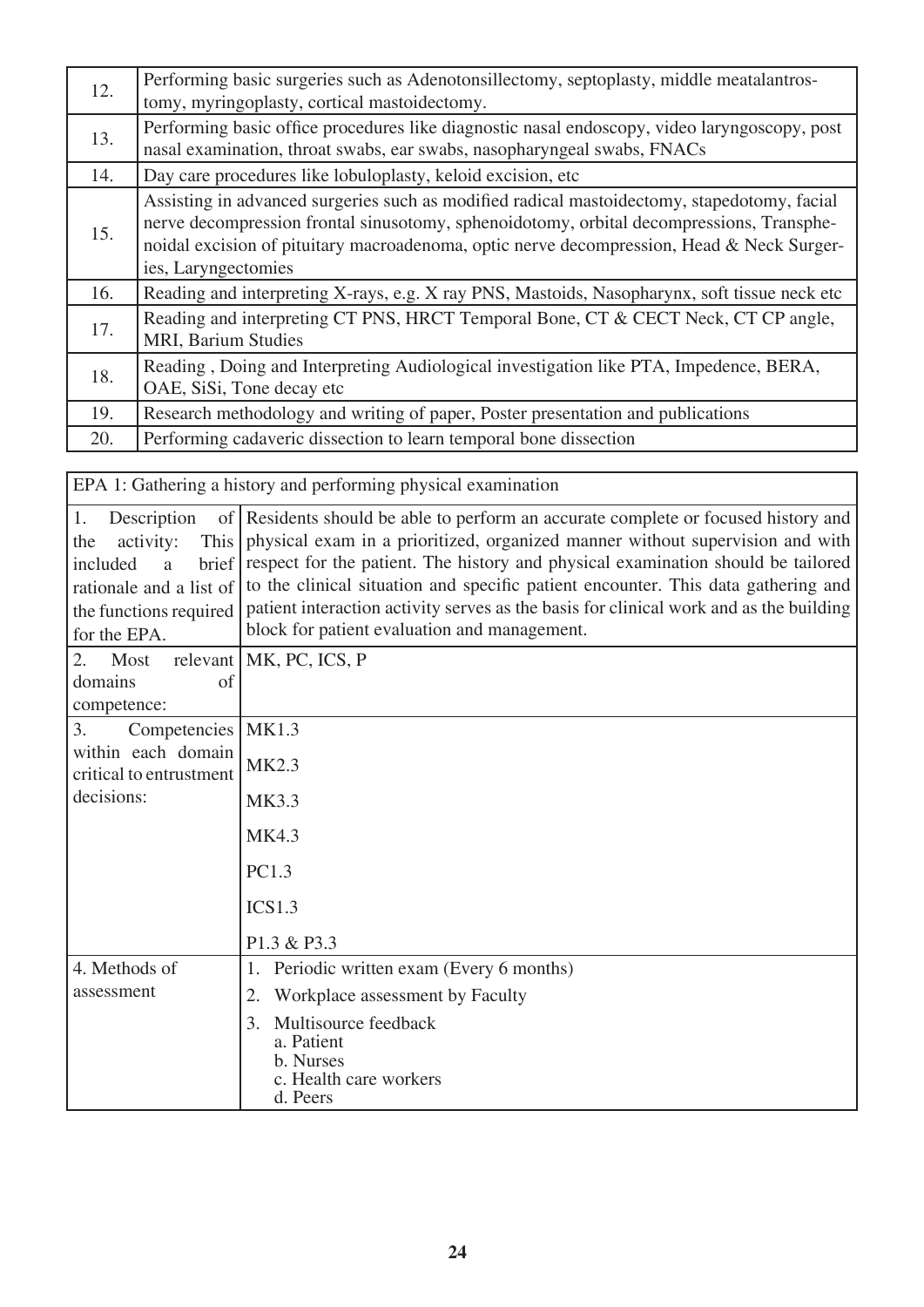| | |
|---|---|
| 12. | Performing basic surgeries such as Adenotonsillectomy, septoplasty, middle meatalantrostomy, myringoplasty, cortical mastoidectomy. |
| 13. | Performing basic office procedures like diagnostic nasal endoscopy, video laryngoscopy, post nasal examination, throat swabs, ear swabs, nasopharyngeal swabs, FNACs |
| 14. | Day care procedures like lobuloplasty, keloid excision, etc |
| 15. | Assisting in advanced surgeries such as modified radical mastoidectomy, stapedotomy, facial nerve decompression frontal sinusotomy, sphenoidotomy, orbital decompressions, Transphenoidal excision of pituitary macroadenoma, optic nerve decompression, Head & Neck Surgeries, Laryngectomies |
| 16. | Reading and interpreting X-rays, e.g. X ray PNS, Mastoids, Nasopharynx, soft tissue neck etc |
| 17. | Reading and interpreting CT PNS, HRCT Temporal Bone, CT & CECT Neck, CT CP angle, MRI, Barium Studies |
| 18. | Reading , Doing and Interpreting Audiological investigation like PTA, Impedence, BERA, OAE, SiSi, Tone decay etc |
| 19. | Research methodology and writing of paper, Poster presentation and publications |
| 20. | Performing cadaveric dissection to learn temporal bone dissection |

| EPA 1: Gathering a history and performing physical examination | |
|---|---|
| 1. Description of the activity: This included a brief rationale and a list of the functions required for the EPA. | Residents should be able to perform an accurate complete or focused history and physical exam in a prioritized, organized manner without supervision and with respect for the patient. The history and physical examination should be tailored to the clinical situation and specific patient encounter. This data gathering and patient interaction activity serves as the basis for clinical work and as the building block for patient evaluation and management. |
| 2. Most relevant domains of competence: | MK, PC, ICS, P |
| 3. Competencies within each domain critical to entrustment decisions: | MK1.3<br>MK2.3<br>MK3.3<br>MK4.3<br>PC1.3<br>ICS1.3<br>P1.3 & P3.3 |
| 4. Methods of assessment | 1. Periodic written exam (Every 6 months)<br>2. Workplace assessment by Faculty<br>3. Multisource feedback<br>a. Patient<br>b. Nurses<br>c. Health care workers<br>d. Peers |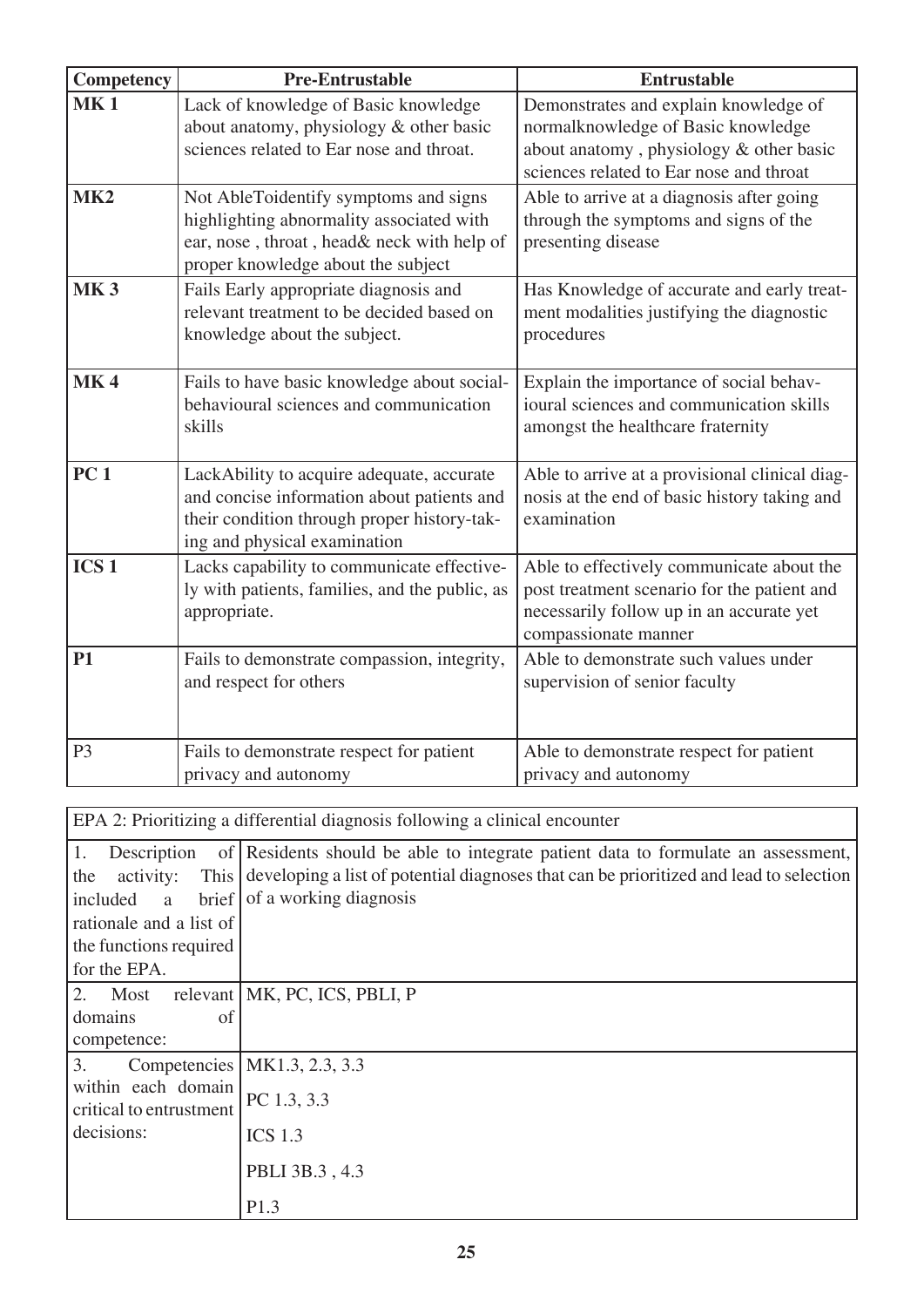| Competency | Pre-Entrustable | Entrustable |
|---|---|---|
| **MK 1** | Lack of knowledge of Basic knowledge about anatomy, physiology & other basic sciences related to Ear nose and throat. | Demonstrates and explain knowledge of normalknowledge of Basic knowledge about anatomy , physiology & other basic sciences related to Ear nose and throat |
| **MK2** | Not AbleToidentify symptoms and signs highlighting abnormality associated with ear, nose , throat , head& neck with help of proper knowledge about the subject | Able to arrive at a diagnosis after going through the symptoms and signs of the presenting disease |
| **MK 3** | Fails Early appropriate diagnosis and relevant treatment to be decided based on knowledge about the subject. | Has Knowledge of accurate and early treatment modalities justifying the diagnostic procedures |
| **MK 4** | Fails to have basic knowledge about social-behavioural sciences and communication skills | Explain the importance of social behavioural sciences and communication skills amongst the healthcare fraternity |
| **PC 1** | LackAbility to acquire adequate, accurate and concise information about patients and their condition through proper history-taking and physical examination | Able to arrive at a provisional clinical diagnosis at the end of basic history taking and examination |
| **ICS 1** | Lacks capability to communicate effectively with patients, families, and the public, as appropriate. | Able to effectively communicate about the post treatment scenario for the patient and necessarily follow up in an accurate yet compassionate manner |
| **P1** | Fails to demonstrate compassion, integrity, and respect for others | Able to demonstrate such values under supervision of senior faculty |
| P3 | Fails to demonstrate respect for patient privacy and autonomy | Able to demonstrate respect for patient privacy and autonomy |

| EPA 2: Prioritizing a differential diagnosis following a clinical encounter | |
|---|---|
| 1. Description of the activity: This included a brief rationale and a list of the functions required for the EPA. | Residents should be able to integrate patient data to formulate an assessment, developing a list of potential diagnoses that can be prioritized and lead to selection of a working diagnosis |
| 2. Most relevant domains of competence: | MK, PC, ICS, PBLI, P |
| 3. Competencies within each domain critical to entrustment decisions: | MK1.3, 2.3, 3.3 |
| | PC 1.3, 3.3 |
| | ICS 1.3 |
| | PBLI 3B.3 , 4.3 |
| | P1.3 |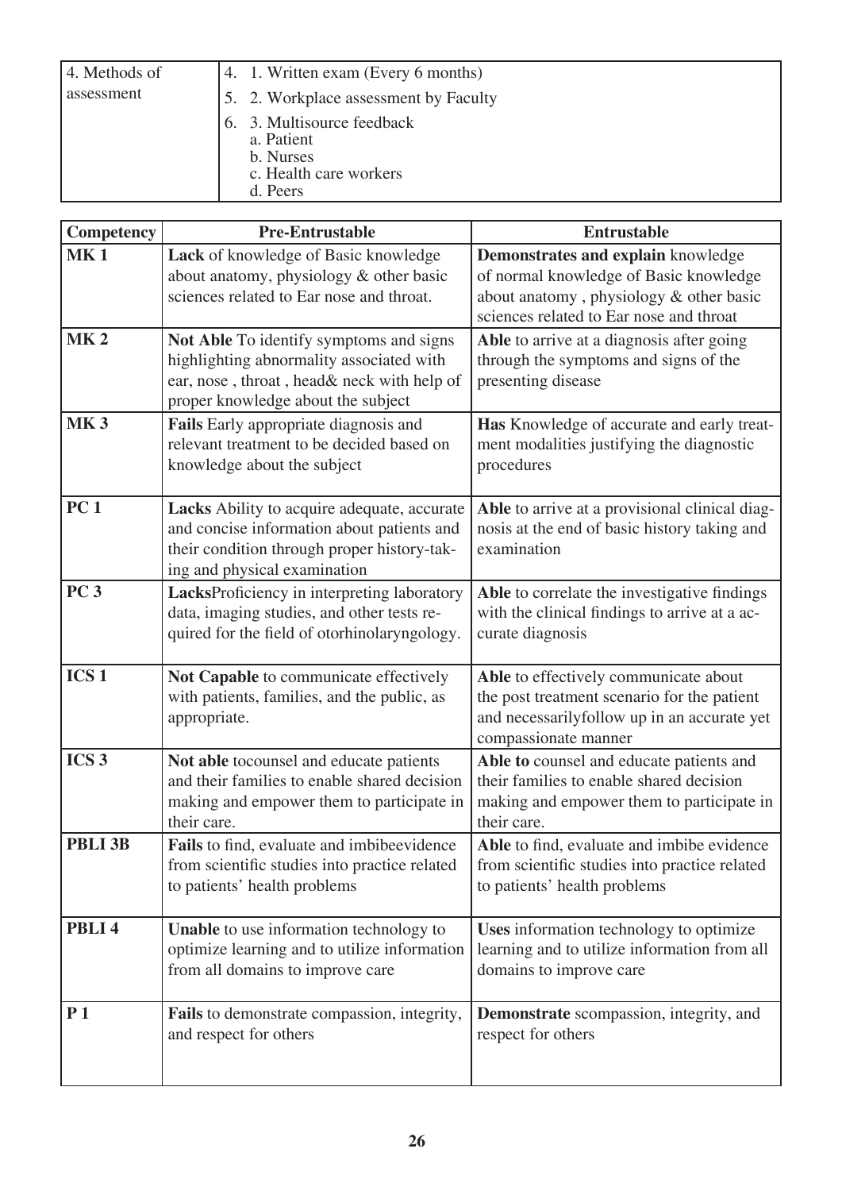| 4. Methods of assessment | 4. 1. Written exam (Every 6 months)<br>5. 2. Workplace assessment by Faculty<br>6. 3. Multisource feedback<br>a. Patient<br>b. Nurses<br>c. Health care workers<br>d. Peers |
|---|---|

| Competency | Pre-Entrustable | Entrustable |
|---|---|---|
| **MK 1** | **Lack** of knowledge of Basic knowledge about anatomy, physiology & other basic sciences related to Ear nose and throat. | **Demonstrates and explain** knowledge of normal knowledge of Basic knowledge about anatomy , physiology & other basic sciences related to Ear nose and throat |
| **MK 2** | **Not Able** To identify symptoms and signs highlighting abnormality associated with ear, nose , throat , head& neck with help of proper knowledge about the subject | **Able** to arrive at a diagnosis after going through the symptoms and signs of the presenting disease |
| **MK 3** | **Fails** Early appropriate diagnosis and relevant treatment to be decided based on knowledge about the subject | **Has** Knowledge of accurate and early treatment modalities justifying the diagnostic procedures |
| **PC 1** | **Lacks** Ability to acquire adequate, accurate and concise information about patients and their condition through proper history-taking and physical examination | **Able** to arrive at a provisional clinical diagnosis at the end of basic history taking and examination |
| **PC 3** | **Lacks**Proficiency in interpreting laboratory data, imaging studies, and other tests required for the field of otorhinolaryngology. | **Able** to correlate the investigative findings with the clinical findings to arrive at a accurate diagnosis |
| **ICS 1** | **Not Capable** to communicate effectively with patients, families, and the public, as appropriate. | **Able** to effectively communicate about the post treatment scenario for the patient and necessarilyfollow up in an accurate yet compassionate manner |
| **ICS 3** | **Not able** tocounsel and educate patients and their families to enable shared decision making and empower them to participate in their care. | **Able to** counsel and educate patients and their families to enable shared decision making and empower them to participate in their care. |
| **PBLI 3B** | **Fails** to find, evaluate and imbibeevidence from scientific studies into practice related to patients' health problems | **Able** to find, evaluate and imbibe evidence from scientific studies into practice related to patients' health problems |
| **PBLI 4** | **Unable** to use information technology to optimize learning and to utilize information from all domains to improve care | **Uses** information technology to optimize learning and to utilize information from all domains to improve care |
| **P 1** | **Fails** to demonstrate compassion, integrity, and respect for others | **Demonstrate** scompassion, integrity, and respect for others |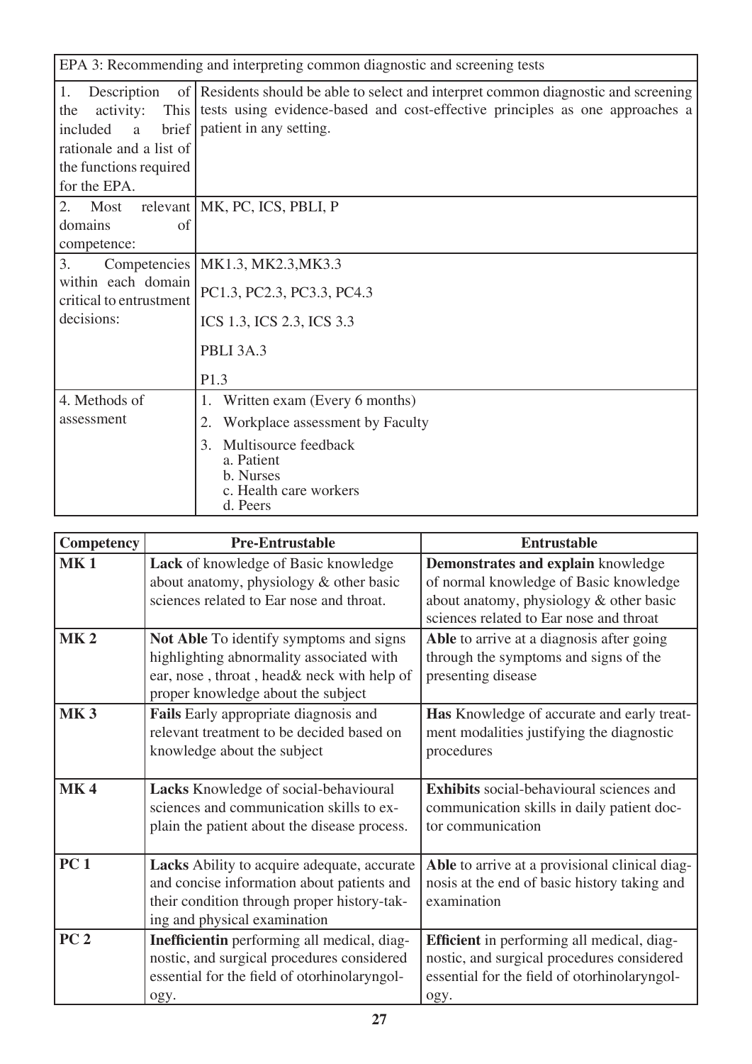| EPA 3: Recommending and interpreting common diagnostic and screening tests | |
|---|---|
| 1. Description of the activity: This included a brief rationale and a list of the functions required for the EPA. | Residents should be able to select and interpret common diagnostic and screening tests using evidence-based and cost-effective principles as one approaches a patient in any setting. |
| 2. Most relevant domains of competence: | MK, PC, ICS, PBLI, P |
| 3. Competencies within each domain critical to entrustment decisions: | MK1.3, MK2.3,MK3.3<br><br>PC1.3, PC2.3, PC3.3, PC4.3<br><br>ICS 1.3, ICS 2.3, ICS 3.3<br><br>PBLI 3A.3<br><br>P1.3 |
| 4. Methods of assessment | 1. Written exam (Every 6 months)<br>2. Workplace assessment by Faculty<br>3. Multisource feedback<br>a. Patient<br>b. Nurses<br>c. Health care workers<br>d. Peers |

| Competency | Pre-Entrustable | Entrustable |
|---|---|---|
| **MK 1** | **Lack** of knowledge of Basic knowledge about anatomy, physiology & other basic sciences related to Ear nose and throat. | **Demonstrates and explain** knowledge of normal knowledge of Basic knowledge about anatomy, physiology & other basic sciences related to Ear nose and throat |
| **MK 2** | **Not Able** To identify symptoms and signs highlighting abnormality associated with ear, nose , throat , head& neck with help of proper knowledge about the subject | **Able** to arrive at a diagnosis after going through the symptoms and signs of the presenting disease |
| **MK 3** | **Fails** Early appropriate diagnosis and relevant treatment to be decided based on knowledge about the subject | **Has** Knowledge of accurate and early treatment modalities justifying the diagnostic procedures |
| **MK 4** | **Lacks** Knowledge of social-behavioural sciences and communication skills to explain the patient about the disease process. | **Exhibits** social-behavioural sciences and communication skills in daily patient doctor communication |
| **PC 1** | **Lacks** Ability to acquire adequate, accurate and concise information about patients and their condition through proper history-taking and physical examination | **Able** to arrive at a provisional clinical diagnosis at the end of basic history taking and examination |
| **PC 2** | **Inefficientin** performing all medical, diagnostic, and surgical procedures considered essential for the field of otorhinolaryngology. | **Efficient** in performing all medical, diagnostic, and surgical procedures considered essential for the field of otorhinolaryngology. |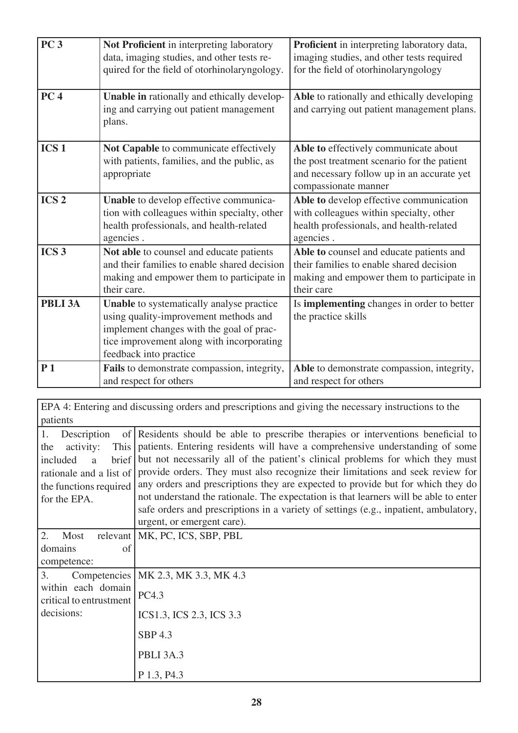| | | |
|---|---|---|
| **PC 3** | **Not Proficient** in interpreting laboratory data, imaging studies, and other tests required for the field of otorhinolaryngology. | **Proficient** in interpreting laboratory data, imaging studies, and other tests required for the field of otorhinolaryngology |
| **PC 4** | **Unable in** rationally and ethically developing and carrying out patient management plans. | **Able** to rationally and ethically developing and carrying out patient management plans. |
| **ICS 1** | **Not Capable** to communicate effectively with patients, families, and the public, as appropriate | **Able to** effectively communicate about the post treatment scenario for the patient and necessary follow up in an accurate yet compassionate manner |
| **ICS 2** | **Unable** to develop effective communication with colleagues within specialty, other health professionals, and health-related agencies . | **Able to** develop effective communication with colleagues within specialty, other health professionals, and health-related agencies . |
| **ICS 3** | **Not able** to counsel and educate patients and their families to enable shared decision making and empower them to participate in their care. | **Able to** counsel and educate patients and their families to enable shared decision making and empower them to participate in their care |
| **PBLI 3A** | **Unable** to systematically analyse practice using quality-improvement methods and implement changes with the goal of practice improvement along with incorporating feedback into practice | Is **implementing** changes in order to better the practice skills |
| **P 1** | **Fails** to demonstrate compassion, integrity, and respect for others | **Able** to demonstrate compassion, integrity, and respect for others |

| EPA 4: Entering and discussing orders and prescriptions and giving the necessary instructions to the patients | |
|---|---|
| 1. Description of the activity: This included a brief rationale and a list of the functions required for the EPA. | Residents should be able to prescribe therapies or interventions beneficial to patients. Entering residents will have a comprehensive understanding of some but not necessarily all of the patient's clinical problems for which they must provide orders. They must also recognize their limitations and seek review for any orders and prescriptions they are expected to provide but for which they do not understand the rationale. The expectation is that learners will be able to enter safe orders and prescriptions in a variety of settings (e.g., inpatient, ambulatory, urgent, or emergent care). |
| 2. Most relevant domains of competence: | MK, PC, ICS, SBP, PBL |
| 3. Competencies within each domain critical to entrustment decisions: | MK 2.3, MK 3.3, MK 4.3<br><br>PC4.3<br><br>ICS1.3, ICS 2.3, ICS 3.3<br><br>SBP 4.3<br><br>PBLI 3A.3<br><br>P 1.3, P4.3 |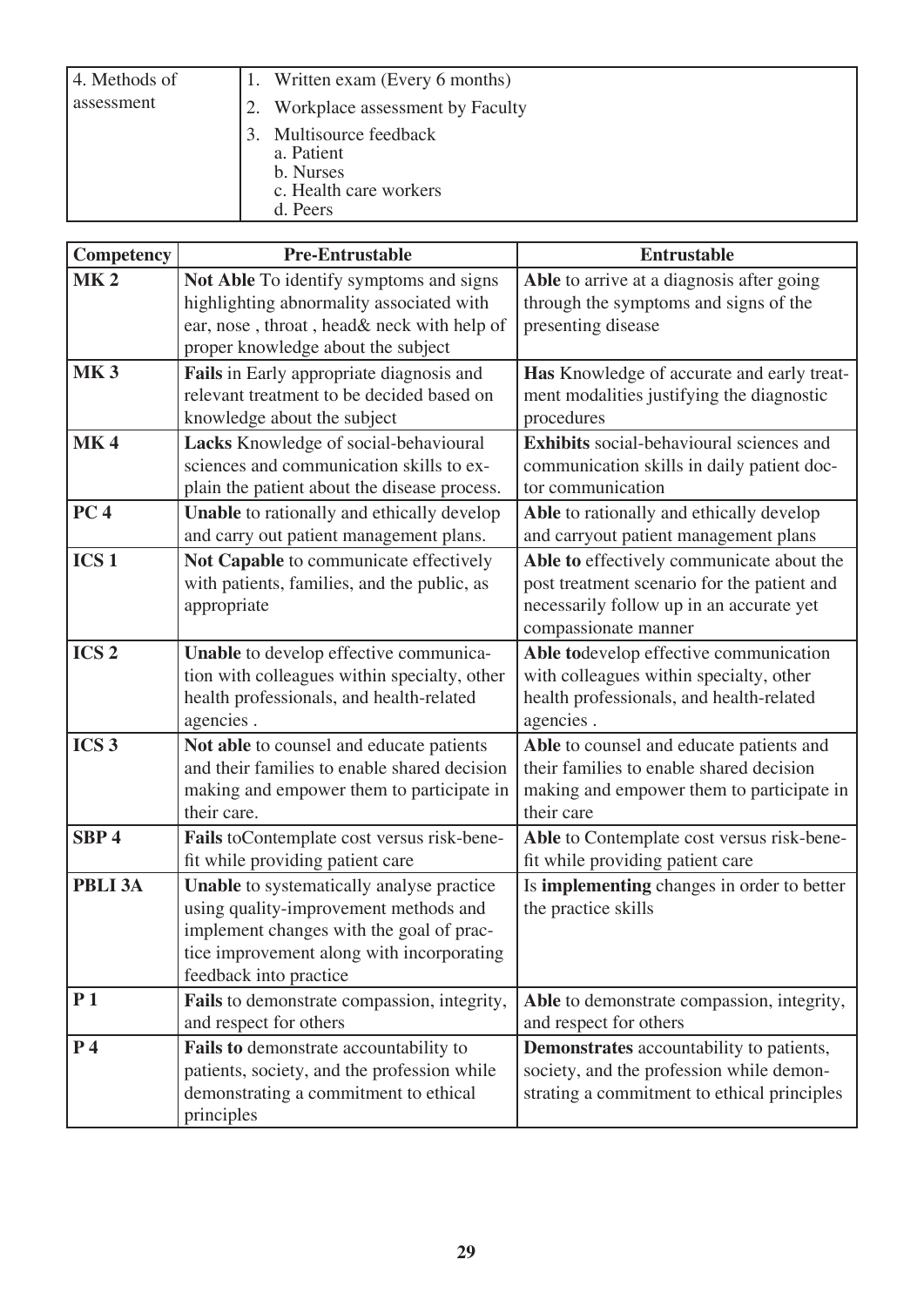| 4. Methods of assessment | 1. Written exam (Every 6 months)<br>2. Workplace assessment by Faculty<br>3. Multisource feedback<br>a. Patient<br>b. Nurses<br>c. Health care workers<br>d. Peers |
|---|---|

| Competency | Pre-Entrustable | Entrustable |
|---|---|---|
| **MK 2** | **Not Able** To identify symptoms and signs highlighting abnormality associated with ear, nose , throat , head& neck with help of proper knowledge about the subject | **Able** to arrive at a diagnosis after going through the symptoms and signs of the presenting disease |
| **MK 3** | **Fails** in Early appropriate diagnosis and relevant treatment to be decided based on knowledge about the subject | **Has** Knowledge of accurate and early treatment modalities justifying the diagnostic procedures |
| **MK 4** | **Lacks** Knowledge of social-behavioural sciences and communication skills to explain the patient about the disease process. | **Exhibits** social-behavioural sciences and communication skills in daily patient doctor communication |
| **PC 4** | **Unable** to rationally and ethically develop and carry out patient management plans. | **Able** to rationally and ethically develop and carryout patient management plans |
| **ICS 1** | **Not Capable** to communicate effectively with patients, families, and the public, as appropriate | **Able to** effectively communicate about the post treatment scenario for the patient and necessarily follow up in an accurate yet compassionate manner |
| **ICS 2** | **Unable** to develop effective communication with colleagues within specialty, other health professionals, and health-related agencies . | **Able to**develop effective communication with colleagues within specialty, other health professionals, and health-related agencies . |
| **ICS 3** | **Not able** to counsel and educate patients and their families to enable shared decision making and empower them to participate in their care. | **Able** to counsel and educate patients and their families to enable shared decision making and empower them to participate in their care |
| **SBP 4** | **Fails** toContemplate cost versus risk-benefit while providing patient care | **Able** to Contemplate cost versus risk-benefit while providing patient care |
| **PBLI 3A** | **Unable** to systematically analyse practice using quality-improvement methods and implement changes with the goal of practice improvement along with incorporating feedback into practice | Is **implementing** changes in order to better the practice skills |
| **P 1** | **Fails** to demonstrate compassion, integrity, and respect for others | **Able** to demonstrate compassion, integrity, and respect for others |
| **P 4** | **Fails to** demonstrate accountability to patients, society, and the profession while demonstrating a commitment to ethical principles | **Demonstrates** accountability to patients, society, and the profession while demonstrating a commitment to ethical principles |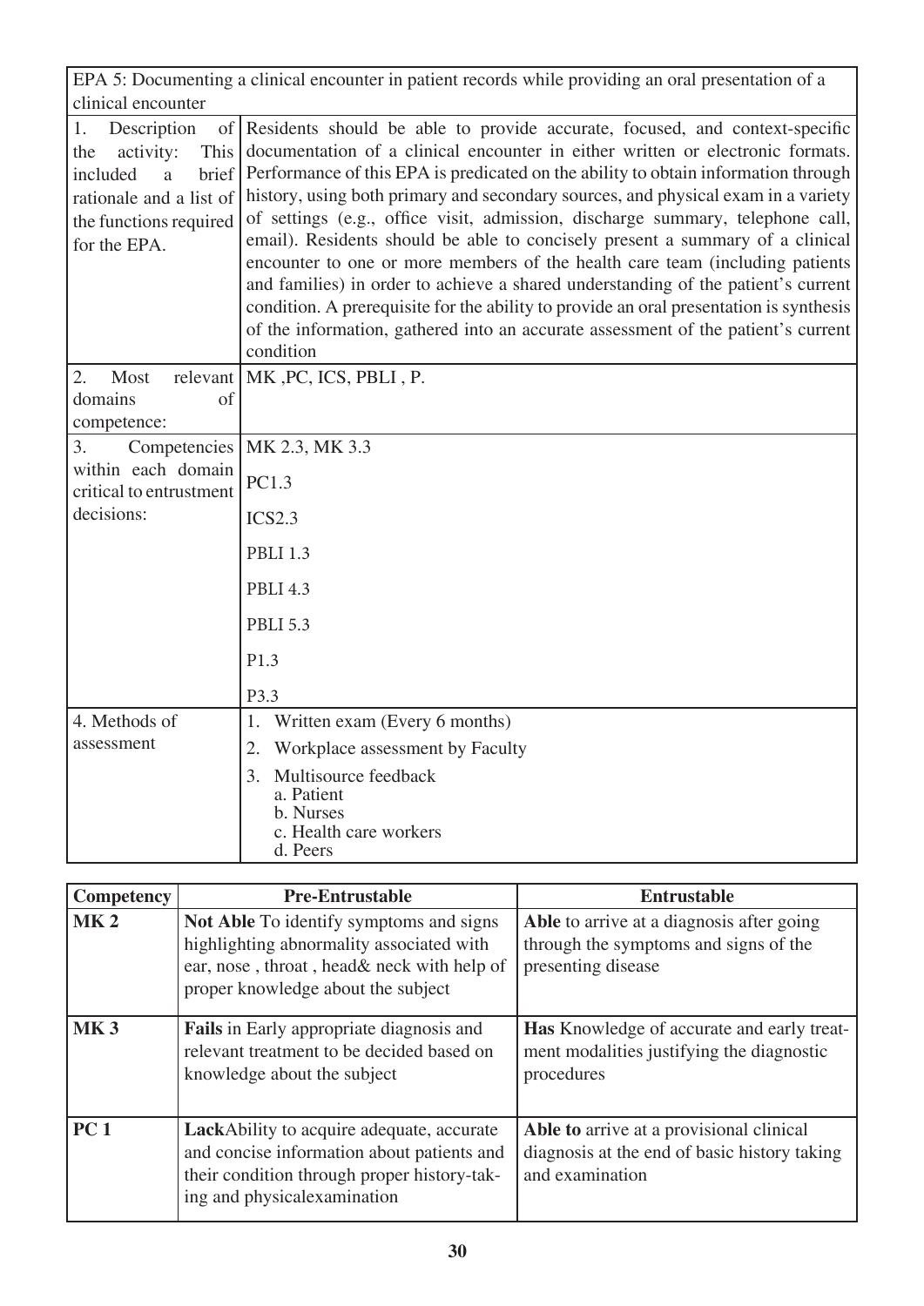| EPA 5: Documenting a clinical encounter in patient records while providing an oral presentation of a clinical encounter | |
|---|---|
| 1. Description of the activity: This included a brief rationale and a list of the functions required for the EPA. | Residents should be able to provide accurate, focused, and context-specific documentation of a clinical encounter in either written or electronic formats. Performance of this EPA is predicated on the ability to obtain information through history, using both primary and secondary sources, and physical exam in a variety of settings (e.g., office visit, admission, discharge summary, telephone call, email). Residents should be able to concisely present a summary of a clinical encounter to one or more members of the health care team (including patients and families) in order to achieve a shared understanding of the patient's current condition. A prerequisite for the ability to provide an oral presentation is synthesis of the information, gathered into an accurate assessment of the patient's current condition |
| 2. Most relevant domains of competence: | MK ,PC, ICS, PBLI , P. |
| 3. Competencies within each domain critical to entrustment decisions: | MK 2.3, MK 3.3<br>PC1.3<br>ICS2.3<br>PBLI 1.3<br>PBLI 4.3<br>PBLI 5.3<br>P1.3<br>P3.3 |
| 4. Methods of assessment | 1. Written exam (Every 6 months)<br>2. Workplace assessment by Faculty<br>3. Multisource feedback<br>a. Patient<br>b. Nurses<br>c. Health care workers<br>d. Peers |

| Competency | Pre-Entrustable | Entrustable |
|---|---|---|
| **MK 2** | **Not Able** To identify symptoms and signs highlighting abnormality associated with ear, nose , throat , head& neck with help of proper knowledge about the subject | **Able** to arrive at a diagnosis after going through the symptoms and signs of the presenting disease |
| **MK 3** | **Fails** in Early appropriate diagnosis and relevant treatment to be decided based on knowledge about the subject | **Has** Knowledge of accurate and early treatment modalities justifying the diagnostic procedures |
| **PC 1** | **Lack**Ability to acquire adequate, accurate and concise information about patients and their condition through proper history-taking and physicalexamination | **Able to** arrive at a provisional clinical diagnosis at the end of basic history taking and examination |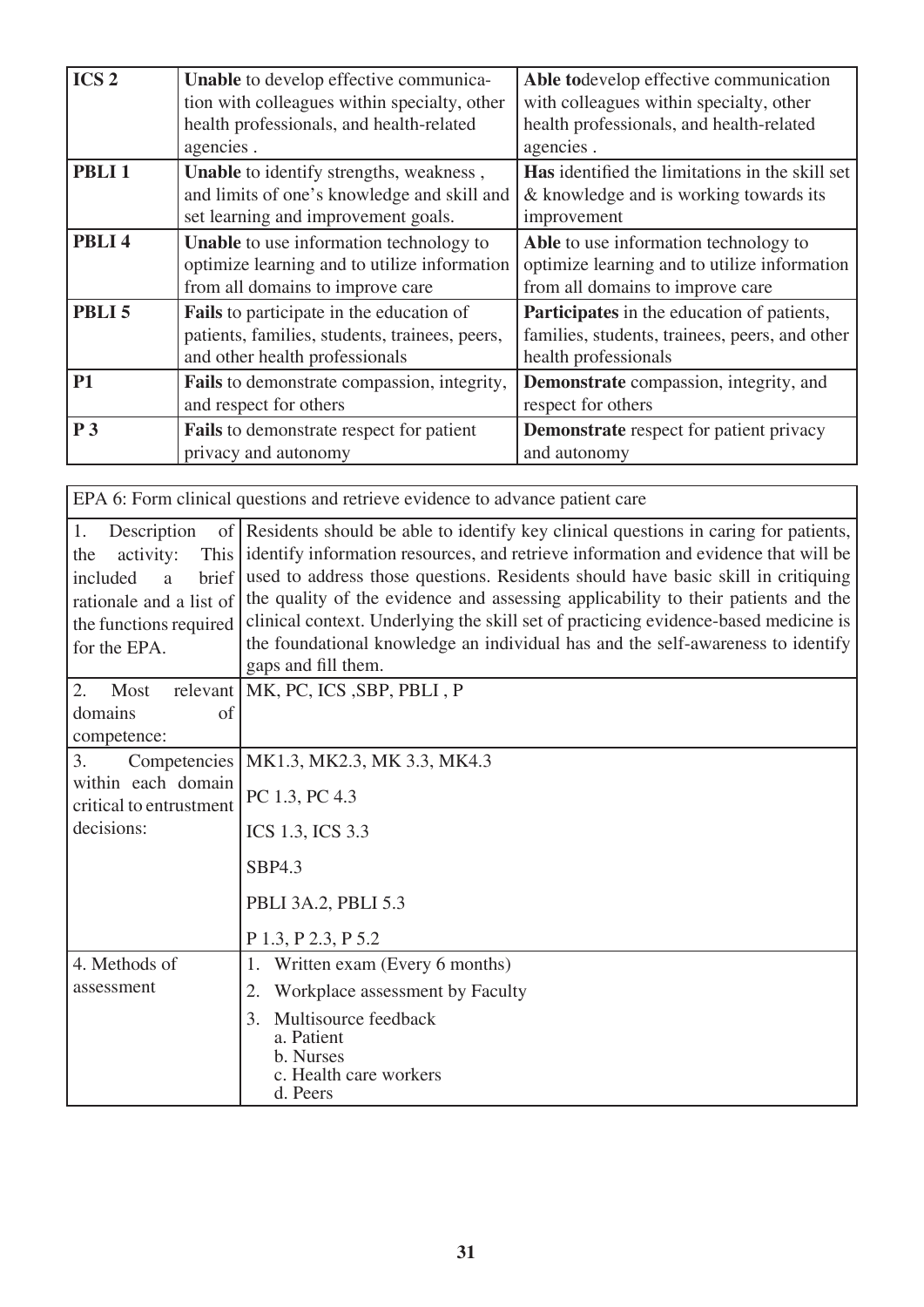| | | |
|---|---|---|
| **ICS 2** | **Unable** to develop effective communication with colleagues within specialty, other health professionals, and health-related agencies . | **Able to**develop effective communication with colleagues within specialty, other health professionals, and health-related agencies . |
| **PBLI 1** | **Unable** to identify strengths, weakness , and limits of one's knowledge and skill and set learning and improvement goals. | **Has** identified the limitations in the skill set & knowledge and is working towards its improvement |
| **PBLI 4** | **Unable** to use information technology to optimize learning and to utilize information from all domains to improve care | **Able** to use information technology to optimize learning and to utilize information from all domains to improve care |
| **PBLI 5** | **Fails** to participate in the education of patients, families, students, trainees, peers, and other health professionals | **Participates** in the education of patients, families, students, trainees, peers, and other health professionals |
| **P1** | **Fails** to demonstrate compassion, integrity, and respect for others | **Demonstrate** compassion, integrity, and respect for others |
| **P 3** | **Fails** to demonstrate respect for patient privacy and autonomy | **Demonstrate** respect for patient privacy and autonomy |

| EPA 6: Form clinical questions and retrieve evidence to advance patient care | |
|---|---|
| 1. Description of the activity: This included a brief rationale and a list of the functions required for the EPA. | Residents should be able to identify key clinical questions in caring for patients, identify information resources, and retrieve information and evidence that will be used to address those questions. Residents should have basic skill in critiquing the quality of the evidence and assessing applicability to their patients and the clinical context. Underlying the skill set of practicing evidence-based medicine is the foundational knowledge an individual has and the self-awareness to identify gaps and fill them. |
| 2. Most relevant domains of competence: | MK, PC, ICS ,SBP, PBLI , P |
| 3. Competencies within each domain critical to entrustment decisions: | MK1.3, MK2.3, MK 3.3, MK4.3<br>PC 1.3, PC 4.3<br>ICS 1.3, ICS 3.3<br>SBP4.3<br>PBLI 3A.2, PBLI 5.3<br>P 1.3, P 2.3, P 5.2 |
| 4. Methods of assessment | 1. Written exam (Every 6 months)<br>2. Workplace assessment by Faculty<br>3. Multisource feedback<br>a. Patient<br>b. Nurses<br>c. Health care workers<br>d. Peers |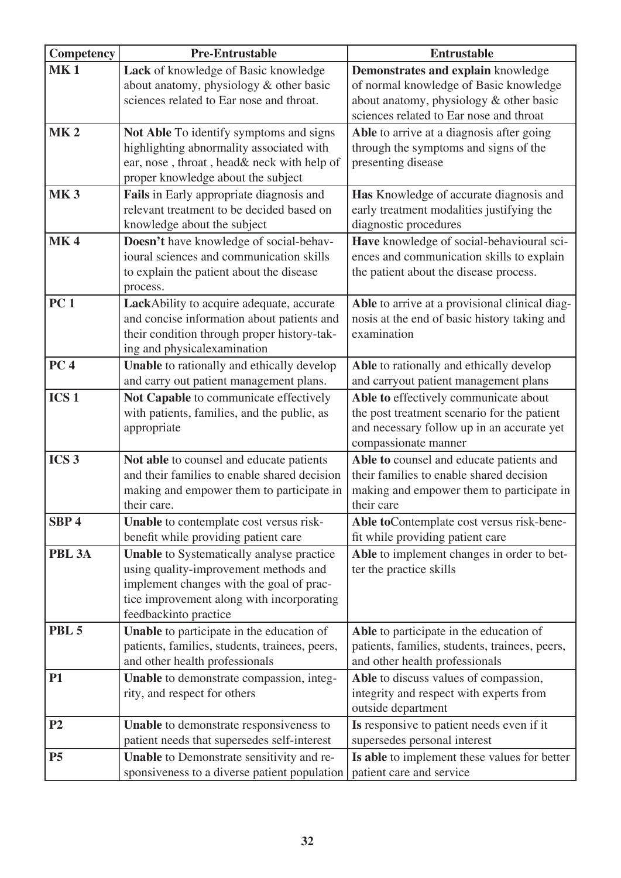| Competency | Pre-Entrustable | Entrustable |
|---|---|---|
| **MK 1** | **Lack** of knowledge of Basic knowledge about anatomy, physiology & other basic sciences related to Ear nose and throat. | **Demonstrates and explain** knowledge of normal knowledge of Basic knowledge about anatomy, physiology & other basic sciences related to Ear nose and throat |
| **MK 2** | **Not Able** To identify symptoms and signs highlighting abnormality associated with ear, nose , throat , head& neck with help of proper knowledge about the subject | **Able** to arrive at a diagnosis after going through the symptoms and signs of the presenting disease |
| **MK 3** | **Fails** in Early appropriate diagnosis and relevant treatment to be decided based on knowledge about the subject | **Has** Knowledge of accurate diagnosis and early treatment modalities justifying the diagnostic procedures |
| **MK 4** | **Doesn't** have knowledge of social-behavioural sciences and communication skills to explain the patient about the disease process. | **Have** knowledge of social-behavioural sciences and communication skills to explain the patient about the disease process. |
| **PC 1** | **Lack**Ability to acquire adequate, accurate and concise information about patients and their condition through proper history-taking and physicalexamination | **Able** to arrive at a provisional clinical diagnosis at the end of basic history taking and examination |
| **PC 4** | **Unable** to rationally and ethically develop and carry out patient management plans. | **Able** to rationally and ethically develop and carryout patient management plans |
| **ICS 1** | **Not Capable** to communicate effectively with patients, families, and the public, as appropriate | **Able to** effectively communicate about the post treatment scenario for the patient and necessary follow up in an accurate yet compassionate manner |
| **ICS 3** | **Not able** to counsel and educate patients and their families to enable shared decision making and empower them to participate in their care. | **Able to** counsel and educate patients and their families to enable shared decision making and empower them to participate in their care |
| **SBP 4** | **Unable** to contemplate cost versus risk-benefit while providing patient care | **Able to**Contemplate cost versus risk-benefit while providing patient care |
| **PBL 3A** | **Unable** to Systematically analyse practice using quality-improvement methods and implement changes with the goal of practice improvement along with incorporating feedbackinto practice | **Able** to implement changes in order to better the practice skills |
| **PBL 5** | **Unable** to participate in the education of patients, families, students, trainees, peers, and other health professionals | **Able** to participate in the education of patients, families, students, trainees, peers, and other health professionals |
| **P1** | **Unable** to demonstrate compassion, integrity, and respect for others | **Able** to discuss values of compassion, integrity and respect with experts from outside department |
| **P2** | **Unable** to demonstrate responsiveness to patient needs that supersedes self-interest | **Is** responsive to patient needs even if it supersedes personal interest |
| **P5** | **Unable** to Demonstrate sensitivity and responsiveness to a diverse patient population | **Is able** to implement these values for better patient care and service |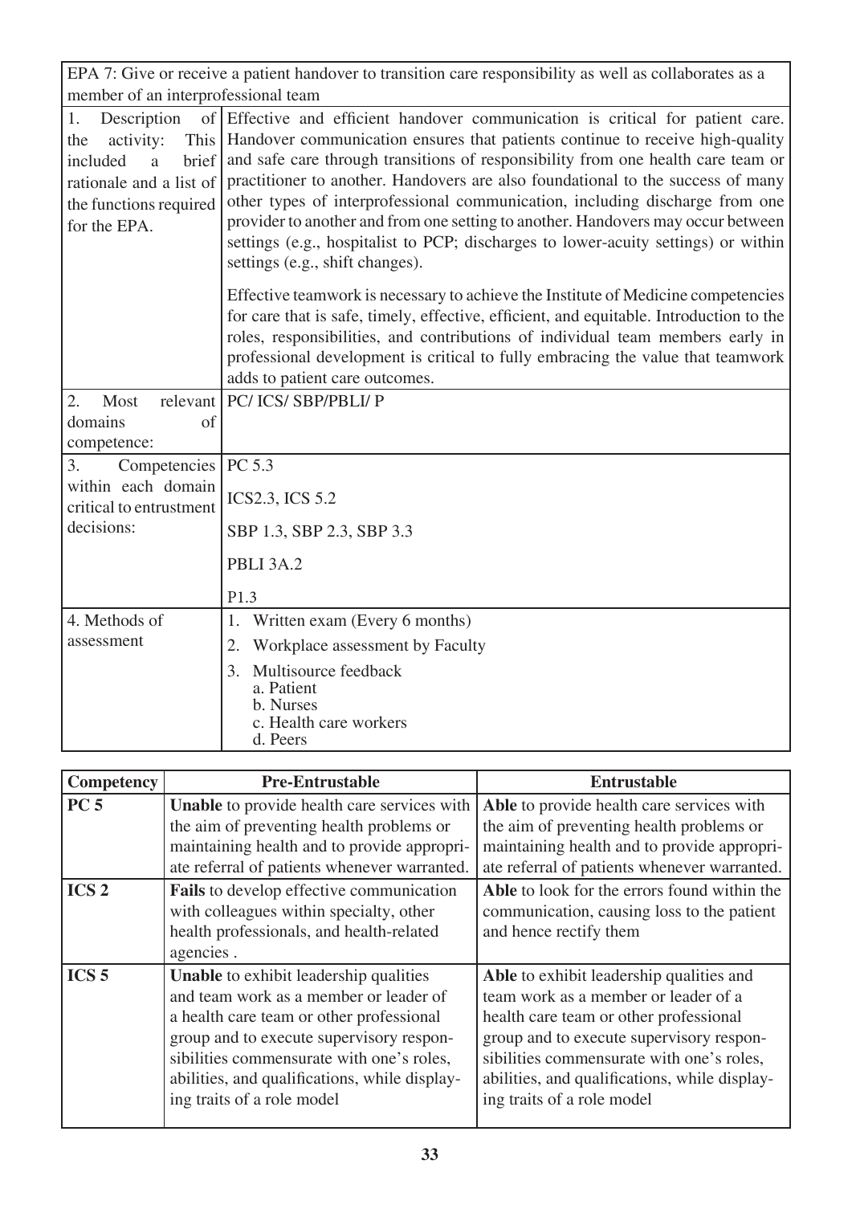| EPA 7: Give or receive a patient handover to transition care responsibility as well as collaborates as a member of an interprofessional team | |
|---|---|
| 1. Description of the activity: This included a brief rationale and a list of the functions required for the EPA. | Effective and efficient handover communication is critical for patient care. Handover communication ensures that patients continue to receive high-quality and safe care through transitions of responsibility from one health care team or practitioner to another. Handovers are also foundational to the success of many other types of interprofessional communication, including discharge from one provider to another and from one setting to another. Handovers may occur between settings (e.g., hospitalist to PCP; discharges to lower-acuity settings) or within settings (e.g., shift changes).<br><br>Effective teamwork is necessary to achieve the Institute of Medicine competencies for care that is safe, timely, effective, efficient, and equitable. Introduction to the roles, responsibilities, and contributions of individual team members early in professional development is critical to fully embracing the value that teamwork adds to patient care outcomes. |
| 2. Most relevant domains of competence: | PC/ ICS/ SBP/PBLI/ P |
| 3. Competencies within each domain critical to entrustment decisions: | PC 5.3<br><br>ICS2.3, ICS 5.2<br><br>SBP 1.3, SBP 2.3, SBP 3.3<br><br>PBLI 3A.2<br><br>P1.3 |
| 4. Methods of assessment | 1. Written exam (Every 6 months)<br>2. Workplace assessment by Faculty<br>3. Multisource feedback<br>a. Patient<br>b. Nurses<br>c. Health care workers<br>d. Peers |

| Competency | Pre-Entrustable | Entrustable |
|---|---|---|
| **PC 5** | **Unable** to provide health care services with the aim of preventing health problems or maintaining health and to provide appropriate referral of patients whenever warranted. | **Able** to provide health care services with the aim of preventing health problems or maintaining health and to provide appropriate referral of patients whenever warranted. |
| **ICS 2** | **Fails** to develop effective communication with colleagues within specialty, other health professionals, and health-related agencies . | **Able** to look for the errors found within the communication, causing loss to the patient and hence rectify them |
| **ICS 5** | **Unable** to exhibit leadership qualities and team work as a member or leader of a health care team or other professional group and to execute supervisory responsibilities commensurate with one's roles, abilities, and qualifications, while displaying traits of a role model | **Able** to exhibit leadership qualities and team work as a member or leader of a health care team or other professional group and to execute supervisory responsibilities commensurate with one's roles, abilities, and qualifications, while displaying traits of a role model |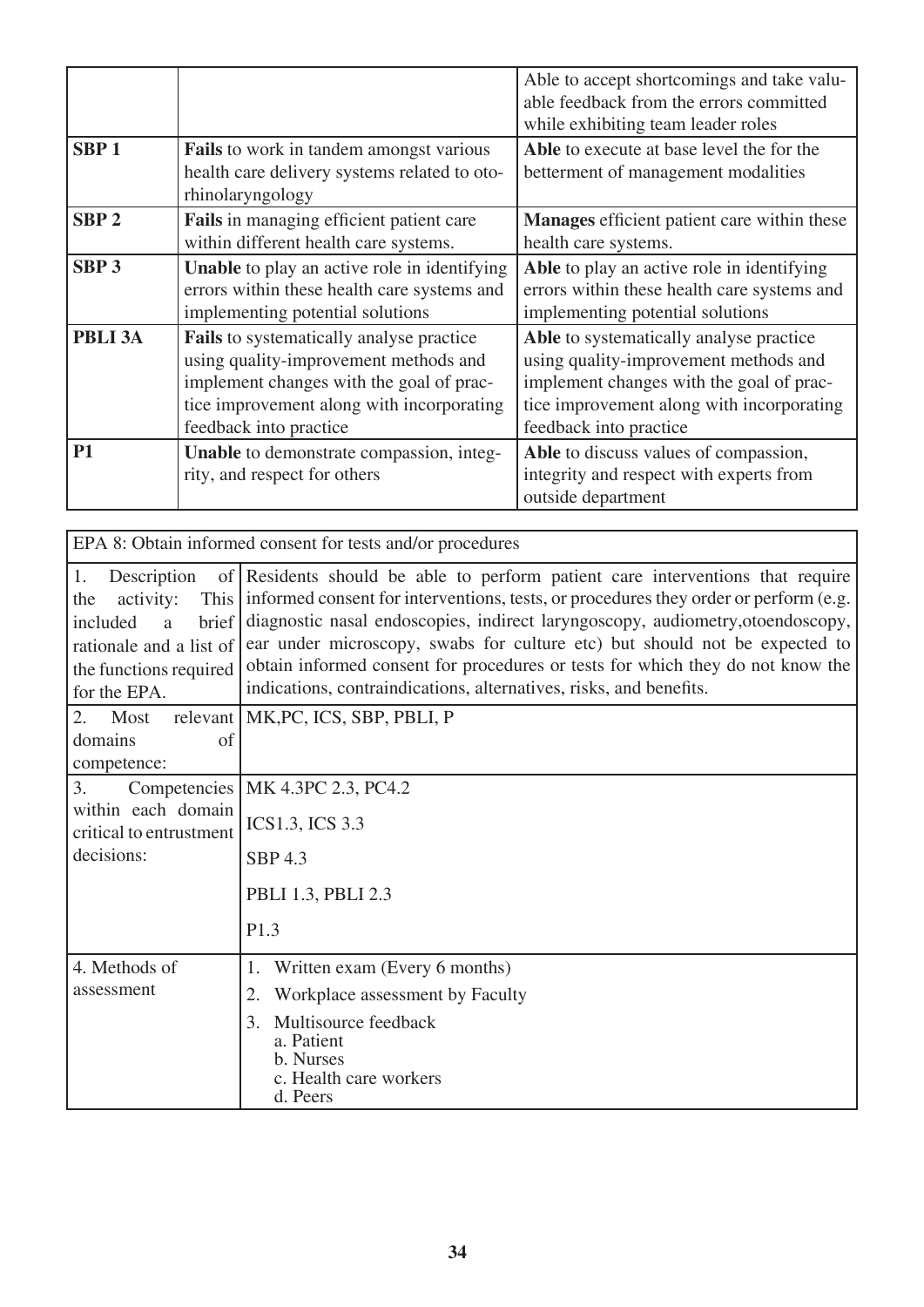| | | |
|---|---|---|
| | | Able to accept shortcomings and take valuable feedback from the errors committed while exhibiting team leader roles |
| **SBP 1** | **Fails** to work in tandem amongst various health care delivery systems related to otorhinolaryngology | **Able** to execute at base level the for the betterment of management modalities |
| **SBP 2** | **Fails** in managing efficient patient care within different health care systems. | **Manages** efficient patient care within these health care systems. |
| **SBP 3** | **Unable** to play an active role in identifying errors within these health care systems and implementing potential solutions | **Able** to play an active role in identifying errors within these health care systems and implementing potential solutions |
| **PBLI 3A** | **Fails** to systematically analyse practice using quality-improvement methods and implement changes with the goal of practice improvement along with incorporating feedback into practice | **Able** to systematically analyse practice using quality-improvement methods and implement changes with the goal of practice improvement along with incorporating feedback into practice |
| **P1** | **Unable** to demonstrate compassion, integrity, and respect for others | **Able** to discuss values of compassion, integrity and respect with experts from outside department |

| EPA 8: Obtain informed consent for tests and/or procedures | |
|---|---|
| 1. Description of the activity: This included a brief rationale and a list of the functions required for the EPA. | Residents should be able to perform patient care interventions that require informed consent for interventions, tests, or procedures they order or perform (e.g. diagnostic nasal endoscopies, indirect laryngoscopy, audiometry,otoendoscopy, ear under microscopy, swabs for culture etc) but should not be expected to obtain informed consent for procedures or tests for which they do not know the indications, contraindications, alternatives, risks, and benefits. |
| 2. Most relevant domains of competence: | MK,PC, ICS, SBP, PBLI, P |
| 3. Competencies within each domain critical to entrustment decisions: | MK 4.3PC 2.3, PC4.2<br>ICS1.3, ICS 3.3<br>SBP 4.3<br>PBLI 1.3, PBLI 2.3<br>P1.3 |
| 4. Methods of assessment | 1. Written exam (Every 6 months)<br>2. Workplace assessment by Faculty<br>3. Multisource feedback<br>a. Patient<br>b. Nurses<br>c. Health care workers<br>d. Peers |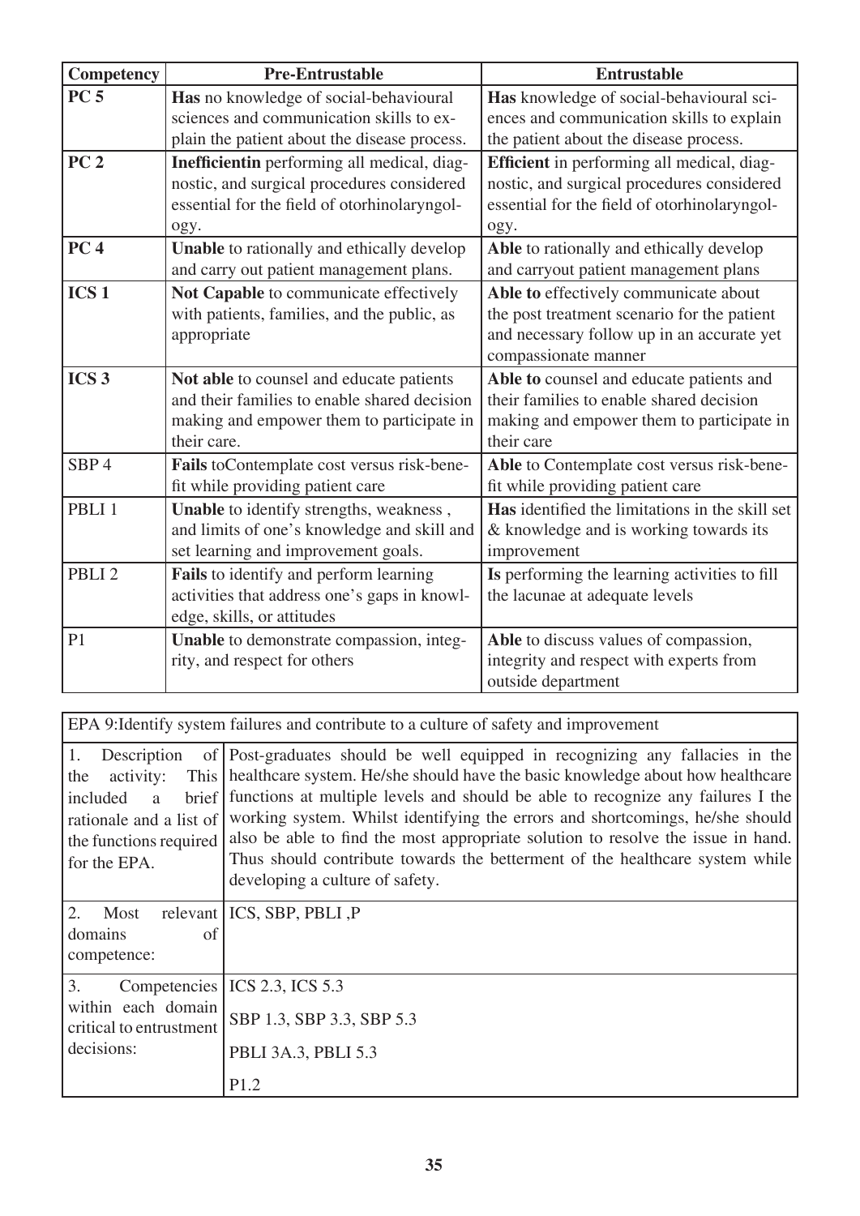| Competency | Pre-Entrustable | Entrustable |
|---|---|---|
| **PC 5** | **Has** no knowledge of social-behavioural sciences and communication skills to explain the patient about the disease process. | **Has** knowledge of social-behavioural sciences and communication skills to explain the patient about the disease process. |
| **PC 2** | **Inefficientin** performing all medical, diagnostic, and surgical procedures considered essential for the field of otorhinolaryngology. | **Efficient** in performing all medical, diagnostic, and surgical procedures considered essential for the field of otorhinolaryngology. |
| **PC 4** | **Unable** to rationally and ethically develop and carry out patient management plans. | **Able** to rationally and ethically develop and carryout patient management plans |
| **ICS 1** | **Not Capable** to communicate effectively with patients, families, and the public, as appropriate | **Able to** effectively communicate about the post treatment scenario for the patient and necessary follow up in an accurate yet compassionate manner |
| **ICS 3** | **Not able** to counsel and educate patients and their families to enable shared decision making and empower them to participate in their care. | **Able to** counsel and educate patients and their families to enable shared decision making and empower them to participate in their care |
| SBP 4 | **Fails** toContemplate cost versus risk-benefit while providing patient care | **Able** to Contemplate cost versus risk-benefit while providing patient care |
| PBLI 1 | **Unable** to identify strengths, weakness , and limits of one's knowledge and skill and set learning and improvement goals. | **Has** identified the limitations in the skill set & knowledge and is working towards its improvement |
| PBLI 2 | **Fails** to identify and perform learning activities that address one's gaps in knowledge, skills, or attitudes | **Is** performing the learning activities to fill the lacunae at adequate levels |
| P1 | **Unable** to demonstrate compassion, integrity, and respect for others | **Able** to discuss values of compassion, integrity and respect with experts from outside department |

| EPA 9:Identify system failures and contribute to a culture of safety and improvement | |
|---|---|
| 1. Description of the activity: This included a brief rationale and a list of the functions required for the EPA. | Post-graduates should be well equipped in recognizing any fallacies in the healthcare system. He/she should have the basic knowledge about how healthcare functions at multiple levels and should be able to recognize any failures I the working system. Whilst identifying the errors and shortcomings, he/she should also be able to find the most appropriate solution to resolve the issue in hand. Thus should contribute towards the betterment of the healthcare system while developing a culture of safety. |
| 2. Most relevant domains of competence: | ICS, SBP, PBLI ,P |
| 3. Competencies within each domain critical to entrustment decisions: | ICS 2.3, ICS 5.3<br>SBP 1.3, SBP 3.3, SBP 5.3<br>PBLI 3A.3, PBLI 5.3<br>P1.2 |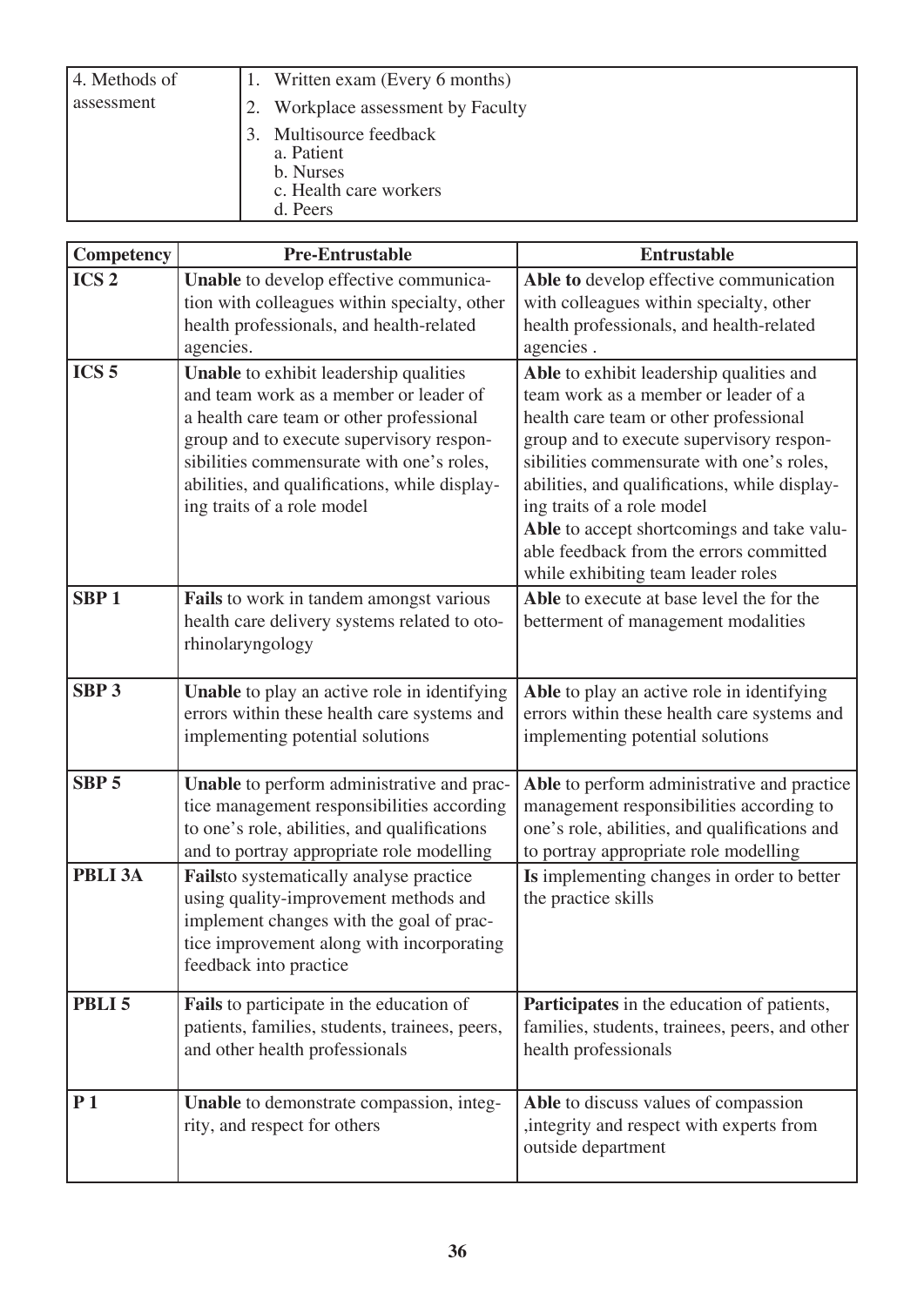| 4. Methods of assessment | 1. Written exam (Every 6 months)<br>2. Workplace assessment by Faculty<br>3. Multisource feedback<br>a. Patient<br>b. Nurses<br>c. Health care workers<br>d. Peers |
|---|---|

| Competency | Pre-Entrustable | Entrustable |
|---|---|---|
| **ICS 2** | **Unable** to develop effective communication with colleagues within specialty, other health professionals, and health-related agencies. | **Able to** develop effective communication with colleagues within specialty, other health professionals, and health-related agencies . |
| **ICS 5** | **Unable** to exhibit leadership qualities and team work as a member or leader of a health care team or other professional group and to execute supervisory responsibilities commensurate with one's roles, abilities, and qualifications, while displaying traits of a role model | **Able** to exhibit leadership qualities and team work as a member or leader of a health care team or other professional group and to execute supervisory responsibilities commensurate with one's roles, abilities, and qualifications, while displaying traits of a role model<br>**Able** to accept shortcomings and take valuable feedback from the errors committed while exhibiting team leader roles |
| **SBP 1** | **Fails** to work in tandem amongst various health care delivery systems related to otorhinolaryngology | **Able** to execute at base level the for the betterment of management modalities |
| **SBP 3** | **Unable** to play an active role in identifying errors within these health care systems and implementing potential solutions | **Able** to play an active role in identifying errors within these health care systems and implementing potential solutions |
| **SBP 5** | **Unable** to perform administrative and practice management responsibilities according to one's role, abilities, and qualifications and to portray appropriate role modelling | **Able** to perform administrative and practice management responsibilities according to one's role, abilities, and qualifications and to portray appropriate role modelling |
| **PBLI 3A** | **Fails**to systematically analyse practice using quality-improvement methods and implement changes with the goal of practice improvement along with incorporating feedback into practice | **Is** implementing changes in order to better the practice skills |
| **PBLI 5** | **Fails** to participate in the education of patients, families, students, trainees, peers, and other health professionals | **Participates** in the education of patients, families, students, trainees, peers, and other health professionals |
| **P 1** | **Unable** to demonstrate compassion, integrity, and respect for others | **Able** to discuss values of compassion ,integrity and respect with experts from outside department |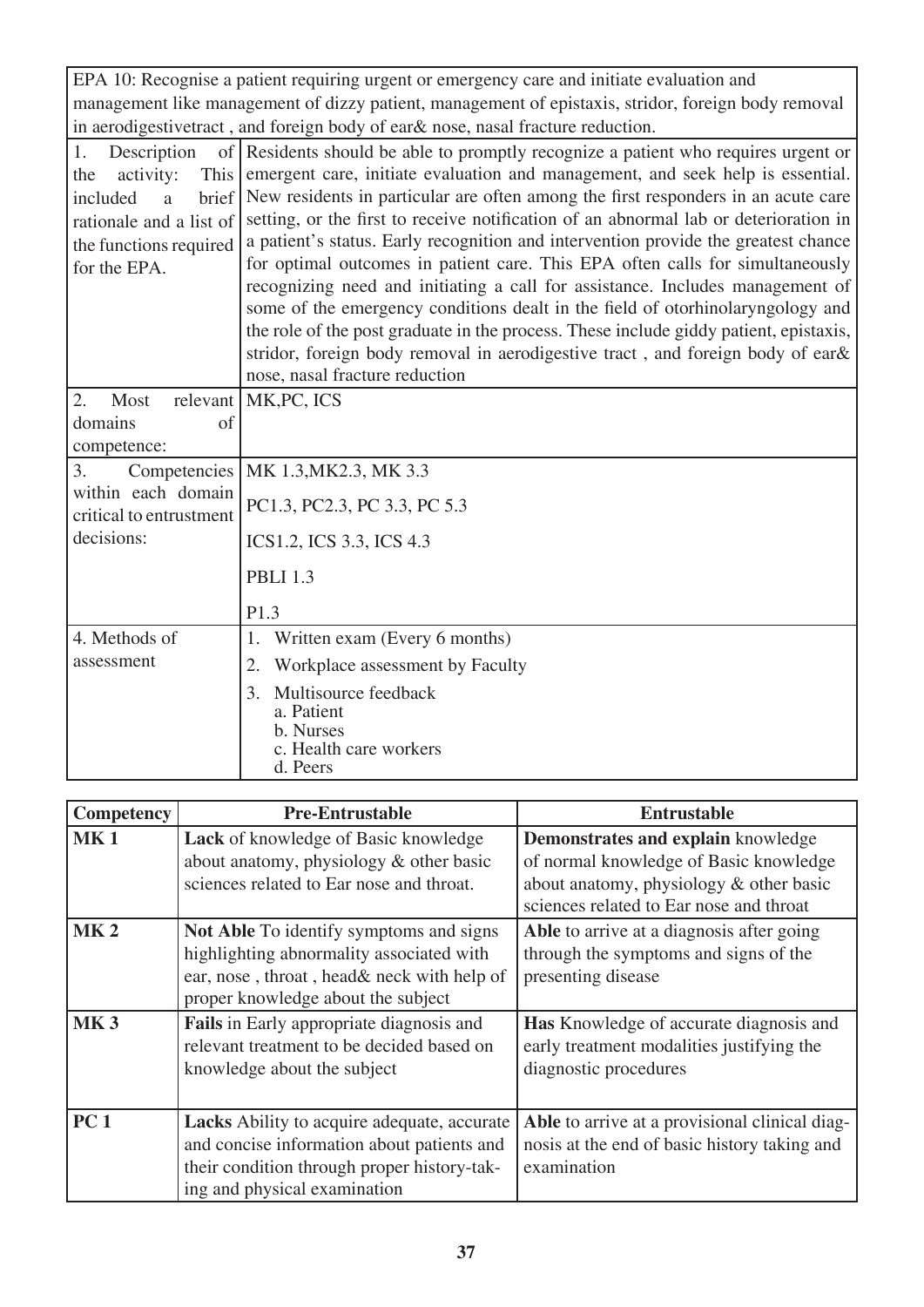| EPA 10: Recognise a patient requiring urgent or emergency care and initiate evaluation and management like management of dizzy patient, management of epistaxis, stridor, foreign body removal in aerodigestivetract , and foreign body of ear& nose, nasal fracture reduction. | |
|---|---|
| 1. Description of the activity: This included a brief rationale and a list of the functions required for the EPA. | Residents should be able to promptly recognize a patient who requires urgent or emergent care, initiate evaluation and management, and seek help is essential. New residents in particular are often among the first responders in an acute care setting, or the first to receive notification of an abnormal lab or deterioration in a patient's status. Early recognition and intervention provide the greatest chance for optimal outcomes in patient care. This EPA often calls for simultaneously recognizing need and initiating a call for assistance. Includes management of some of the emergency conditions dealt in the field of otorhinolaryngology and the role of the post graduate in the process. These include giddy patient, epistaxis, stridor, foreign body removal in aerodigestive tract , and foreign body of ear& nose, nasal fracture reduction |
| 2. Most relevant domains of competence: | MK,PC, ICS |
| 3. Competencies within each domain critical to entrustment decisions: | MK 1.3,MK2.3, MK 3.3<br><br>PC1.3, PC2.3, PC 3.3, PC 5.3<br><br>ICS1.2, ICS 3.3, ICS 4.3<br><br>PBLI 1.3<br><br>P1.3 |
| 4. Methods of assessment | 1. Written exam (Every 6 months)<br>2. Workplace assessment by Faculty<br>3. Multisource feedback<br>a. Patient<br>b. Nurses<br>c. Health care workers<br>d. Peers |

| Competency | Pre-Entrustable | Entrustable |
|---|---|---|
| **MK 1** | **Lack** of knowledge of Basic knowledge about anatomy, physiology & other basic sciences related to Ear nose and throat. | **Demonstrates and explain** knowledge of normal knowledge of Basic knowledge about anatomy, physiology & other basic sciences related to Ear nose and throat |
| **MK 2** | **Not Able** To identify symptoms and signs highlighting abnormality associated with ear, nose , throat , head& neck with help of proper knowledge about the subject | **Able** to arrive at a diagnosis after going through the symptoms and signs of the presenting disease |
| **MK 3** | **Fails** in Early appropriate diagnosis and relevant treatment to be decided based on knowledge about the subject | **Has** Knowledge of accurate diagnosis and early treatment modalities justifying the diagnostic procedures |
| **PC 1** | **Lacks** Ability to acquire adequate, accurate and concise information about patients and their condition through proper history-taking and physical examination | **Able** to arrive at a provisional clinical diagnosis at the end of basic history taking and examination |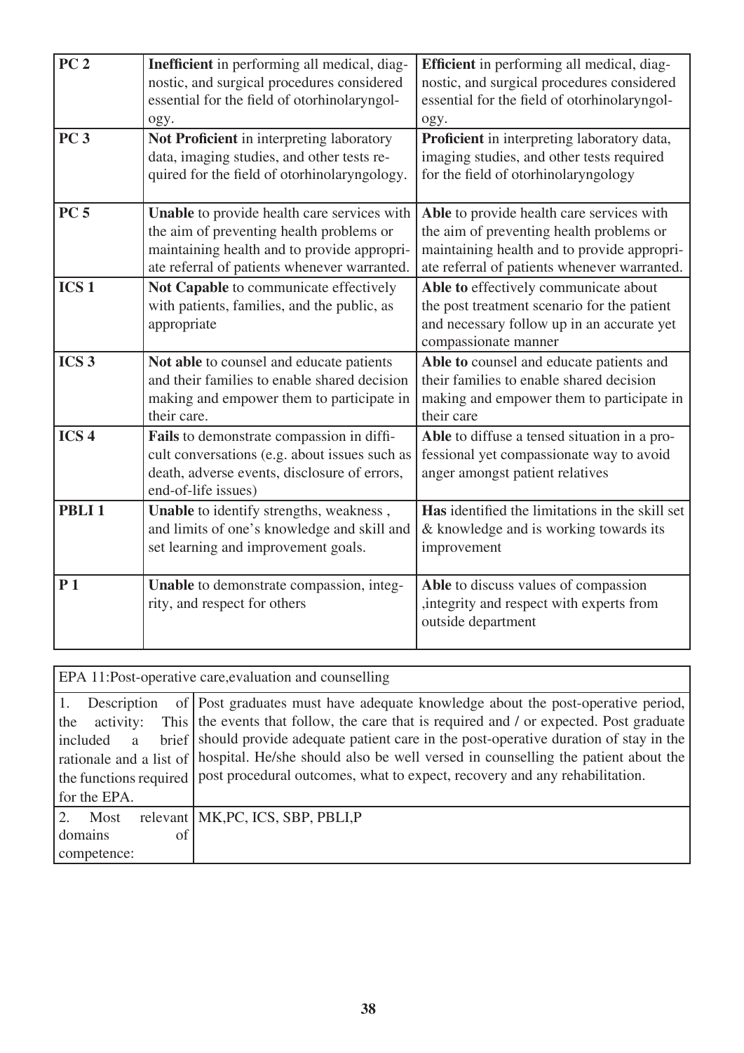| | | |
|---|---|---|
| **PC 2** | **Inefficient** in performing all medical, diagnostic, and surgical procedures considered essential for the field of otorhinolaryngology. | **Efficient** in performing all medical, diagnostic, and surgical procedures considered essential for the field of otorhinolaryngology. |
| **PC 3** | **Not Proficient** in interpreting laboratory data, imaging studies, and other tests required for the field of otorhinolaryngology. | **Proficient** in interpreting laboratory data, imaging studies, and other tests required for the field of otorhinolaryngology |
| **PC 5** | **Unable** to provide health care services with the aim of preventing health problems or maintaining health and to provide appropriate referral of patients whenever warranted. | **Able** to provide health care services with the aim of preventing health problems or maintaining health and to provide appropriate referral of patients whenever warranted. |
| **ICS 1** | **Not Capable** to communicate effectively with patients, families, and the public, as appropriate | **Able to** effectively communicate about the post treatment scenario for the patient and necessary follow up in an accurate yet compassionate manner |
| **ICS 3** | **Not able** to counsel and educate patients and their families to enable shared decision making and empower them to participate in their care. | **Able to** counsel and educate patients and their families to enable shared decision making and empower them to participate in their care |
| **ICS 4** | **Fails** to demonstrate compassion in difficult conversations (e.g. about issues such as death, adverse events, disclosure of errors, end-of-life issues) | **Able** to diffuse a tensed situation in a professional yet compassionate way to avoid anger amongst patient relatives |
| **PBLI 1** | **Unable** to identify strengths, weakness , and limits of one's knowledge and skill and set learning and improvement goals. | **Has** identified the limitations in the skill set & knowledge and is working towards its improvement |
| **P 1** | **Unable** to demonstrate compassion, integrity, and respect for others | **Able** to discuss values of compassion ,integrity and respect with experts from outside department |

| EPA 11:Post-operative care,evaluation and counselling | |
|---|---|
| 1. Description of the activity: This included a brief rationale and a list of the functions required for the EPA. | Post graduates must have adequate knowledge about the post-operative period, the events that follow, the care that is required and / or expected. Post graduate should provide adequate patient care in the post-operative duration of stay in the hospital. He/she should also be well versed in counselling the patient about the post procedural outcomes, what to expect, recovery and any rehabilitation. |
| 2. Most relevant domains of competence: | MK,PC, ICS, SBP, PBLI,P |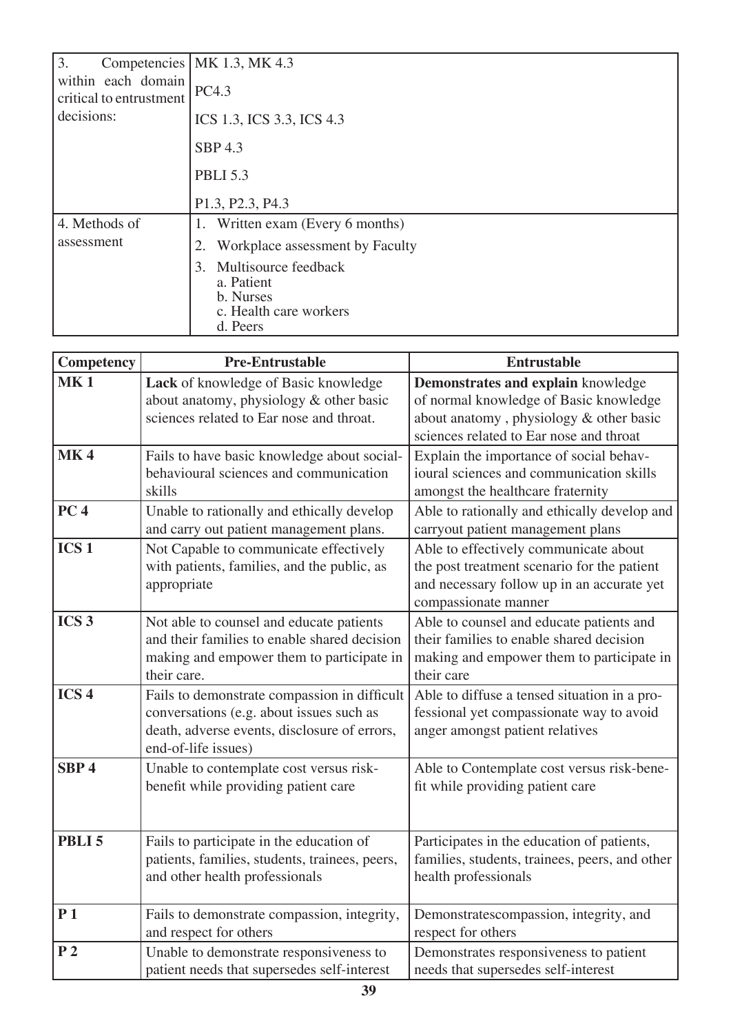| | |
|---|---|
| 3. Competencies within each domain critical to entrustment decisions: | MK 1.3, MK 4.3<br>PC4.3<br>ICS 1.3, ICS 3.3, ICS 4.3<br>SBP 4.3<br>PBLI 5.3<br>P1.3, P2.3, P4.3 |
| 4. Methods of assessment | 1. Written exam (Every 6 months)<br>2. Workplace assessment by Faculty<br>3. Multisource feedback<br>a. Patient<br>b. Nurses<br>c. Health care workers<br>d. Peers |

| Competency | Pre-Entrustable | Entrustable |
|---|---|---|
| **MK 1** | **Lack** of knowledge of Basic knowledge about anatomy, physiology & other basic sciences related to Ear nose and throat. | **Demonstrates and explain** knowledge of normal knowledge of Basic knowledge about anatomy , physiology & other basic sciences related to Ear nose and throat |
| **MK 4** | Fails to have basic knowledge about social-behavioural sciences and communication skills | Explain the importance of social behavioural sciences and communication skills amongst the healthcare fraternity |
| **PC 4** | Unable to rationally and ethically develop and carry out patient management plans. | Able to rationally and ethically develop and carryout patient management plans |
| **ICS 1** | Not Capable to communicate effectively with patients, families, and the public, as appropriate | Able to effectively communicate about the post treatment scenario for the patient and necessary follow up in an accurate yet compassionate manner |
| **ICS 3** | Not able to counsel and educate patients and their families to enable shared decision making and empower them to participate in their care. | Able to counsel and educate patients and their families to enable shared decision making and empower them to participate in their care |
| **ICS 4** | Fails to demonstrate compassion in difficult conversations (e.g. about issues such as death, adverse events, disclosure of errors, end-of-life issues) | Able to diffuse a tensed situation in a professional yet compassionate way to avoid anger amongst patient relatives |
| **SBP 4** | Unable to contemplate cost versus risk-benefit while providing patient care | Able to Contemplate cost versus risk-benefit while providing patient care |
| **PBLI 5** | Fails to participate in the education of patients, families, students, trainees, peers, and other health professionals | Participates in the education of patients, families, students, trainees, peers, and other health professionals |
| **P 1** | Fails to demonstrate compassion, integrity, and respect for others | Demonstratescompassion, integrity, and respect for others |
| **P 2** | Unable to demonstrate responsiveness to patient needs that supersedes self-interest | Demonstrates responsiveness to patient needs that supersedes self-interest |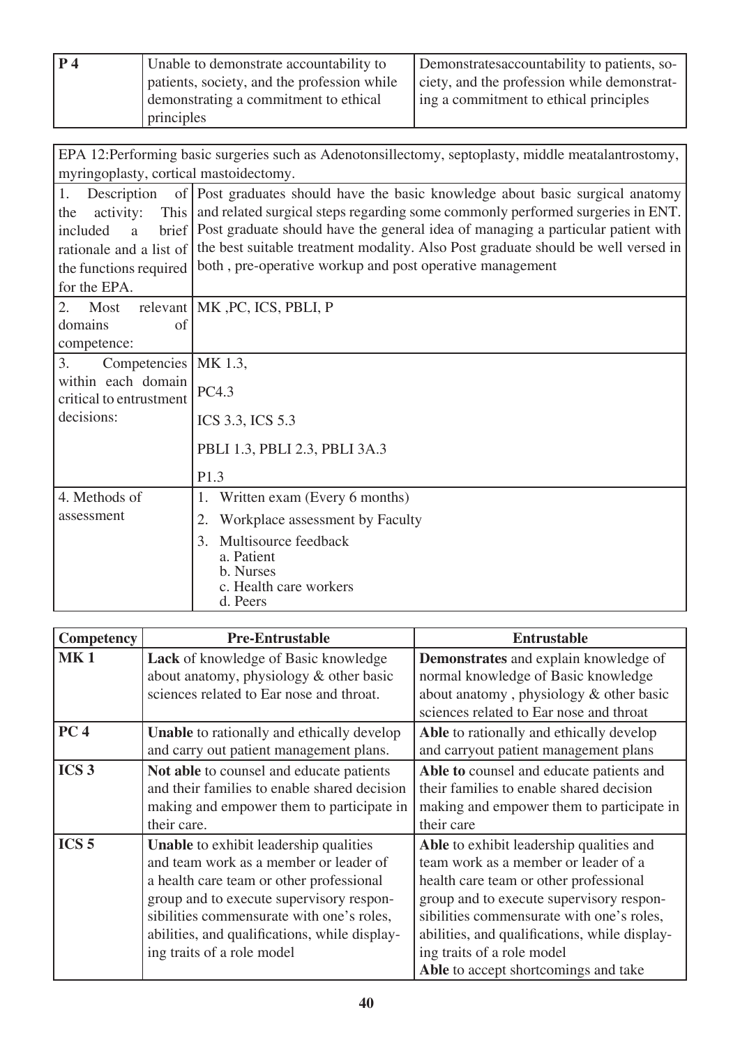| P 4 | Unable to demonstrate accountability to patients, society, and the profession while demonstrating a commitment to ethical principles | Demonstratesaccountability to patients, society, and the profession while demonstrating a commitment to ethical principles |
|---|---|---|

| EPA 12:Performing basic surgeries such as Adenotonsillectomy, septoplasty, middle meatalantrostomy, myringoplasty, cortical mastoidectomy. | |
|---|---|
| 1. Description of the activity: This included a brief rationale and a list of the functions required for the EPA. | Post graduates should have the basic knowledge about basic surgical anatomy and related surgical steps regarding some commonly performed surgeries in ENT. Post graduate should have the general idea of managing a particular patient with the best suitable treatment modality. Also Post graduate should be well versed in both , pre-operative workup and post operative management |
| 2. Most relevant domains of competence: | MK ,PC, ICS, PBLI, P |
| 3. Competencies within each domain critical to entrustment decisions: | MK 1.3,<br>PC4.3<br>ICS 3.3, ICS 5.3<br>PBLI 1.3, PBLI 2.3, PBLI 3A.3<br>P1.3 |
| 4. Methods of assessment | 1. Written exam (Every 6 months)<br>2. Workplace assessment by Faculty<br>3. Multisource feedback<br>a. Patient<br>b. Nurses<br>c. Health care workers<br>d. Peers |

| Competency | Pre-Entrustable | Entrustable |
|---|---|---|
| **MK 1** | **Lack** of knowledge of Basic knowledge about anatomy, physiology & other basic sciences related to Ear nose and throat. | **Demonstrates** and explain knowledge of normal knowledge of Basic knowledge about anatomy , physiology & other basic sciences related to Ear nose and throat |
| **PC 4** | **Unable** to rationally and ethically develop and carry out patient management plans. | **Able** to rationally and ethically develop and carryout patient management plans |
| **ICS 3** | **Not able** to counsel and educate patients and their families to enable shared decision making and empower them to participate in their care. | **Able to** counsel and educate patients and their families to enable shared decision making and empower them to participate in their care |
| **ICS 5** | **Unable** to exhibit leadership qualities and team work as a member or leader of a health care team or other professional group and to execute supervisory responsibilities commensurate with one's roles, abilities, and qualifications, while displaying traits of a role model | **Able** to exhibit leadership qualities and team work as a member or leader of a health care team or other professional group and to execute supervisory responsibilities commensurate with one's roles, abilities, and qualifications, while displaying traits of a role model<br>**Able** to accept shortcomings and take |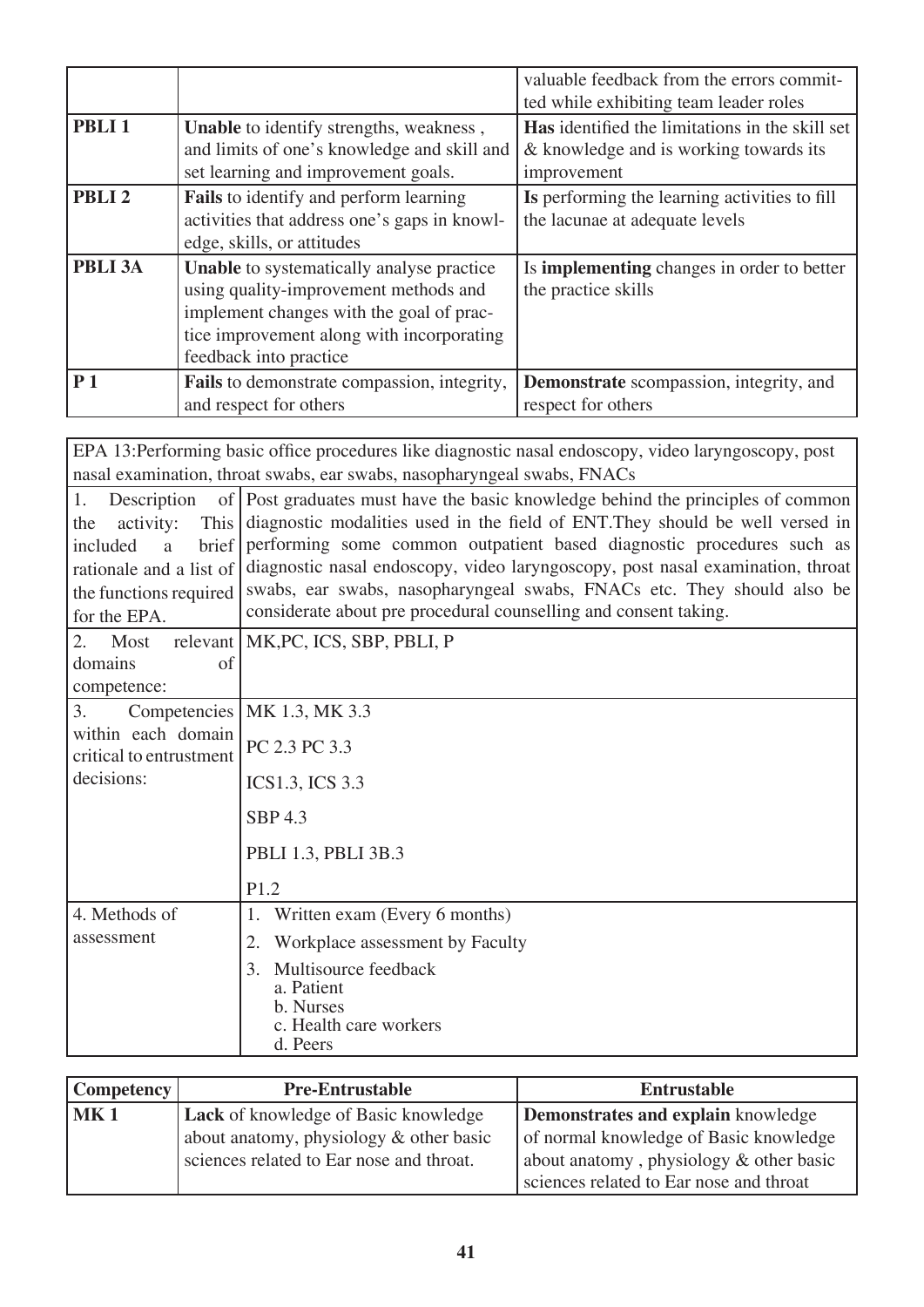| | | |
|---|---|---|
| | | valuable feedback from the errors committed while exhibiting team leader roles |
| **PBLI 1** | **Unable** to identify strengths, weakness , and limits of one's knowledge and skill and set learning and improvement goals. | **Has** identified the limitations in the skill set & knowledge and is working towards its improvement |
| **PBLI 2** | **Fails** to identify and perform learning activities that address one's gaps in knowledge, skills, or attitudes | **Is** performing the learning activities to fill the lacunae at adequate levels |
| **PBLI 3A** | **Unable** to systematically analyse practice using quality-improvement methods and implement changes with the goal of practice improvement along with incorporating feedback into practice | Is **implementing** changes in order to better the practice skills |
| **P 1** | **Fails** to demonstrate compassion, integrity, and respect for others | **Demonstrate** scompassion, integrity, and respect for others |

| EPA 13:Performing basic office procedures like diagnostic nasal endoscopy, video laryngoscopy, post nasal examination, throat swabs, ear swabs, nasopharyngeal swabs, FNACs | |
|---|---|
| 1. Description of the activity: This included a brief rationale and a list of the functions required for the EPA. | Post graduates must have the basic knowledge behind the principles of common diagnostic modalities used in the field of ENT.They should be well versed in performing some common outpatient based diagnostic procedures such as diagnostic nasal endoscopy, video laryngoscopy, post nasal examination, throat swabs, ear swabs, nasopharyngeal swabs, FNACs etc. They should also be considerate about pre procedural counselling and consent taking. |
| 2. Most relevant domains of competence: | MK,PC, ICS, SBP, PBLI, P |
| 3. Competencies within each domain critical to entrustment decisions: | MK 1.3, MK 3.3<br>PC 2.3 PC 3.3<br>ICS1.3, ICS 3.3<br>SBP 4.3<br>PBLI 1.3, PBLI 3B.3<br>P1.2 |
| 4. Methods of assessment | 1. Written exam (Every 6 months)<br>2. Workplace assessment by Faculty<br>3. Multisource feedback<br>a. Patient<br>b. Nurses<br>c. Health care workers<br>d. Peers |

| Competency | Pre-Entrustable | Entrustable |
|---|---|---|
| **MK 1** | **Lack** of knowledge of Basic knowledge about anatomy, physiology & other basic sciences related to Ear nose and throat. | **Demonstrates and explain** knowledge of normal knowledge of Basic knowledge about anatomy , physiology & other basic sciences related to Ear nose and throat |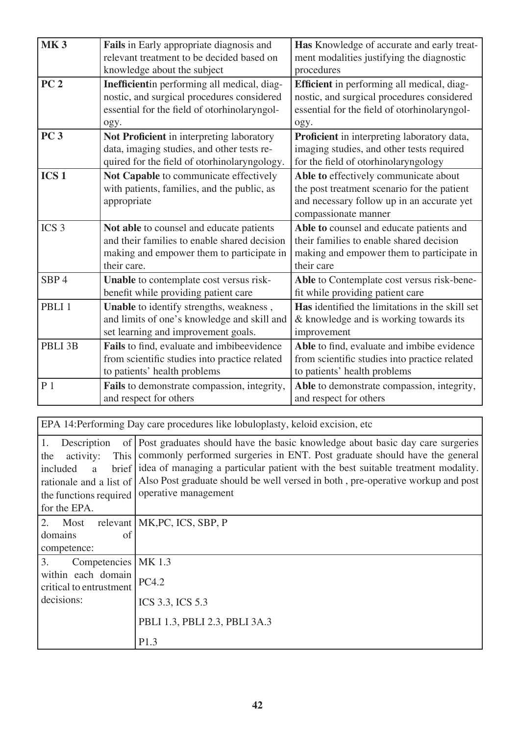| | | |
|---|---|---|
| **MK 3** | **Fails** in Early appropriate diagnosis and relevant treatment to be decided based on knowledge about the subject | **Has** Knowledge of accurate and early treatment modalities justifying the diagnostic procedures |
| **PC 2** | **Inefficient**in performing all medical, diagnostic, and surgical procedures considered essential for the field of otorhinolaryngology. | **Efficient** in performing all medical, diagnostic, and surgical procedures considered essential for the field of otorhinolaryngology. |
| **PC 3** | **Not Proficient** in interpreting laboratory data, imaging studies, and other tests required for the field of otorhinolaryngology. | **Proficient** in interpreting laboratory data, imaging studies, and other tests required for the field of otorhinolaryngology |
| **ICS 1** | **Not Capable** to communicate effectively with patients, families, and the public, as appropriate | **Able to** effectively communicate about the post treatment scenario for the patient and necessary follow up in an accurate yet compassionate manner |
| ICS 3 | **Not able** to counsel and educate patients and their families to enable shared decision making and empower them to participate in their care. | **Able to** counsel and educate patients and their families to enable shared decision making and empower them to participate in their care |
| SBP 4 | **Unable** to contemplate cost versus risk-benefit while providing patient care | **Able** to Contemplate cost versus risk-benefit while providing patient care |
| PBLI 1 | **Unable** to identify strengths, weakness , and limits of one's knowledge and skill and set learning and improvement goals. | **Has** identified the limitations in the skill set & knowledge and is working towards its improvement |
| PBLI 3B | **Fails** to find, evaluate and imbibeevidence from scientific studies into practice related to patients' health problems | **Able** to find, evaluate and imbibe evidence from scientific studies into practice related to patients' health problems |
| P 1 | **Fails** to demonstrate compassion, integrity, and respect for others | **Able** to demonstrate compassion, integrity, and respect for others |

| EPA 14:Performing Day care procedures like lobuloplasty, keloid excision, etc | |
|---|---|
| 1. Description of the activity: This included a brief rationale and a list of the functions required for the EPA. | Post graduates should have the basic knowledge about basic day care surgeries commonly performed surgeries in ENT. Post graduate should have the general idea of managing a particular patient with the best suitable treatment modality. Also Post graduate should be well versed in both , pre-operative workup and post operative management |
| 2. Most relevant domains of competence: | MK,PC, ICS, SBP, P |
| 3. Competencies within each domain critical to entrustment decisions: | MK 1.3<br>PC4.2<br>ICS 3.3, ICS 5.3<br>PBLI 1.3, PBLI 2.3, PBLI 3A.3<br>P1.3 |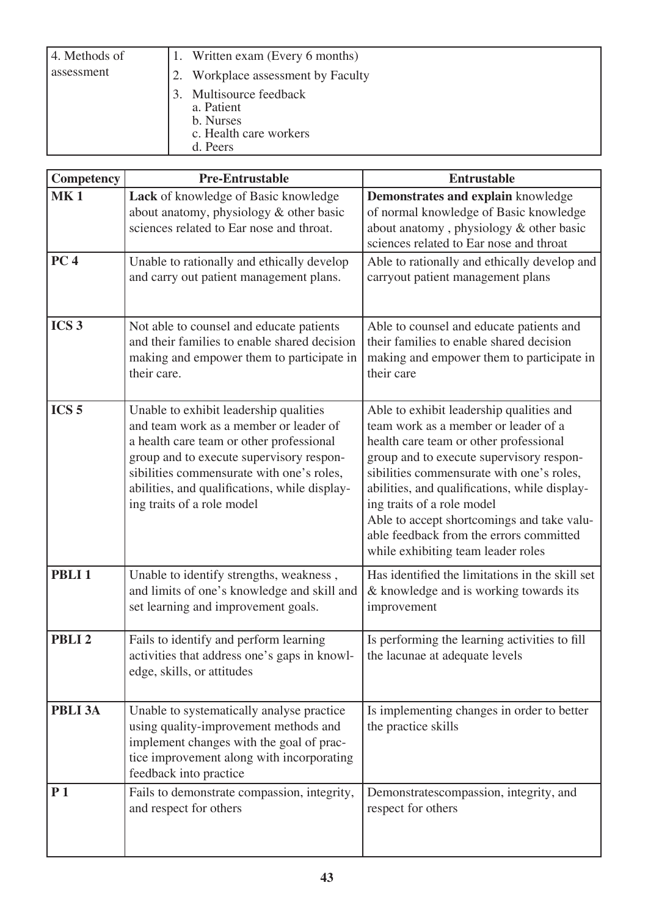| 4. Methods of assessment | 1. Written exam (Every 6 months)<br>2. Workplace assessment by Faculty<br>3. Multisource feedback<br>a. Patient<br>b. Nurses<br>c. Health care workers<br>d. Peers |
|---|---|

| Competency | Pre-Entrustable | Entrustable |
|---|---|---|
| **MK 1** | **Lack** of knowledge of Basic knowledge about anatomy, physiology & other basic sciences related to Ear nose and throat. | **Demonstrates and explain** knowledge of normal knowledge of Basic knowledge about anatomy , physiology & other basic sciences related to Ear nose and throat |
| **PC 4** | Unable to rationally and ethically develop and carry out patient management plans. | Able to rationally and ethically develop and carryout patient management plans |
| **ICS 3** | Not able to counsel and educate patients and their families to enable shared decision making and empower them to participate in their care. | Able to counsel and educate patients and their families to enable shared decision making and empower them to participate in their care |
| **ICS 5** | Unable to exhibit leadership qualities and team work as a member or leader of a health care team or other professional group and to execute supervisory responsibilities commensurate with one's roles, abilities, and qualifications, while displaying traits of a role model | Able to exhibit leadership qualities and team work as a member or leader of a health care team or other professional group and to execute supervisory responsibilities commensurate with one's roles, abilities, and qualifications, while displaying traits of a role model<br>Able to accept shortcomings and take valuable feedback from the errors committed while exhibiting team leader roles |
| **PBLI 1** | Unable to identify strengths, weakness , and limits of one's knowledge and skill and set learning and improvement goals. | Has identified the limitations in the skill set & knowledge and is working towards its improvement |
| **PBLI 2** | Fails to identify and perform learning activities that address one's gaps in knowledge, skills, or attitudes | Is performing the learning activities to fill the lacunae at adequate levels |
| **PBLI 3A** | Unable to systematically analyse practice using quality-improvement methods and implement changes with the goal of practice improvement along with incorporating feedback into practice | Is implementing changes in order to better the practice skills |
| **P 1** | Fails to demonstrate compassion, integrity, and respect for others | Demonstratescompassion, integrity, and respect for others |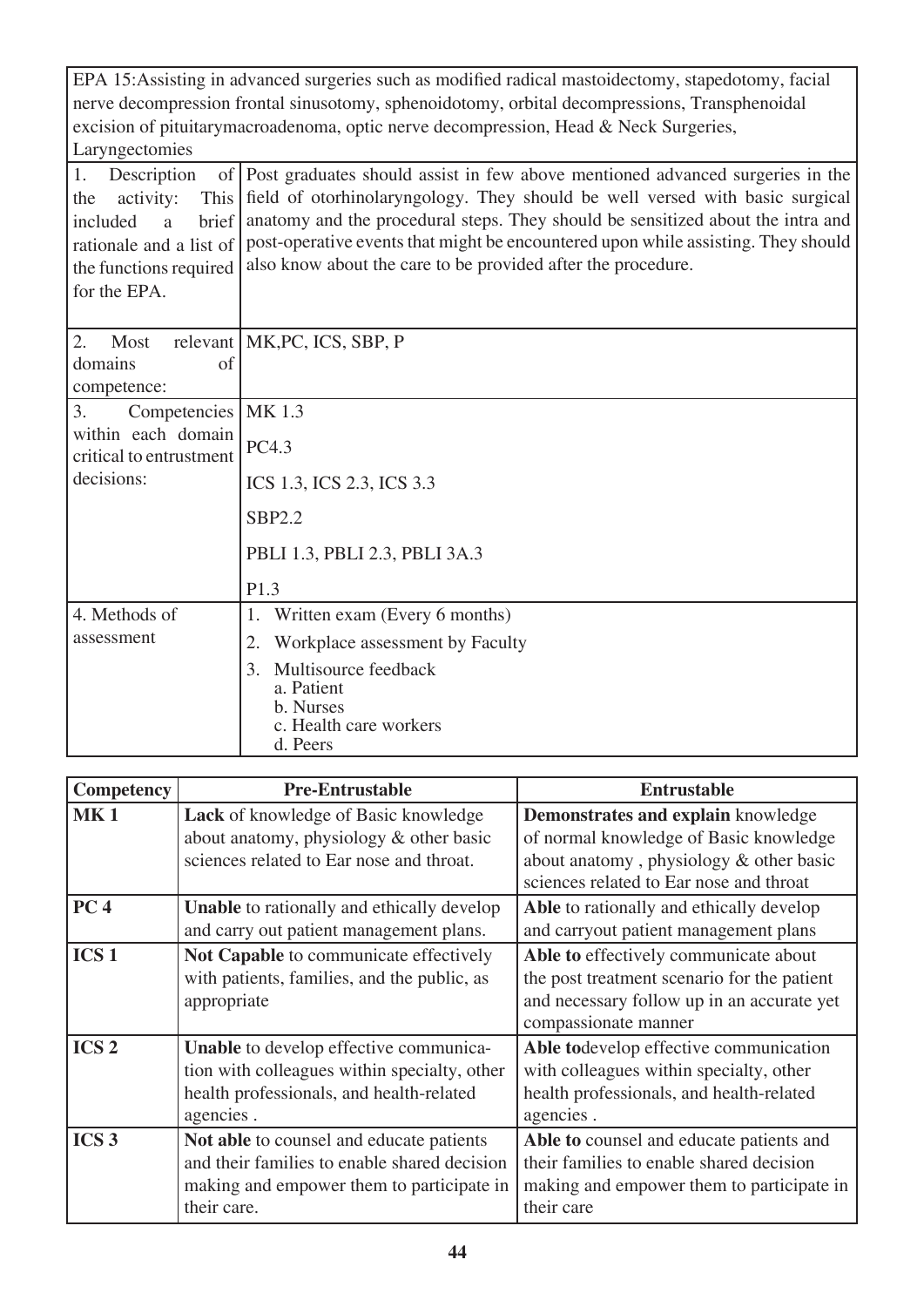| EPA 15:Assisting in advanced surgeries such as modified radical mastoidectomy, stapedotomy, facial nerve decompression frontal sinusotomy, sphenoidotomy, orbital decompressions, Transphenoidal excision of pituitarymacroadenoma, optic nerve decompression, Head & Neck Surgeries, Laryngectomies | |
|---|---|
| 1. Description of the activity: This included a brief rationale and a list of the functions required for the EPA. | Post graduates should assist in few above mentioned advanced surgeries in the field of otorhinolaryngology. They should be well versed with basic surgical anatomy and the procedural steps. They should be sensitized about the intra and post-operative events that might be encountered upon while assisting. They should also know about the care to be provided after the procedure. |
| 2. Most relevant domains of competence: | MK,PC, ICS, SBP, P |
| 3. Competencies within each domain critical to entrustment decisions: | MK 1.3<br>PC4.3<br>ICS 1.3, ICS 2.3, ICS 3.3<br>SBP2.2<br>PBLI 1.3, PBLI 2.3, PBLI 3A.3<br>P1.3 |
| 4. Methods of assessment | 1. Written exam (Every 6 months)<br>2. Workplace assessment by Faculty<br>3. Multisource feedback<br>a. Patient<br>b. Nurses<br>c. Health care workers<br>d. Peers |

| Competency | Pre-Entrustable | Entrustable |
|---|---|---|
| **MK 1** | **Lack** of knowledge of Basic knowledge about anatomy, physiology & other basic sciences related to Ear nose and throat. | **Demonstrates and explain** knowledge of normal knowledge of Basic knowledge about anatomy , physiology & other basic sciences related to Ear nose and throat |
| **PC 4** | **Unable** to rationally and ethically develop and carry out patient management plans. | **Able** to rationally and ethically develop and carryout patient management plans |
| **ICS 1** | **Not Capable** to communicate effectively with patients, families, and the public, as appropriate | **Able to** effectively communicate about the post treatment scenario for the patient and necessary follow up in an accurate yet compassionate manner |
| **ICS 2** | **Unable** to develop effective communication with colleagues within specialty, other health professionals, and health-related agencies . | **Able to**develop effective communication with colleagues within specialty, other health professionals, and health-related agencies . |
| **ICS 3** | **Not able** to counsel and educate patients and their families to enable shared decision making and empower them to participate in their care. | **Able to** counsel and educate patients and their families to enable shared decision making and empower them to participate in their care |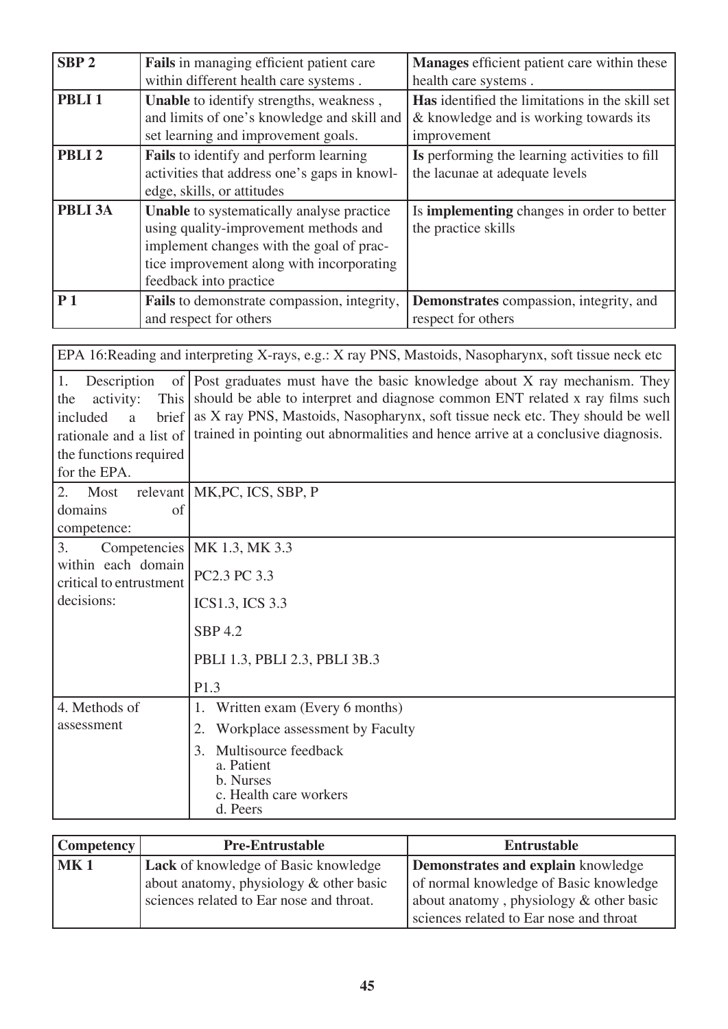| | | |
|---|---|---|
| **SBP 2** | **Fails** in managing efficient patient care within different health care systems . | **Manages** efficient patient care within these health care systems . |
| **PBLI 1** | **Unable** to identify strengths, weakness , and limits of one's knowledge and skill and set learning and improvement goals. | **Has** identified the limitations in the skill set & knowledge and is working towards its improvement |
| **PBLI 2** | **Fails** to identify and perform learning activities that address one's gaps in knowledge, skills, or attitudes | **Is** performing the learning activities to fill the lacunae at adequate levels |
| **PBLI 3A** | **Unable** to systematically analyse practice using quality-improvement methods and implement changes with the goal of practice improvement along with incorporating feedback into practice | Is **implementing** changes in order to better the practice skills |
| **P 1** | **Fails** to demonstrate compassion, integrity, and respect for others | **Demonstrates** compassion, integrity, and respect for others |

| EPA 16:Reading and interpreting X-rays, e.g.: X ray PNS, Mastoids, Nasopharynx, soft tissue neck etc | |
|---|---|
| 1. Description of the activity: This included a brief rationale and a list of the functions required for the EPA. | Post graduates must have the basic knowledge about X ray mechanism. They should be able to interpret and diagnose common ENT related x ray films such as X ray PNS, Mastoids, Nasopharynx, soft tissue neck etc. They should be well trained in pointing out abnormalities and hence arrive at a conclusive diagnosis. |
| 2. Most relevant domains of competence: | MK,PC, ICS, SBP, P |
| 3. Competencies within each domain critical to entrustment decisions: | MK 1.3, MK 3.3<br>PC2.3 PC 3.3<br>ICS1.3, ICS 3.3<br>SBP 4.2<br>PBLI 1.3, PBLI 2.3, PBLI 3B.3<br>P1.3 |
| 4. Methods of assessment | 1. Written exam (Every 6 months)<br>2. Workplace assessment by Faculty<br>3. Multisource feedback<br>a. Patient<br>b. Nurses<br>c. Health care workers<br>d. Peers |

| Competency | Pre-Entrustable | Entrustable |
|---|---|---|
| **MK 1** | **Lack** of knowledge of Basic knowledge about anatomy, physiology & other basic sciences related to Ear nose and throat. | **Demonstrates and explain** knowledge of normal knowledge of Basic knowledge about anatomy , physiology & other basic sciences related to Ear nose and throat |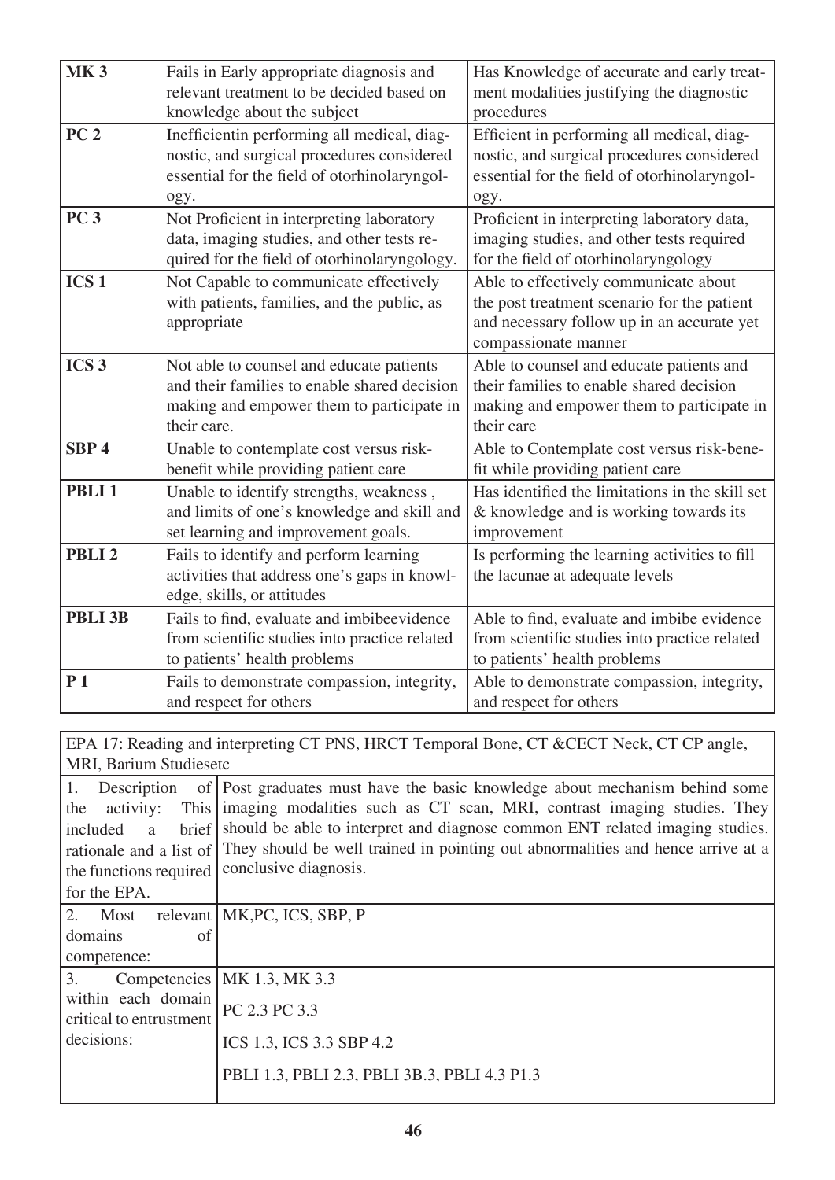| | | |
|---|---|---|
| **MK 3** | Fails in Early appropriate diagnosis and relevant treatment to be decided based on knowledge about the subject | Has Knowledge of accurate and early treatment modalities justifying the diagnostic procedures |
| **PC 2** | Inefficientin performing all medical, diagnostic, and surgical procedures considered essential for the field of otorhinolaryngology. | Efficient in performing all medical, diagnostic, and surgical procedures considered essential for the field of otorhinolaryngology. |
| **PC 3** | Not Proficient in interpreting laboratory data, imaging studies, and other tests required for the field of otorhinolaryngology. | Proficient in interpreting laboratory data, imaging studies, and other tests required for the field of otorhinolaryngology |
| **ICS 1** | Not Capable to communicate effectively with patients, families, and the public, as appropriate | Able to effectively communicate about the post treatment scenario for the patient and necessary follow up in an accurate yet compassionate manner |
| **ICS 3** | Not able to counsel and educate patients and their families to enable shared decision making and empower them to participate in their care. | Able to counsel and educate patients and their families to enable shared decision making and empower them to participate in their care |
| **SBP 4** | Unable to contemplate cost versus risk-benefit while providing patient care | Able to Contemplate cost versus risk-benefit while providing patient care |
| **PBLI 1** | Unable to identify strengths, weakness , and limits of one's knowledge and skill and set learning and improvement goals. | Has identified the limitations in the skill set & knowledge and is working towards its improvement |
| **PBLI 2** | Fails to identify and perform learning activities that address one's gaps in knowledge, skills, or attitudes | Is performing the learning activities to fill the lacunae at adequate levels |
| **PBLI 3B** | Fails to find, evaluate and imbibeevidence from scientific studies into practice related to patients' health problems | Able to find, evaluate and imbibe evidence from scientific studies into practice related to patients' health problems |
| **P 1** | Fails to demonstrate compassion, integrity, and respect for others | Able to demonstrate compassion, integrity, and respect for others |

| EPA 17: Reading and interpreting CT PNS, HRCT Temporal Bone, CT &CECT Neck, CT CP angle, MRI, Barium Studiesetc | |
|---|---|
| 1. Description of the activity: This included a brief rationale and a list of the functions required for the EPA. | Post graduates must have the basic knowledge about mechanism behind some imaging modalities such as CT scan, MRI, contrast imaging studies. They should be able to interpret and diagnose common ENT related imaging studies. They should be well trained in pointing out abnormalities and hence arrive at a conclusive diagnosis. |
| 2. Most relevant domains of competence: | MK,PC, ICS, SBP, P |
| 3. Competencies within each domain critical to entrustment decisions: | MK 1.3, MK 3.3<br><br>PC 2.3 PC 3.3<br><br>ICS 1.3, ICS 3.3 SBP 4.2<br><br>PBLI 1.3, PBLI 2.3, PBLI 3B.3, PBLI 4.3 P1.3 |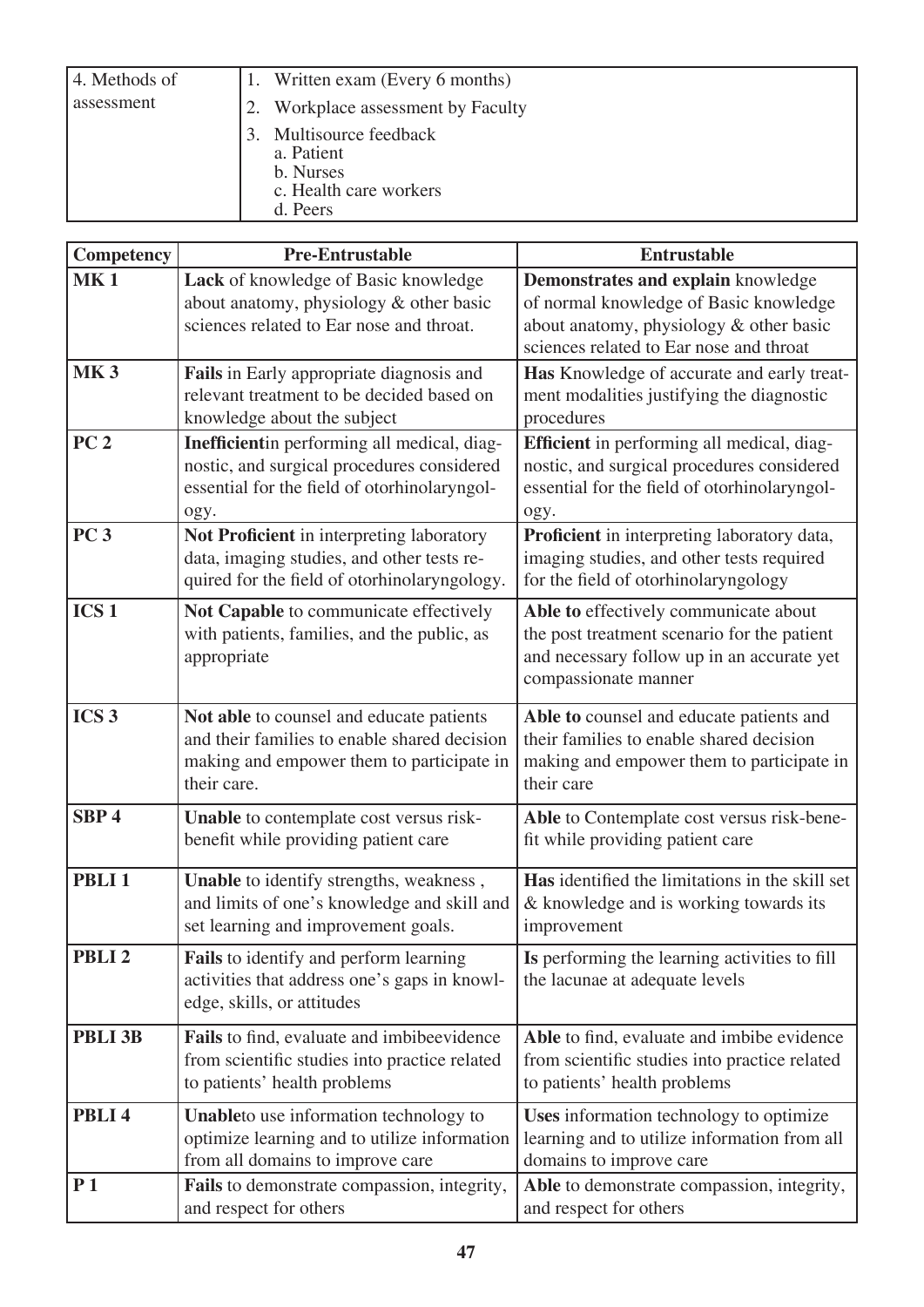| 4. Methods of assessment | 1. Written exam (Every 6 months)<br>2. Workplace assessment by Faculty<br>3. Multisource feedback<br>a. Patient<br>b. Nurses<br>c. Health care workers<br>d. Peers |
|---|---|

| Competency | Pre-Entrustable | Entrustable |
|---|---|---|
| **MK 1** | **Lack** of knowledge of Basic knowledge about anatomy, physiology & other basic sciences related to Ear nose and throat. | **Demonstrates and explain** knowledge of normal knowledge of Basic knowledge about anatomy, physiology & other basic sciences related to Ear nose and throat |
| **MK 3** | **Fails** in Early appropriate diagnosis and relevant treatment to be decided based on knowledge about the subject | **Has** Knowledge of accurate and early treatment modalities justifying the diagnostic procedures |
| **PC 2** | **Inefficient**in performing all medical, diagnostic, and surgical procedures considered essential for the field of otorhinolaryngology. | **Efficient** in performing all medical, diagnostic, and surgical procedures considered essential for the field of otorhinolaryngology. |
| **PC 3** | **Not Proficient** in interpreting laboratory data, imaging studies, and other tests required for the field of otorhinolaryngology. | **Proficient** in interpreting laboratory data, imaging studies, and other tests required for the field of otorhinolaryngology |
| **ICS 1** | **Not Capable** to communicate effectively with patients, families, and the public, as appropriate | **Able to** effectively communicate about the post treatment scenario for the patient and necessary follow up in an accurate yet compassionate manner |
| **ICS 3** | **Not able** to counsel and educate patients and their families to enable shared decision making and empower them to participate in their care. | **Able to** counsel and educate patients and their families to enable shared decision making and empower them to participate in their care |
| **SBP 4** | **Unable** to contemplate cost versus risk-benefit while providing patient care | **Able** to Contemplate cost versus risk-benefit while providing patient care |
| **PBLI 1** | **Unable** to identify strengths, weakness , and limits of one's knowledge and skill and set learning and improvement goals. | **Has** identified the limitations in the skill set & knowledge and is working towards its improvement |
| **PBLI 2** | **Fails** to identify and perform learning activities that address one's gaps in knowledge, skills, or attitudes | **Is** performing the learning activities to fill the lacunae at adequate levels |
| **PBLI 3B** | **Fails** to find, evaluate and imbibeevidence from scientific studies into practice related to patients' health problems | **Able** to find, evaluate and imbibe evidence from scientific studies into practice related to patients' health problems |
| **PBLI 4** | **Unable**to use information technology to optimize learning and to utilize information from all domains to improve care | **Uses** information technology to optimize learning and to utilize information from all domains to improve care |
| **P 1** | **Fails** to demonstrate compassion, integrity, and respect for others | **Able** to demonstrate compassion, integrity, and respect for others |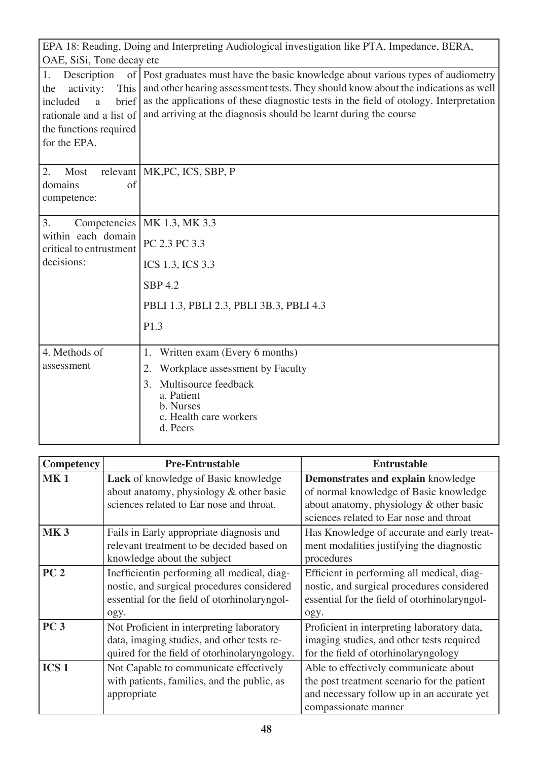| EPA 18: Reading, Doing and Interpreting Audiological investigation like PTA, Impedance, BERA, OAE, SiSi, Tone decay etc | |
|---|---|
| 1. Description of the activity: This included a brief rationale and a list of the functions required for the EPA. | Post graduates must have the basic knowledge about various types of audiometry and other hearing assessment tests. They should know about the indications as well as the applications of these diagnostic tests in the field of otology. Interpretation and arriving at the diagnosis should be learnt during the course |
| 2. Most relevant domains of competence: | MK,PC, ICS, SBP, P |
| 3. Competencies within each domain critical to entrustment decisions: | MK 1.3, MK 3.3<br>PC 2.3 PC 3.3<br>ICS 1.3, ICS 3.3<br>SBP 4.2<br>PBLI 1.3, PBLI 2.3, PBLI 3B.3, PBLI 4.3<br>P1.3 |
| 4. Methods of assessment | 1. Written exam (Every 6 months)<br>2. Workplace assessment by Faculty<br>3. Multisource feedback<br>a. Patient<br>b. Nurses<br>c. Health care workers<br>d. Peers |

| Competency | Pre-Entrustable | Entrustable |
|---|---|---|
| **MK 1** | **Lack** of knowledge of Basic knowledge about anatomy, physiology & other basic sciences related to Ear nose and throat. | **Demonstrates and explain** knowledge of normal knowledge of Basic knowledge about anatomy, physiology & other basic sciences related to Ear nose and throat |
| **MK 3** | Fails in Early appropriate diagnosis and relevant treatment to be decided based on knowledge about the subject | Has Knowledge of accurate and early treatment modalities justifying the diagnostic procedures |
| **PC 2** | Inefficientin performing all medical, diagnostic, and surgical procedures considered essential for the field of otorhinolaryngology. | Efficient in performing all medical, diagnostic, and surgical procedures considered essential for the field of otorhinolaryngology. |
| **PC 3** | Not Proficient in interpreting laboratory data, imaging studies, and other tests required for the field of otorhinolaryngology. | Proficient in interpreting laboratory data, imaging studies, and other tests required for the field of otorhinolaryngology |
| **ICS 1** | Not Capable to communicate effectively with patients, families, and the public, as appropriate | Able to effectively communicate about the post treatment scenario for the patient and necessary follow up in an accurate yet compassionate manner |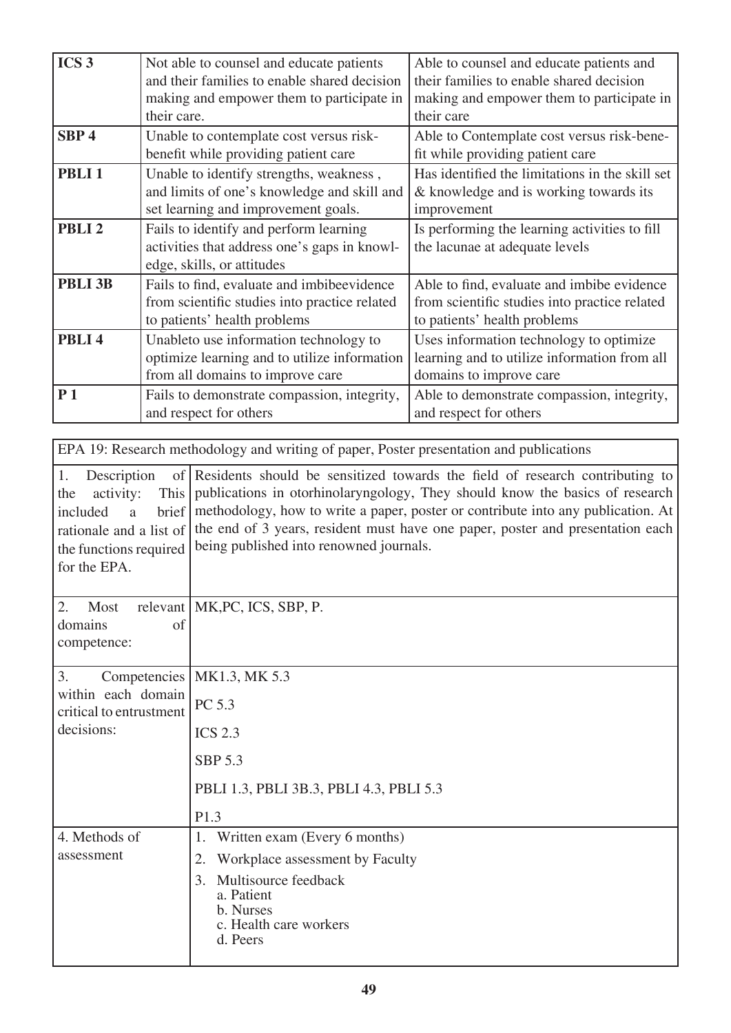| | | |
|---|---|---|
| **ICS 3** | Not able to counsel and educate patients and their families to enable shared decision making and empower them to participate in their care. | Able to counsel and educate patients and their families to enable shared decision making and empower them to participate in their care |
| **SBP 4** | Unable to contemplate cost versus risk-benefit while providing patient care | Able to Contemplate cost versus risk-benefit while providing patient care |
| **PBLI 1** | Unable to identify strengths, weakness , and limits of one's knowledge and skill and set learning and improvement goals. | Has identified the limitations in the skill set & knowledge and is working towards its improvement |
| **PBLI 2** | Fails to identify and perform learning activities that address one's gaps in knowledge, skills, or attitudes | Is performing the learning activities to fill the lacunae at adequate levels |
| **PBLI 3B** | Fails to find, evaluate and imbibeevidence from scientific studies into practice related to patients' health problems | Able to find, evaluate and imbibe evidence from scientific studies into practice related to patients' health problems |
| **PBLI 4** | Unableto use information technology to optimize learning and to utilize information from all domains to improve care | Uses information technology to optimize learning and to utilize information from all domains to improve care |
| **P 1** | Fails to demonstrate compassion, integrity, and respect for others | Able to demonstrate compassion, integrity, and respect for others |

| EPA 19: Research methodology and writing of paper, Poster presentation and publications | |
|---|---|
| 1. Description of the activity: This included a brief rationale and a list of the functions required for the EPA. | Residents should be sensitized towards the field of research contributing to publications in otorhinolaryngology, They should know the basics of research methodology, how to write a paper, poster or contribute into any publication. At the end of 3 years, resident must have one paper, poster and presentation each being published into renowned journals. |
| 2. Most relevant domains of competence: | MK,PC, ICS, SBP, P. |
| 3. Competencies within each domain critical to entrustment decisions: | MK1.3, MK 5.3<br>PC 5.3<br>ICS 2.3<br>SBP 5.3<br>PBLI 1.3, PBLI 3B.3, PBLI 4.3, PBLI 5.3<br>P1.3 |
| 4. Methods of assessment | 1. Written exam (Every 6 months)<br>2. Workplace assessment by Faculty<br>3. Multisource feedback<br>a. Patient<br>b. Nurses<br>c. Health care workers<br>d. Peers |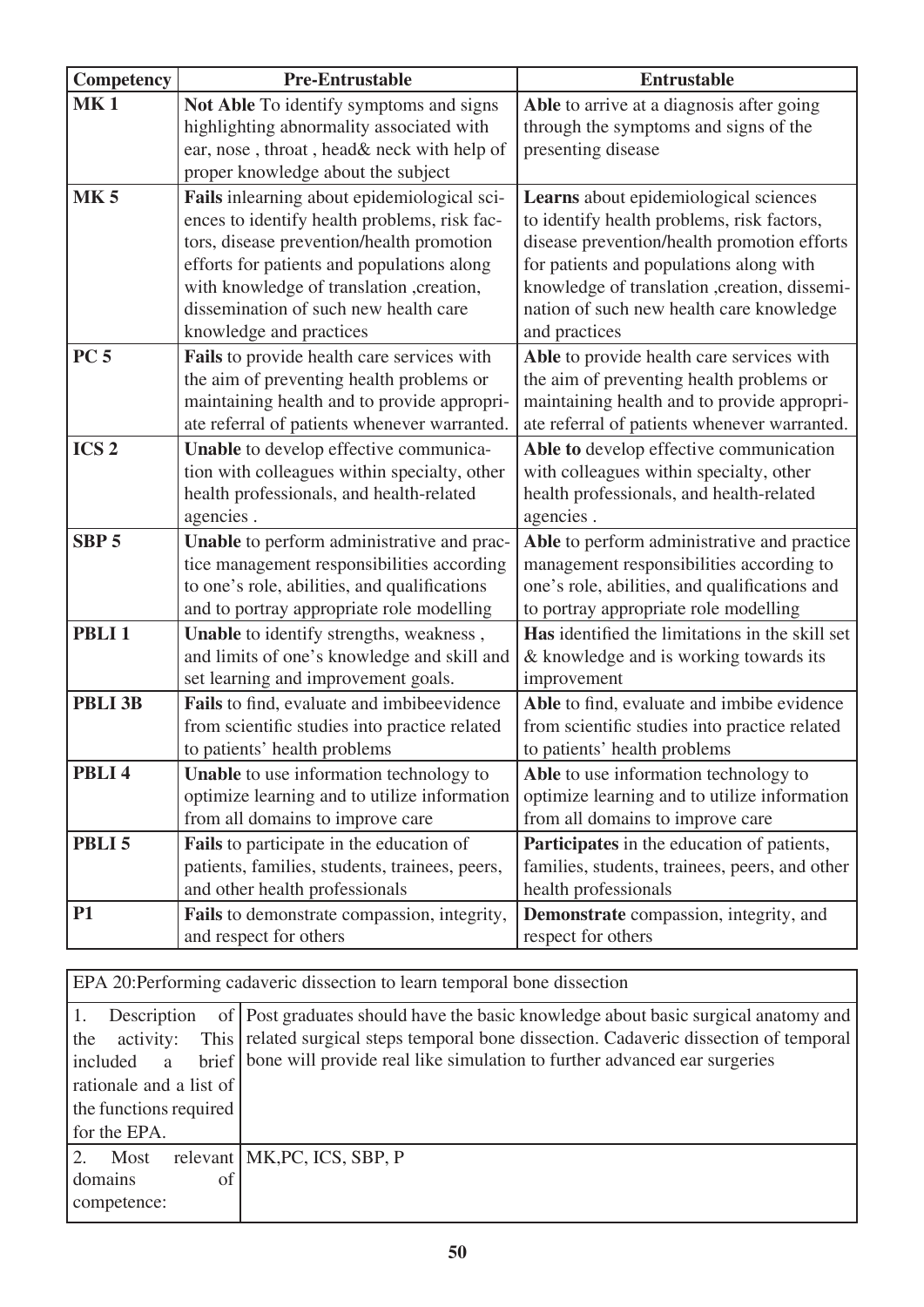| Competency | Pre-Entrustable | Entrustable |
| --- | --- | --- |
| **MK 1** | **Not Able** To identify symptoms and signs highlighting abnormality associated with ear, nose , throat , head& neck with help of proper knowledge about the subject | **Able** to arrive at a diagnosis after going through the symptoms and signs of the presenting disease |
| **MK 5** | **Fails** inlearning about epidemiological sciences to identify health problems, risk factors, disease prevention/health promotion efforts for patients and populations along with knowledge of translation ,creation, dissemination of such new health care knowledge and practices | **Learns** about epidemiological sciences to identify health problems, risk factors, disease prevention/health promotion efforts for patients and populations along with knowledge of translation ,creation, dissemination of such new health care knowledge and practices |
| **PC 5** | **Fails** to provide health care services with the aim of preventing health problems or maintaining health and to provide appropriate referral of patients whenever warranted. | **Able** to provide health care services with the aim of preventing health problems or maintaining health and to provide appropriate referral of patients whenever warranted. |
| **ICS 2** | **Unable** to develop effective communication with colleagues within specialty, other health professionals, and health-related agencies . | **Able to** develop effective communication with colleagues within specialty, other health professionals, and health-related agencies . |
| **SBP 5** | **Unable** to perform administrative and practice management responsibilities according to one's role, abilities, and qualifications and to portray appropriate role modelling | **Able** to perform administrative and practice management responsibilities according to one's role, abilities, and qualifications and to portray appropriate role modelling |
| **PBLI 1** | **Unable** to identify strengths, weakness , and limits of one's knowledge and skill and set learning and improvement goals. | **Has** identified the limitations in the skill set & knowledge and is working towards its improvement |
| **PBLI 3B** | **Fails** to find, evaluate and imbibeevidence from scientific studies into practice related to patients' health problems | **Able** to find, evaluate and imbibe evidence from scientific studies into practice related to patients' health problems |
| **PBLI 4** | **Unable** to use information technology to optimize learning and to utilize information from all domains to improve care | **Able** to use information technology to optimize learning and to utilize information from all domains to improve care |
| **PBLI 5** | **Fails** to participate in the education of patients, families, students, trainees, peers, and other health professionals | **Participates** in the education of patients, families, students, trainees, peers, and other health professionals |
| **P1** | **Fails** to demonstrate compassion, integrity, and respect for others | **Demonstrate** compassion, integrity, and respect for others |

| EPA 20:Performing cadaveric dissection to learn temporal bone dissection | |
| --- | --- |
| 1. Description of the activity: This included a brief rationale and a list of the functions required for the EPA. | Post graduates should have the basic knowledge about basic surgical anatomy and related surgical steps temporal bone dissection. Cadaveric dissection of temporal bone will provide real like simulation to further advanced ear surgeries |
| 2. Most relevant domains of competence: | MK,PC, ICS, SBP, P |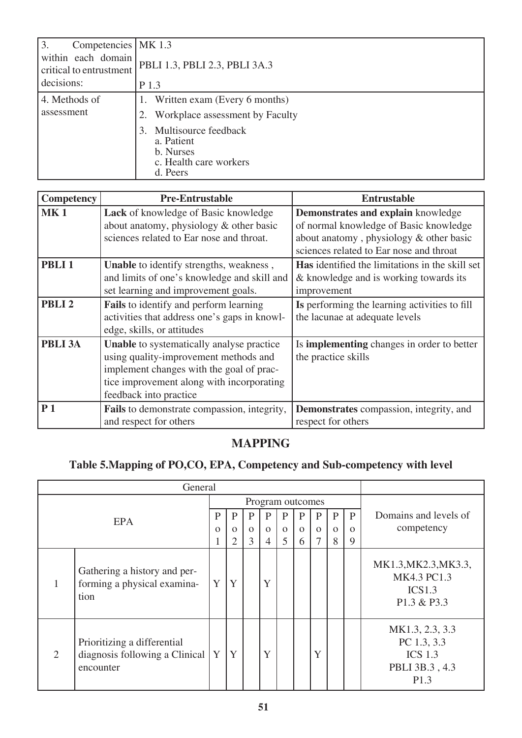| 3. Competencies within each domain critical to entrustment decisions: | MK 1.3<br>PBLI 1.3, PBLI 2.3, PBLI 3A.3<br>P 1.3 |
|---|---|
| 4. Methods of assessment | 1. Written exam (Every 6 months)<br>2. Workplace assessment by Faculty<br>3. Multisource feedback<br>a. Patient<br>b. Nurses<br>c. Health care workers<br>d. Peers |

| Competency | Pre-Entrustable | Entrustable |
|---|---|---|
| **MK 1** | **Lack** of knowledge of Basic knowledge about anatomy, physiology & other basic sciences related to Ear nose and throat. | **Demonstrates and explain** knowledge of normal knowledge of Basic knowledge about anatomy , physiology & other basic sciences related to Ear nose and throat |
| **PBLI 1** | **Unable** to identify strengths, weakness , and limits of one's knowledge and skill and set learning and improvement goals. | **Has** identified the limitations in the skill set & knowledge and is working towards its improvement |
| **PBLI 2** | **Fails** to identify and perform learning activities that address one's gaps in knowledge, skills, or attitudes | **Is** performing the learning activities to fill the lacunae at adequate levels |
| **PBLI 3A** | **Unable** to systematically analyse practice using quality-improvement methods and implement changes with the goal of practice improvement along with incorporating feedback into practice | Is **implementing** changes in order to better the practice skills |
| **P 1** | **Fails** to demonstrate compassion, integrity, and respect for others | **Demonstrates** compassion, integrity, and respect for others |

## MAPPING

### Table 5.Mapping of PO,CO, EPA, Competency and Sub-competency with level

| General | | | | | | | | | | | |
|---|---|---|---|---|---|---|---|---|---|---|---|
| EPA | | Program outcomes | | | | | | | | | Domains and levels of competency |
| | | Po 1 | Po 2 | Po 3 | Po 4 | Po 5 | Po 6 | Po 7 | Po 8 | Po 9 | |
| 1 | Gathering a history and performing a physical examination | Y | Y | | Y | | | | | | MK1.3,MK2.3,MK3.3, MK4.3 PC1.3 ICS1.3 P1.3 & P3.3 |
| 2 | Prioritizing a differential diagnosis following a Clinical encounter | Y | Y | | Y | | | Y | | | MK1.3, 2.3, 3.3 PC 1.3, 3.3 ICS 1.3 PBLI 3B.3 , 4.3 P1.3 |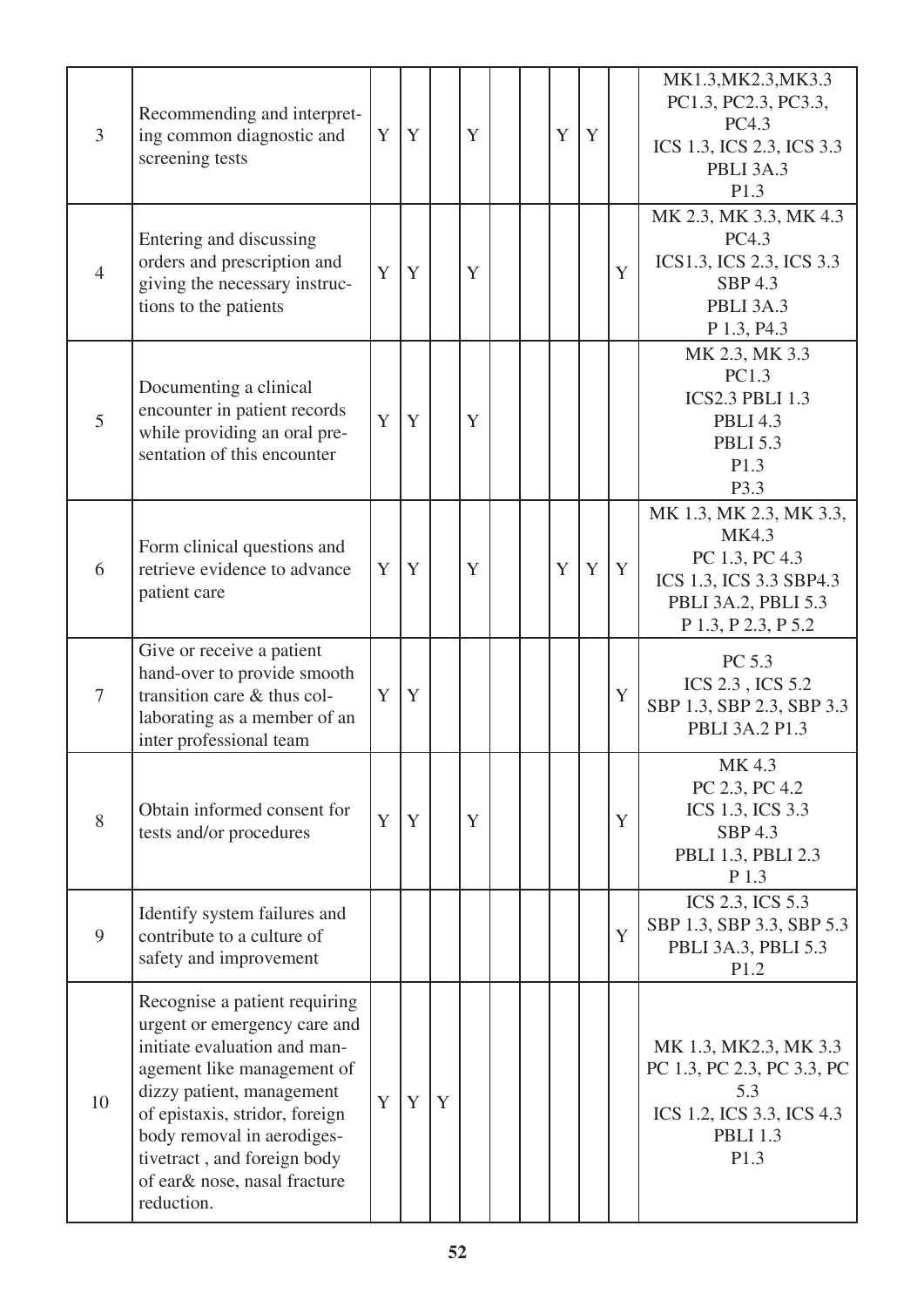| | | | | | | | | | | | |
|---|---|---|---|---|---|---|---|---|---|---|---|
| 3 | Recommending and interpreting common diagnostic and screening tests | Y | Y | | Y | | | Y | Y | | MK1.3,MK2.3,MK3.3<br>PC1.3, PC2.3, PC3.3, PC4.3<br>ICS 1.3, ICS 2.3, ICS 3.3<br>PBLI 3A.3<br>P1.3 |
| 4 | Entering and discussing orders and prescription and giving the necessary instructions to the patients | Y | Y | | Y | | | | | Y | MK 2.3, MK 3.3, MK 4.3<br>PC4.3<br>ICS1.3, ICS 2.3, ICS 3.3<br>SBP 4.3<br>PBLI 3A.3<br>P 1.3, P4.3 |
| 5 | Documenting a clinical encounter in patient records while providing an oral presentation of this encounter | Y | Y | | Y | | | | | | MK 2.3, MK 3.3<br>PC1.3<br>ICS2.3 PBLI 1.3<br>PBLI 4.3<br>PBLI 5.3<br>P1.3<br>P3.3 |
| 6 | Form clinical questions and retrieve evidence to advance patient care | Y | Y | | Y | | | Y | Y | Y | MK 1.3, MK 2.3, MK 3.3, MK4.3<br>PC 1.3, PC 4.3<br>ICS 1.3, ICS 3.3 SBP4.3<br>PBLI 3A.2, PBLI 5.3<br>P 1.3, P 2.3, P 5.2 |
| 7 | Give or receive a patient hand-over to provide smooth transition care & thus collaborating as a member of an inter professional team | Y | Y | | | | | | | Y | PC 5.3<br>ICS 2.3 , ICS 5.2<br>SBP 1.3, SBP 2.3, SBP 3.3<br>PBLI 3A.2 P1.3 |
| 8 | Obtain informed consent for tests and/or procedures | Y | Y | | Y | | | | | Y | MK 4.3<br>PC 2.3, PC 4.2<br>ICS 1.3, ICS 3.3<br>SBP 4.3<br>PBLI 1.3, PBLI 2.3<br>P 1.3 |
| 9 | Identify system failures and contribute to a culture of safety and improvement | | | | | | | | | Y | ICS 2.3, ICS 5.3<br>SBP 1.3, SBP 3.3, SBP 5.3<br>PBLI 3A.3, PBLI 5.3<br>P1.2 |
| 10 | Recognise a patient requiring urgent or emergency care and initiate evaluation and management like management of dizzy patient, management of epistaxis, stridor, foreign body removal in aerodigestivetract , and foreign body of ear& nose, nasal fracture reduction. | Y | Y | Y | | | | | | | MK 1.3, MK2.3, MK 3.3<br>PC 1.3, PC 2.3, PC 3.3, PC 5.3<br>ICS 1.2, ICS 3.3, ICS 4.3<br>PBLI 1.3<br>P1.3 |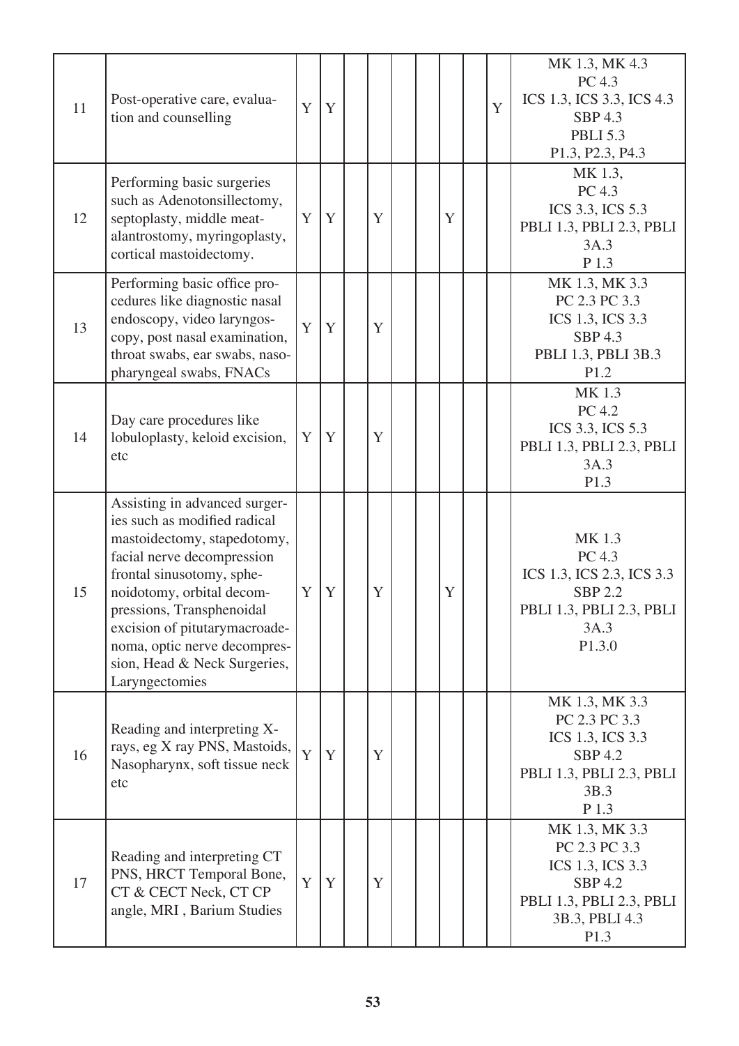| | | | | | | | | | | | |
|---|---|---|---|---|---|---|---|---|---|---|---|
| 11 | Post-operative care, evaluation and counselling | Y | Y | | | | | | | Y | MK 1.3, MK 4.3<br>PC 4.3<br>ICS 1.3, ICS 3.3, ICS 4.3<br>SBP 4.3<br>PBLI 5.3<br>P1.3, P2.3, P4.3 |
| 12 | Performing basic surgeries such as Adenotonsillectomy, septoplasty, middle meatalantrostomy, myringoplasty, cortical mastoidectomy. | Y | Y | | Y | | | Y | | | MK 1.3,<br>PC 4.3<br>ICS 3.3, ICS 5.3<br>PBLI 1.3, PBLI 2.3, PBLI 3A.3<br>P 1.3 |
| 13 | Performing basic office procedures like diagnostic nasal endoscopy, video laryngoscopy, post nasal examination, throat swabs, ear swabs, nasopharyngeal swabs, FNACs | Y | Y | | Y | | | | | | MK 1.3, MK 3.3<br>PC 2.3 PC 3.3<br>ICS 1.3, ICS 3.3<br>SBP 4.3<br>PBLI 1.3, PBLI 3B.3<br>P1.2 |
| 14 | Day care procedures like lobuloplasty, keloid excision, etc | Y | Y | | Y | | | | | | MK 1.3<br>PC 4.2<br>ICS 3.3, ICS 5.3<br>PBLI 1.3, PBLI 2.3, PBLI 3A.3<br>P1.3 |
| 15 | Assisting in advanced surgeries such as modified radical mastoidectomy, stapedotomy, facial nerve decompression frontal sinusotomy, sphenoidotomy, orbital decompressions, Transphenoidal excision of pituitarymacroadenoma, optic nerve decompression, Head & Neck Surgeries, Laryngectomies | Y | Y | | Y | | | Y | | | MK 1.3<br>PC 4.3<br>ICS 1.3, ICS 2.3, ICS 3.3<br>SBP 2.2<br>PBLI 1.3, PBLI 2.3, PBLI 3A.3<br>P1.3.0 |
| 16 | Reading and interpreting X-rays, eg X ray PNS, Mastoids, Nasopharynx, soft tissue neck etc | Y | Y | | Y | | | | | | MK 1.3, MK 3.3<br>PC 2.3 PC 3.3<br>ICS 1.3, ICS 3.3<br>SBP 4.2<br>PBLI 1.3, PBLI 2.3, PBLI 3B.3<br>P 1.3 |
| 17 | Reading and interpreting CT PNS, HRCT Temporal Bone, CT & CECT Neck, CT CP angle, MRI , Barium Studies | Y | Y | | Y | | | | | | MK 1.3, MK 3.3<br>PC 2.3 PC 3.3<br>ICS 1.3, ICS 3.3<br>SBP 4.2<br>PBLI 1.3, PBLI 2.3, PBLI 3B.3, PBLI 4.3<br>P1.3 |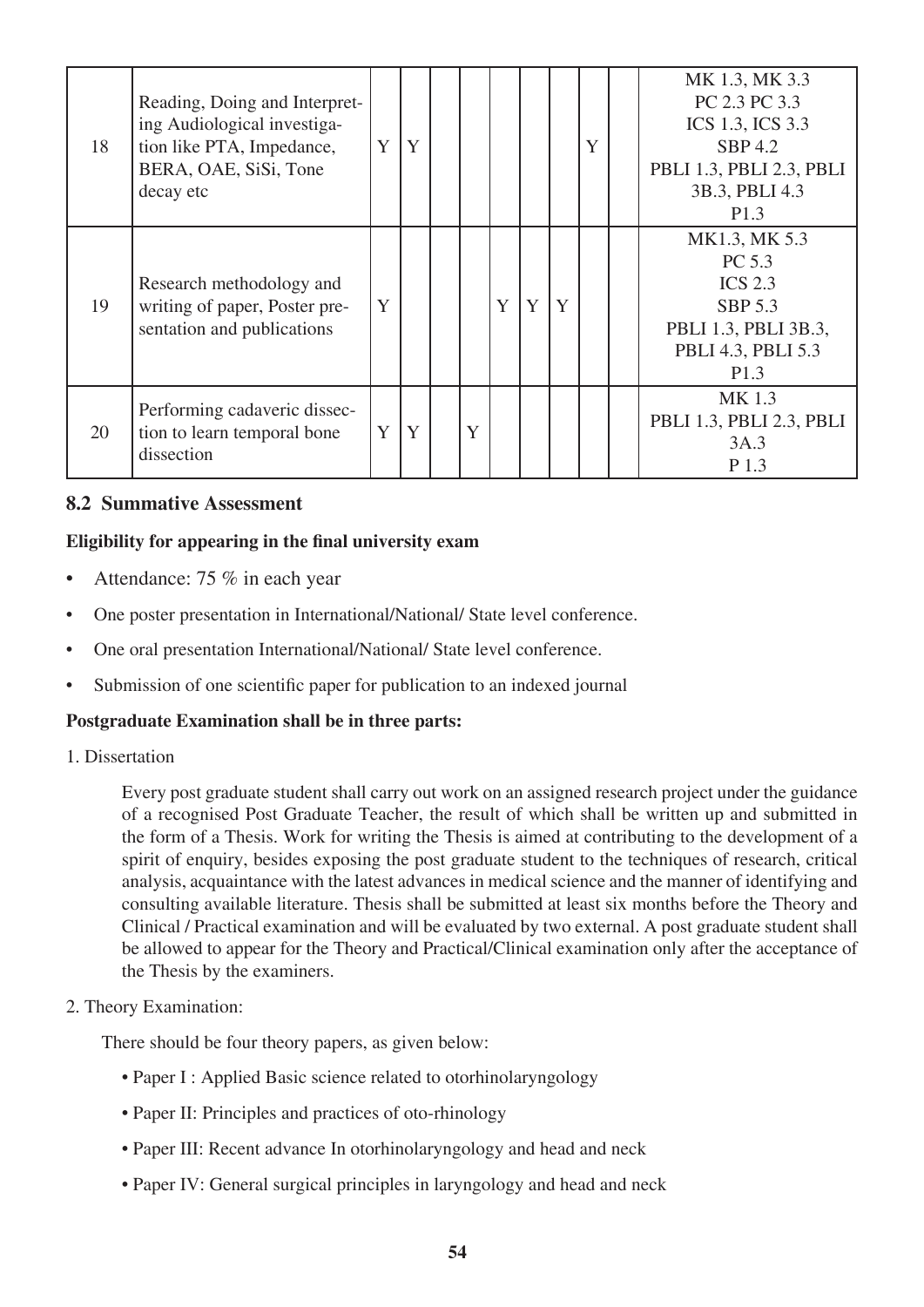| | | | | | | | | | | | |
|---|---|---|---|---|---|---|---|---|---|---|---|
| 18 | Reading, Doing and Interpreting Audiological investigation like PTA, Impedance, BERA, OAE, SiSi, Tone decay etc | Y | Y | | | | | | Y | | MK 1.3, MK 3.3<br>PC 2.3 PC 3.3<br>ICS 1.3, ICS 3.3<br>SBP 4.2<br>PBLI 1.3, PBLI 2.3, PBLI 3B.3, PBLI 4.3<br>P1.3 |
| 19 | Research methodology and writing of paper, Poster presentation and publications | Y | | | | Y | Y | Y | | | MK1.3, MK 5.3<br>PC 5.3<br>ICS 2.3<br>SBP 5.3<br>PBLI 1.3, PBLI 3B.3, PBLI 4.3, PBLI 5.3<br>P1.3 |
| 20 | Performing cadaveric dissection to learn temporal bone dissection | Y | Y | | Y | | | | | | MK 1.3<br>PBLI 1.3, PBLI 2.3, PBLI 3A.3<br>P 1.3 |

### 8.2 Summative Assessment

**Eligibility for appearing in the final university exam**

- Attendance: 75 % in each year
- One poster presentation in International/National/ State level conference.
- One oral presentation International/National/ State level conference.
- Submission of one scientific paper for publication to an indexed journal

**Postgraduate Examination shall be in three parts:**

1. Dissertation

   Every post graduate student shall carry out work on an assigned research project under the guidance of a recognised Post Graduate Teacher, the result of which shall be written up and submitted in the form of a Thesis. Work for writing the Thesis is aimed at contributing to the development of a spirit of enquiry, besides exposing the post graduate student to the techniques of research, critical analysis, acquaintance with the latest advances in medical science and the manner of identifying and consulting available literature. Thesis shall be submitted at least six months before the Theory and Clinical / Practical examination and will be evaluated by two external. A post graduate student shall be allowed to appear for the Theory and Practical/Clinical examination only after the acceptance of the Thesis by the examiners.

2. Theory Examination:

   There should be four theory papers, as given below:

   - Paper I : Applied Basic science related to otorhinolaryngology
   - Paper II: Principles and practices of oto-rhinology
   - Paper III: Recent advance In otorhinolaryngology and head and neck
   - Paper IV: General surgical principles in laryngology and head and neck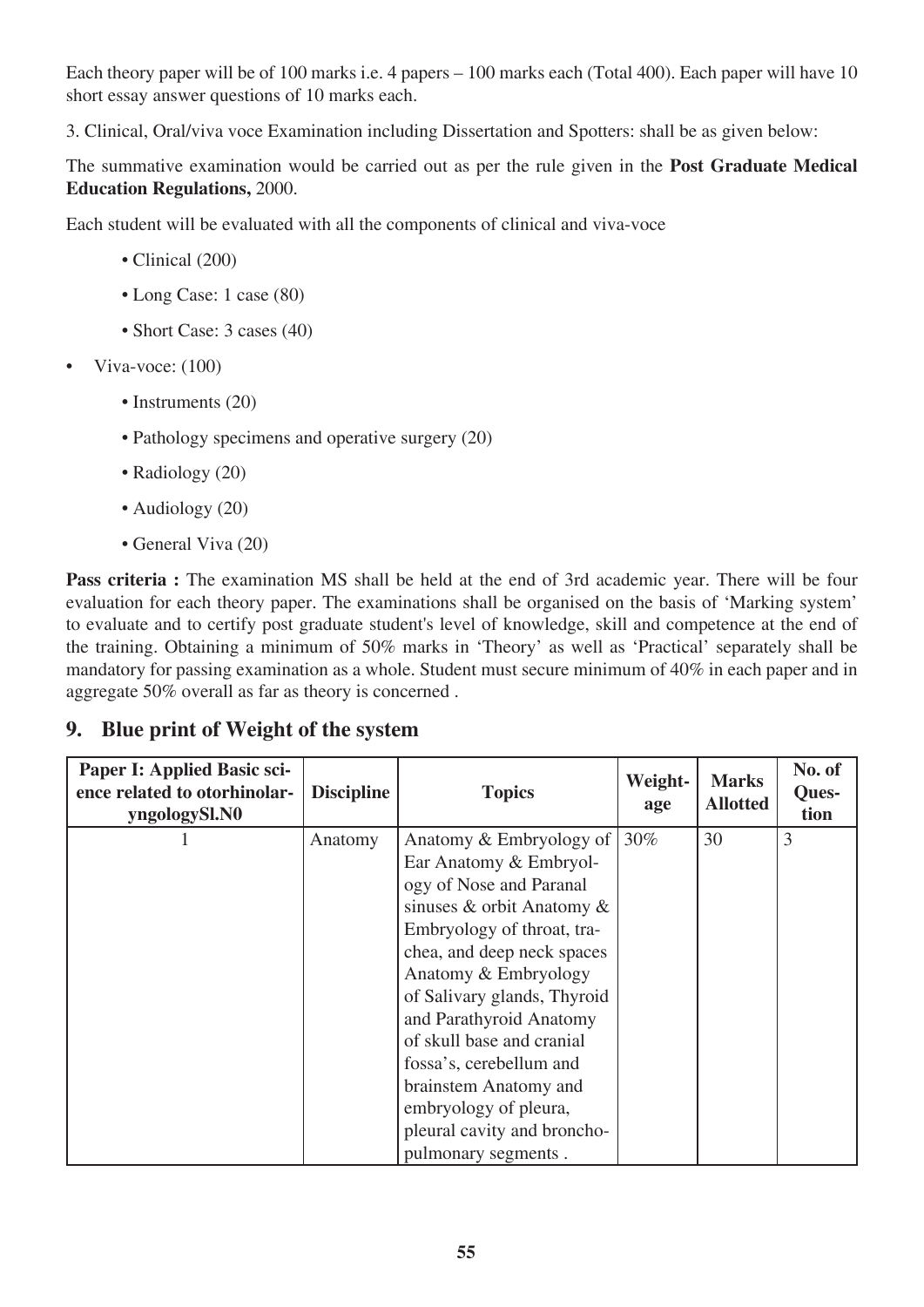Each theory paper will be of 100 marks i.e. 4 papers – 100 marks each (Total 400). Each paper will have 10 short essay answer questions of 10 marks each.

3. Clinical, Oral/viva voce Examination including Dissertation and Spotters: shall be as given below:

The summative examination would be carried out as per the rule given in the **Post Graduate Medical Education Regulations,** 2000.

Each student will be evaluated with all the components of clinical and viva-voce

- Clinical (200)
- Long Case: 1 case (80)
- Short Case: 3 cases (40)

- Viva-voce: (100)
    - Instruments (20)
    - Pathology specimens and operative surgery (20)
    - Radiology (20)
    - Audiology (20)
    - General Viva (20)

**Pass criteria :** The examination MS shall be held at the end of 3rd academic year. There will be four evaluation for each theory paper. The examinations shall be organised on the basis of 'Marking system' to evaluate and to certify post graduate student's level of knowledge, skill and competence at the end of the training. Obtaining a minimum of 50% marks in 'Theory' as well as 'Practical' separately shall be mandatory for passing examination as a whole. Student must secure minimum of 40% in each paper and in aggregate 50% overall as far as theory is concerned .

## 9. Blue print of Weight of the system

| Paper I: Applied Basic science related to otorhinolaryngologySl.N0 | Discipline | Topics | Weightage | Marks Allotted | No. of Question |
|---|---|---|---|---|---|
| 1 | Anatomy | Anatomy & Embryology of Ear Anatomy & Embryology of Nose and Paranal sinuses & orbit Anatomy & Embryology of throat, trachea, and deep neck spaces Anatomy & Embryology of Salivary glands, Thyroid and Parathyroid Anatomy of skull base and cranial fossa's, cerebellum and brainstem Anatomy and embryology of pleura, pleural cavity and bronchopulmonary segments . | 30% | 30 | 3 |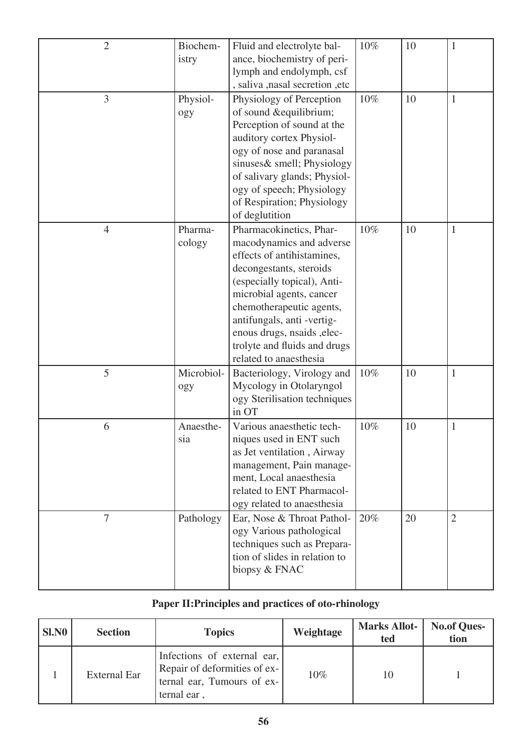| | | | | | |
|---|---|---|---|---|---|
| 2 | Biochemistry | Fluid and electrolyte balance, biochemistry of perilymph and endolymph, csf , saliva ,nasal secretion ,etc | 10% | 10 | 1 |
| 3 | Physiology | Physiology of Perception of sound &equilibrium; Perception of sound at the auditory cortex Physiology of nose and paranasal sinuses& smell; Physiology of salivary glands; Physiology of speech; Physiology of Respiration; Physiology of deglutition | 10% | 10 | 1 |
| 4 | Pharmacology | Pharmacokinetics, Pharmacodynamics and adverse effects of antihistamines, decongestants, steroids (especially topical), Antimicrobial agents, cancer chemotherapeutic agents, antifungals, anti -vertigenous drugs, nsaids ,electrolyte and fluids and drugs related to anaesthesia | 10% | 10 | 1 |
| 5 | Microbiology | Bacteriology, Virology and Mycology in Otolaryngol ogy Sterilisation techniques in OT | 10% | 10 | 1 |
| 6 | Anaesthesia | Various anaesthetic techniques used in ENT such as Jet ventilation , Airway management, Pain management, Local anaesthesia related to ENT Pharmacology related to anaesthesia | 10% | 10 | 1 |
| 7 | Pathology | Ear, Nose & Throat Pathology Various pathological techniques such as Preparation of slides in relation to biopsy & FNAC | 20% | 20 | 2 |

**Paper II:Principles and practices of oto-rhinology**

| Sl.N0 | Section | Topics | Weightage | Marks Allotted | No.of Question |
|---|---|---|---|---|---|
| 1 | External Ear | Infections of external ear, Repair of deformities of external ear, Tumours of external ear , | 10% | 10 | 1 |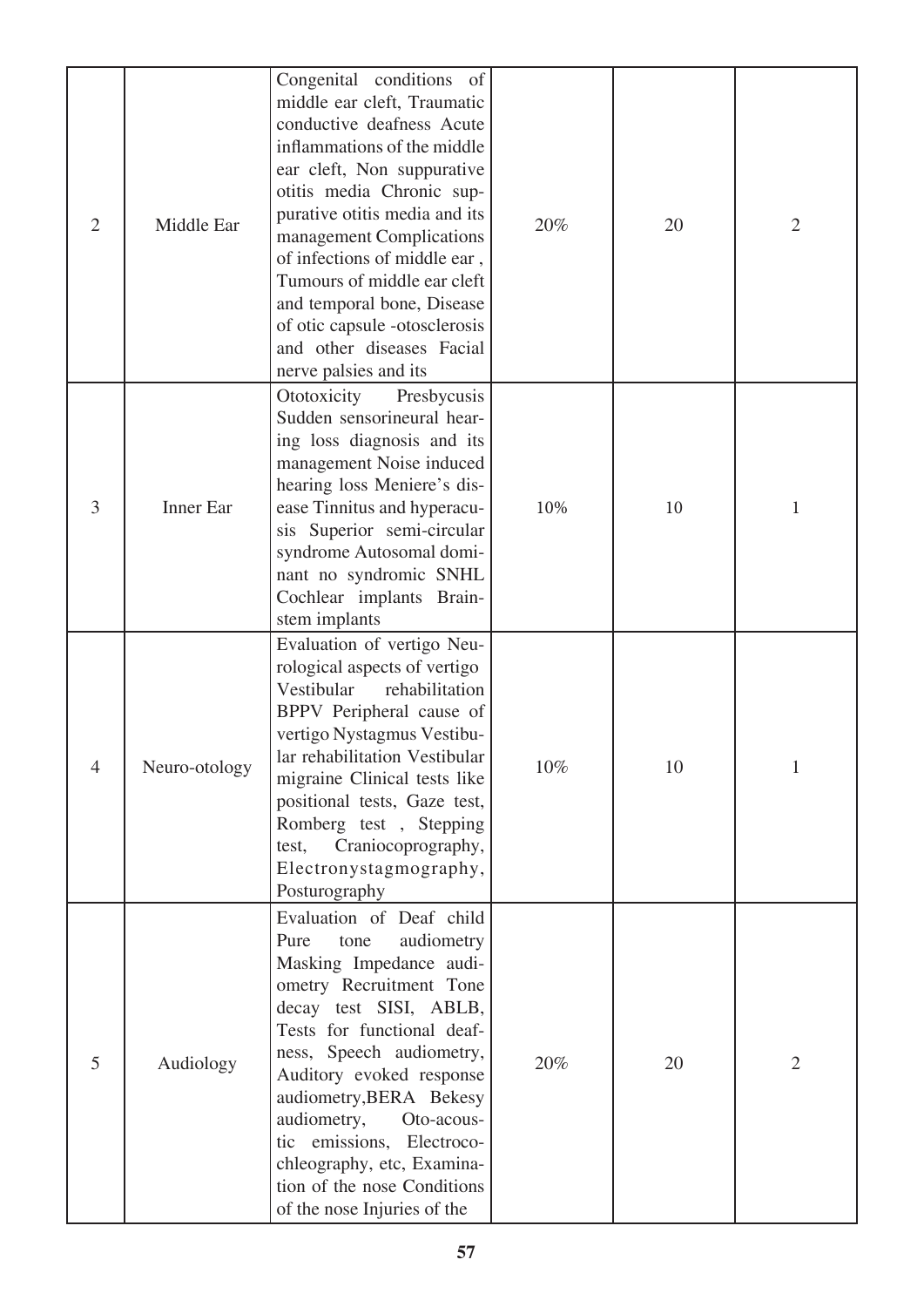| 2 | Middle Ear | Congenital conditions of middle ear cleft, Traumatic conductive deafness Acute inflammations of the middle ear cleft, Non suppurative otitis media Chronic suppurative otitis media and its management Complications of infections of middle ear , Tumours of middle ear cleft and temporal bone, Disease of otic capsule -otosclerosis and other diseases Facial nerve palsies and its | 20% | 20 | 2 |
|---|---|---|---|---|---|
| 3 | Inner Ear | Ototoxicity Presbycusis Sudden sensorineural hearing loss diagnosis and its management Noise induced hearing loss Meniere's disease Tinnitus and hyperacusis Superior semi-circular syndrome Autosomal dominant no syndromic SNHL Cochlear implants Brainstem implants | 10% | 10 | 1 |
| 4 | Neuro-otology | Evaluation of vertigo Neurological aspects of vertigo Vestibular rehabilitation BPPV Peripheral cause of vertigo Nystagmus Vestibular rehabilitation Vestibular migraine Clinical tests like positional tests, Gaze test, Romberg test , Stepping test, Craniocoprography, Electronystagmography, Posturography | 10% | 10 | 1 |
| 5 | Audiology | Evaluation of Deaf child Pure tone audiometry Masking Impedance audiometry Recruitment Tone decay test SISI, ABLB, Tests for functional deafness, Speech audiometry, Auditory evoked response audiometry,BERA Bekesy audiometry, Oto-acoustic emissions, Electrocochleography, etc, Examination of the nose Conditions of the nose Injuries of the | 20% | 20 | 2 |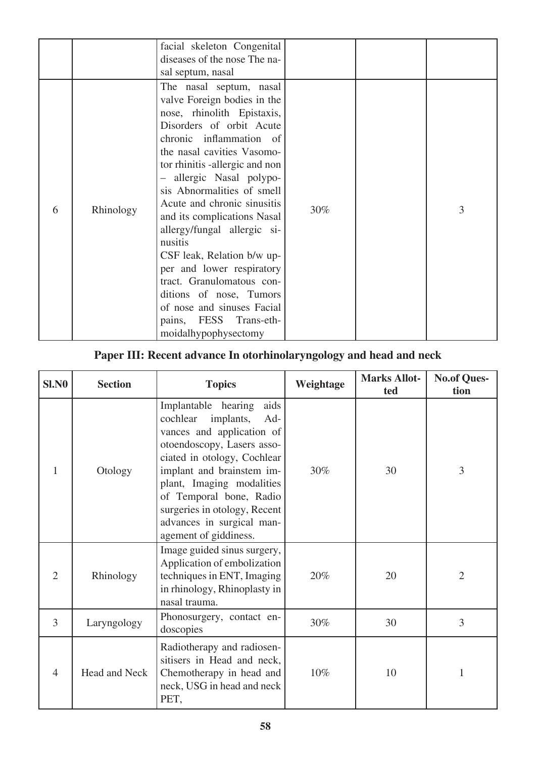| | | facial skeleton Congenital diseases of the nose The nasal septum, nasal | | | |
|---|---|---|---|---|---|
| 6 | Rhinology | The nasal septum, nasal valve Foreign bodies in the nose, rhinolith Epistaxis, Disorders of orbit Acute chronic inflammation of the nasal cavities Vasomotor rhinitis -allergic and non – allergic Nasal polyposis Abnormalities of smell Acute and chronic sinusitis and its complications Nasal allergy/fungal allergic sinusitis CSF leak, Relation b/w upper and lower respiratory tract. Granulomatous conditions of nose, Tumors of nose and sinuses Facial pains, FESS Trans-ethmoidalhypophysectomy | 30% | | 3 |

## Paper III: Recent advance In otorhinolaryngology and head and neck

| Sl.N0 | Section | Topics | Weightage | Marks Allotted | No.of Question |
|---|---|---|---|---|---|
| 1 | Otology | Implantable hearing aids cochlear implants, Advances and application of otoendoscopy, Lasers associated in otology, Cochlear implant and brainstem implant, Imaging modalities of Temporal bone, Radio surgeries in otology, Recent advances in surgical management of giddiness. | 30% | 30 | 3 |
| 2 | Rhinology | Image guided sinus surgery, Application of embolization techniques in ENT, Imaging in rhinology, Rhinoplasty in nasal trauma. | 20% | 20 | 2 |
| 3 | Laryngology | Phonosurgery, contact endoscopies | 30% | 30 | 3 |
| 4 | Head and Neck | Radiotherapy and radiosensitisers in Head and neck, Chemotherapy in head and neck, USG in head and neck PET, | 10% | 10 | 1 |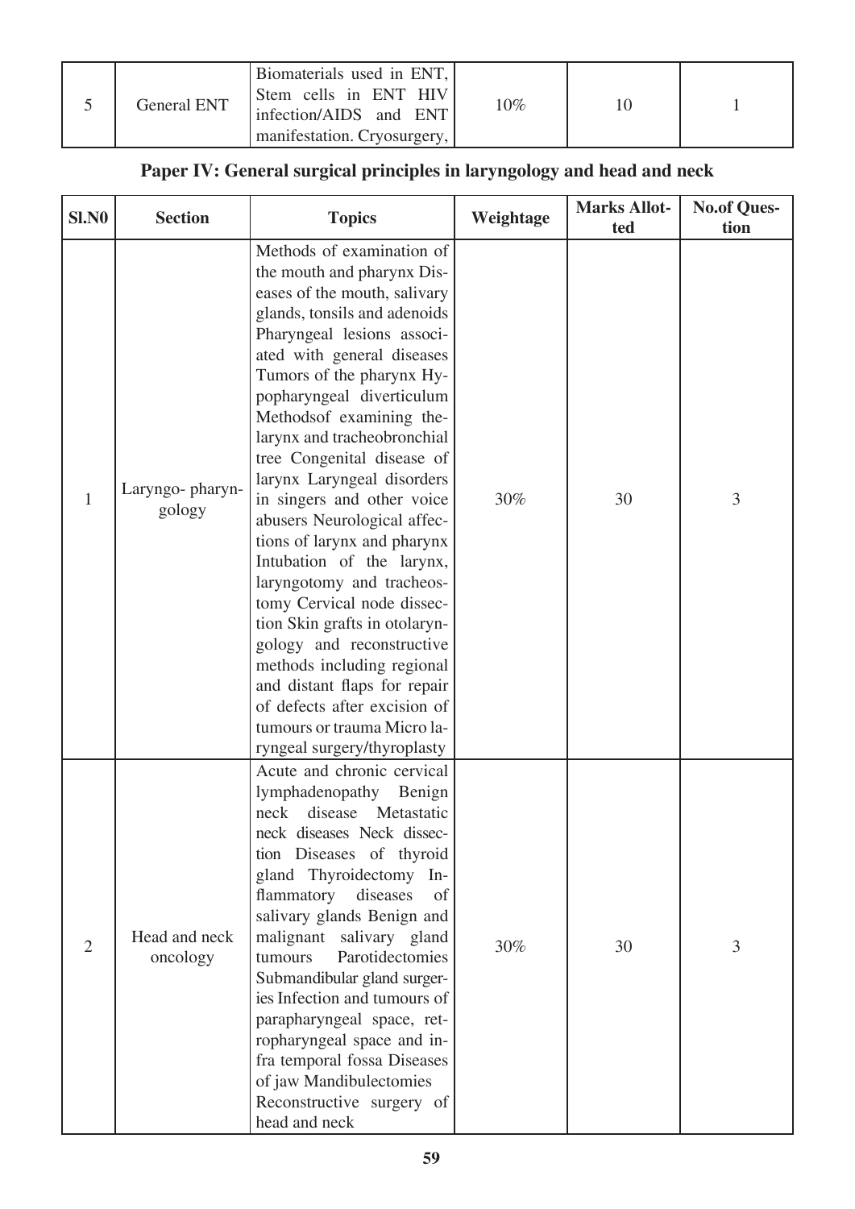| 5 | General ENT | Biomaterials used in ENT, Stem cells in ENT HIV infection/AIDS and ENT manifestation. Cryosurgery, | 10% | 10 | 1 |
|---|---|---|---|---|---|

## Paper IV: General surgical principles in laryngology and head and neck

| Sl.N0 | Section | Topics | Weightage | Marks Allotted | No.of Question |
|---|---|---|---|---|---|
| 1 | Laryngo- pharyngology | Methods of examination of the mouth and pharynx Diseases of the mouth, salivary glands, tonsils and adenoids Pharyngeal lesions associated with general diseases Tumors of the pharynx Hypopharyngeal diverticulum Methodsof examining thelarynx and tracheobronchial tree Congenital disease of larynx Laryngeal disorders in singers and other voice abusers Neurological affections of larynx and pharynx Intubation of the larynx, laryngotomy and tracheostomy Cervical node dissection Skin grafts in otolaryngology and reconstructive methods including regional and distant flaps for repair of defects after excision of tumours or trauma Micro laryngeal surgery/thyroplasty | 30% | 30 | 3 |
| 2 | Head and neck oncology | Acute and chronic cervical lymphadenopathy Benign neck disease Metastatic neck diseases Neck dissection Diseases of thyroid gland Thyroidectomy Inflammatory diseases of salivary glands Benign and malignant salivary gland tumours Parotidectomies Submandibular gland surgeries Infection and tumours of parapharyngeal space, retropharyngeal space and infra temporal fossa Diseases of jaw Mandibulectomies Reconstructive surgery of head and neck | 30% | 30 | 3 |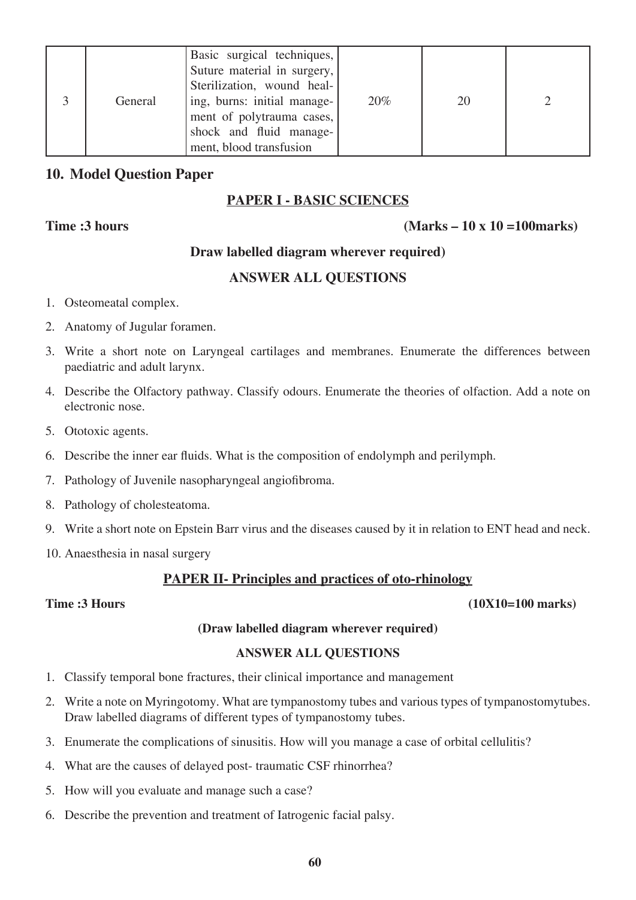| 3 | General | Basic surgical techniques, Suture material in surgery, Sterilization, wound healing, burns: initial management of polytrauma cases, shock and fluid management, blood transfusion | 20% | 20 | 2 |
|---|---|---|---|---|---|

## 10. Model Question Paper

### PAPER I - BASIC SCIENCES

**Time :3 hours** **(Marks – 10 x 10 =100marks)**

**Draw labelled diagram wherever required)**

**ANSWER ALL QUESTIONS**

1. Osteomeatal complex.
2. Anatomy of Jugular foramen.
3. Write a short note on Laryngeal cartilages and membranes. Enumerate the differences between paediatric and adult larynx.
4. Describe the Olfactory pathway. Classify odours. Enumerate the theories of olfaction. Add a note on electronic nose.
5. Ototoxic agents.
6. Describe the inner ear fluids. What is the composition of endolymph and perilymph.
7. Pathology of Juvenile nasopharyngeal angiofibroma.
8. Pathology of cholesteatoma.
9. Write a short note on Epstein Barr virus and the diseases caused by it in relation to ENT head and neck.
10. Anaesthesia in nasal surgery

### PAPER II- Principles and practices of oto-rhinology

**Time :3 Hours** **(10X10=100 marks)**

**(Draw labelled diagram wherever required)**

**ANSWER ALL QUESTIONS**

1. Classify temporal bone fractures, their clinical importance and management
2. Write a note on Myringotomy. What are tympanostomy tubes and various types of tympanostomytubes. Draw labelled diagrams of different types of tympanostomy tubes.
3. Enumerate the complications of sinusitis. How will you manage a case of orbital cellulitis?
4. What are the causes of delayed post- traumatic CSF rhinorrhea?
5. How will you evaluate and manage such a case?
6. Describe the prevention and treatment of Iatrogenic facial palsy.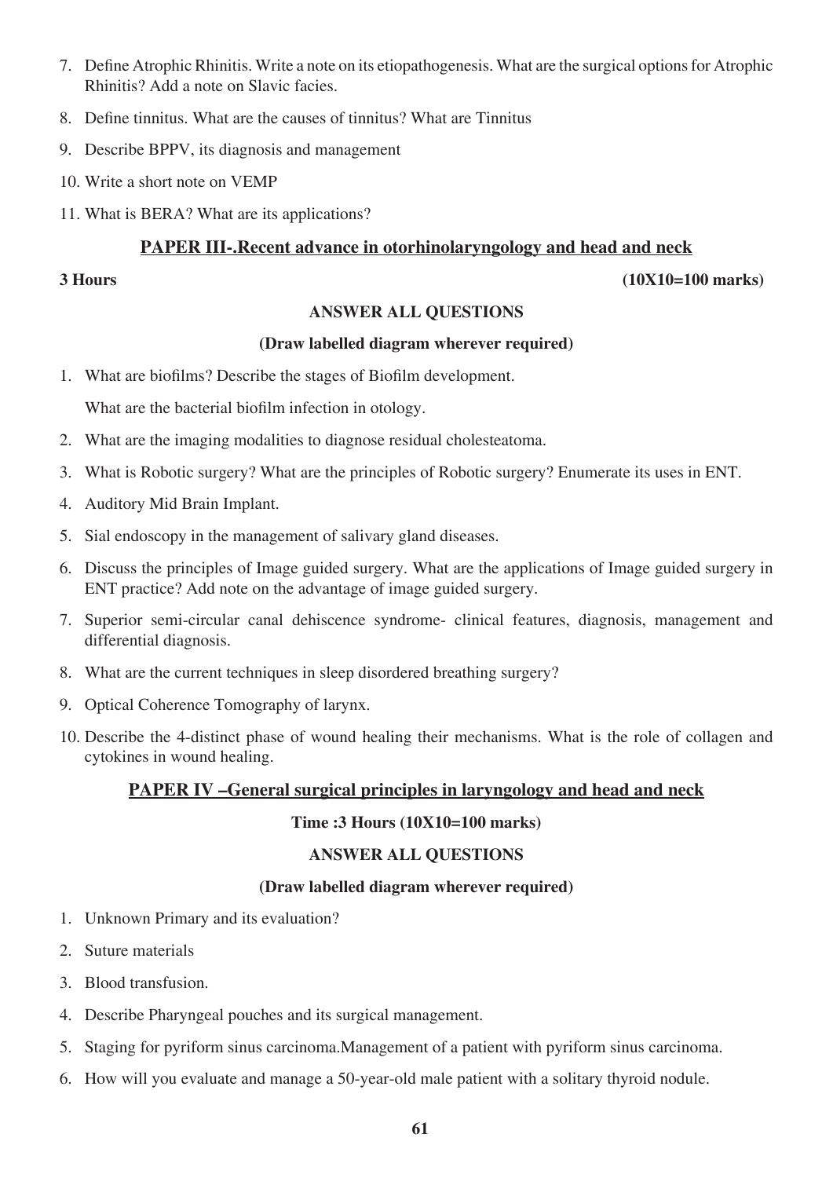7. Define Atrophic Rhinitis. Write a note on its etiopathogenesis. What are the surgical options for Atrophic Rhinitis? Add a note on Slavic facies.
8. Define tinnitus. What are the causes of tinnitus? What are Tinnitus
9. Describe BPPV, its diagnosis and management
10. Write a short note on VEMP
11. What is BERA? What are its applications?

## PAPER III-.Recent advance in otorhinolaryngology and head and neck

**3 Hours** **(10X10=100 marks)**

**ANSWER ALL QUESTIONS**

**(Draw labelled diagram wherever required)**

1. What are biofilms? Describe the stages of Biofilm development.

   What are the bacterial biofilm infection in otology.
2. What are the imaging modalities to diagnose residual cholesteatoma.
3. What is Robotic surgery? What are the principles of Robotic surgery? Enumerate its uses in ENT.
4. Auditory Mid Brain Implant.
5. Sial endoscopy in the management of salivary gland diseases.
6. Discuss the principles of Image guided surgery. What are the applications of Image guided surgery in ENT practice? Add note on the advantage of image guided surgery.
7. Superior semi-circular canal dehiscence syndrome- clinical features, diagnosis, management and differential diagnosis.
8. What are the current techniques in sleep disordered breathing surgery?
9. Optical Coherence Tomography of larynx.
10. Describe the 4-distinct phase of wound healing their mechanisms. What is the role of collagen and cytokines in wound healing.

## PAPER IV –General surgical principles in laryngology and head and neck

**Time :3 Hours (10X10=100 marks)**

**ANSWER ALL QUESTIONS**

**(Draw labelled diagram wherever required)**

1. Unknown Primary and its evaluation?
2. Suture materials
3. Blood transfusion.
4. Describe Pharyngeal pouches and its surgical management.
5. Staging for pyriform sinus carcinoma.Management of a patient with pyriform sinus carcinoma.
6. How will you evaluate and manage a 50-year-old male patient with a solitary thyroid nodule.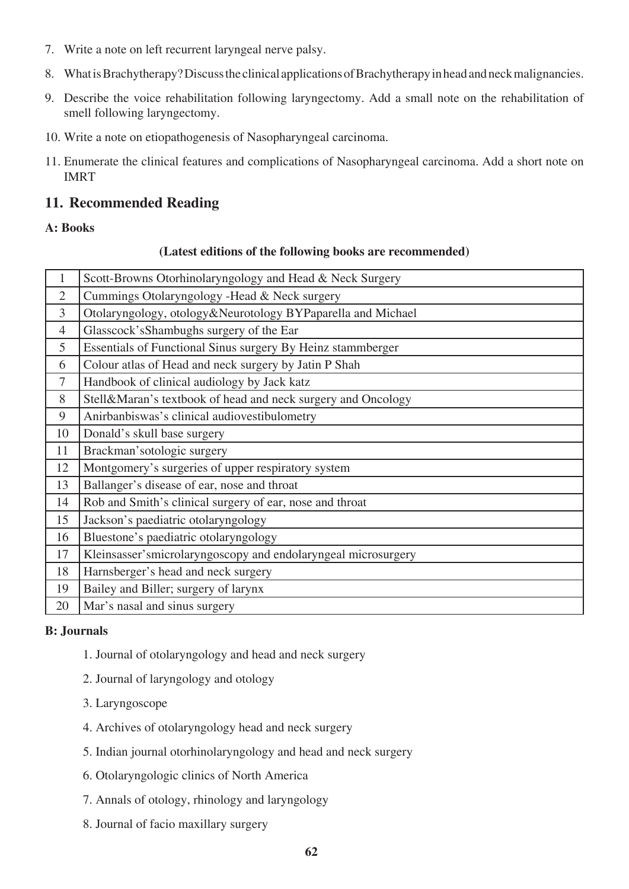7. Write a note on left recurrent laryngeal nerve palsy.
8. What is Brachytherapy? Discuss the clinical applications of Brachytherapy in head and neck malignancies.
9. Describe the voice rehabilitation following laryngectomy. Add a small note on the rehabilitation of smell following laryngectomy.
10. Write a note on etiopathogenesis of Nasopharyngeal carcinoma.
11. Enumerate the clinical features and complications of Nasopharyngeal carcinoma. Add a short note on IMRT

## 11. Recommended Reading

**A: Books**

**(Latest editions of the following books are recommended)**

| | |
|---|---|
| 1 | Scott-Browns Otorhinolaryngology and Head & Neck Surgery |
| 2 | Cummings Otolaryngology -Head & Neck surgery |
| 3 | Otolaryngology, otology&Neurotology BYPaparella and Michael |
| 4 | Glasscock'sShambughs surgery of the Ear |
| 5 | Essentials of Functional Sinus surgery By Heinz stammberger |
| 6 | Colour atlas of Head and neck surgery by Jatin P Shah |
| 7 | Handbook of clinical audiology by Jack katz |
| 8 | Stell&Maran's textbook of head and neck surgery and Oncology |
| 9 | Anirbanbiswas's clinical audiovestibulometry |
| 10 | Donald's skull base surgery |
| 11 | Brackman'sotologic surgery |
| 12 | Montgomery's surgeries of upper respiratory system |
| 13 | Ballanger's disease of ear, nose and throat |
| 14 | Rob and Smith's clinical surgery of ear, nose and throat |
| 15 | Jackson's paediatric otolaryngology |
| 16 | Bluestone's paediatric otolaryngology |
| 17 | Kleinsasser'smicrolaryngoscopy and endolaryngeal microsurgery |
| 18 | Harnsberger's head and neck surgery |
| 19 | Bailey and Biller; surgery of larynx |
| 20 | Mar's nasal and sinus surgery |

**B: Journals**

1. Journal of otolaryngology and head and neck surgery
2. Journal of laryngology and otology
3. Laryngoscope
4. Archives of otolaryngology head and neck surgery
5. Indian journal otorhinolaryngology and head and neck surgery
6. Otolaryngologic clinics of North America
7. Annals of otology, rhinology and laryngology
8. Journal of facio maxillary surgery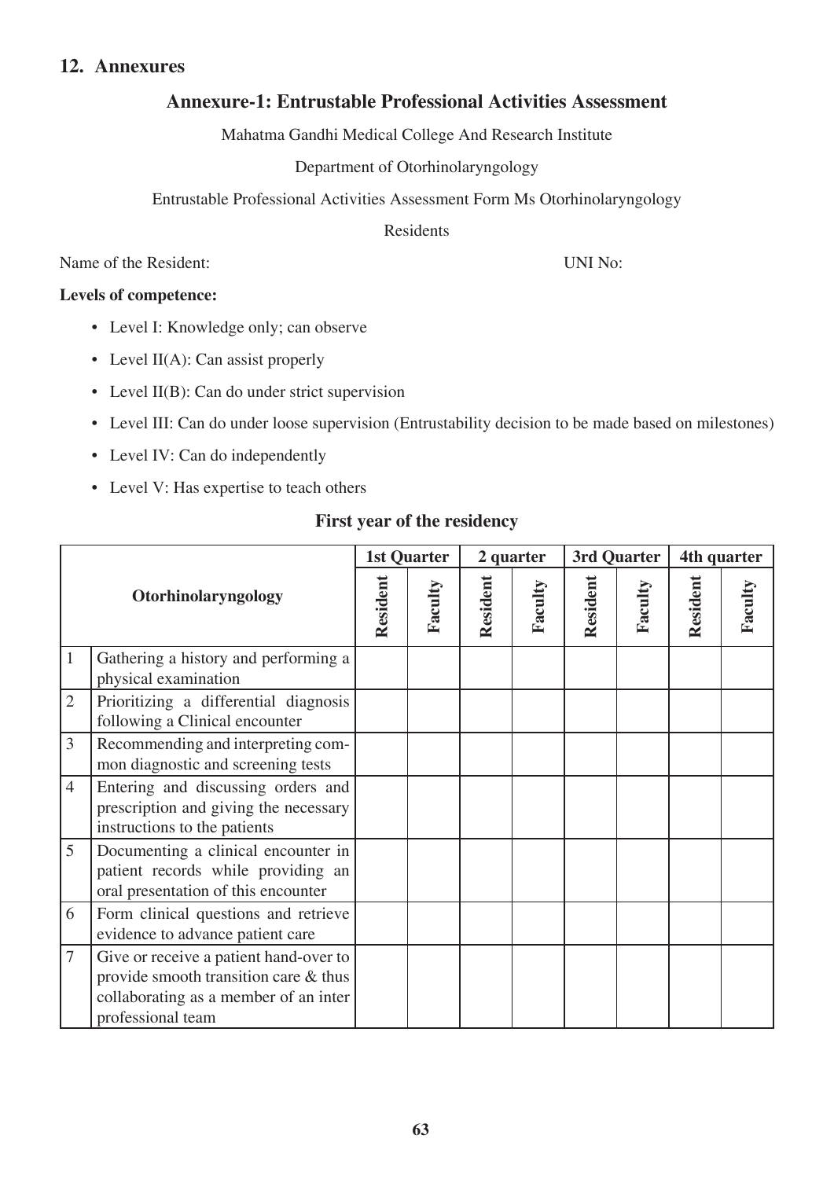## 12. Annexures

### Annexure-1: Entrustable Professional Activities Assessment

Mahatma Gandhi Medical College And Research Institute

Department of Otorhinolaryngology

Entrustable Professional Activities Assessment Form Ms Otorhinolaryngology

Residents

Name of the Resident: UNI No:

**Levels of competence:**

- Level I: Knowledge only; can observe
- Level II(A): Can assist properly
- Level II(B): Can do under strict supervision
- Level III: Can do under loose supervision (Entrustability decision to be made based on milestones)
- Level IV: Can do independently
- Level V: Has expertise to teach others

**First year of the residency**

| Otorhinolaryngology | | 1st Quarter | | 2 quarter | | 3rd Quarter | | 4th quarter | |
|---|---|---|---|---|---|---|---|---|---|
| | | Resident | Faculty | Resident | Faculty | Resident | Faculty | Resident | Faculty |
| 1 | Gathering a history and performing a physical examination | | | | | | | | |
| 2 | Prioritizing a differential diagnosis following a Clinical encounter | | | | | | | | |
| 3 | Recommending and interpreting common diagnostic and screening tests | | | | | | | | |
| 4 | Entering and discussing orders and prescription and giving the necessary instructions to the patients | | | | | | | | |
| 5 | Documenting a clinical encounter in patient records while providing an oral presentation of this encounter | | | | | | | | |
| 6 | Form clinical questions and retrieve evidence to advance patient care | | | | | | | | |
| 7 | Give or receive a patient hand-over to provide smooth transition care & thus collaborating as a member of an inter professional team | | | | | | | | |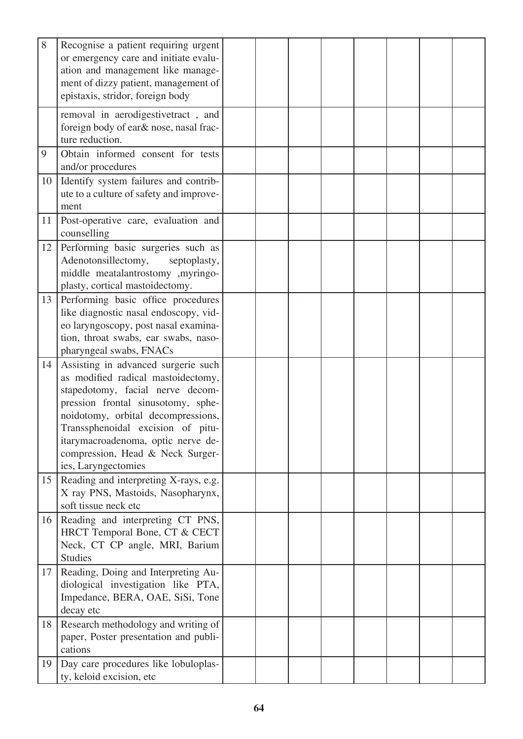| 8 | Recognise a patient requiring urgent or emergency care and initiate evaluation and management like management of dizzy patient, management of epistaxis, stridor, foreign body | | | | | | | | |
|---|---|---|---|---|---|---|---|---|---|
| | removal in aerodigestivetract , and foreign body of ear& nose, nasal fracture reduction. | | | | | | | | |
| 9 | Obtain informed consent for tests and/or procedures | | | | | | | | |
| 10 | Identify system failures and contribute to a culture of safety and improvement | | | | | | | | |
| 11 | Post-operative care, evaluation and counselling | | | | | | | | |
| 12 | Performing basic surgeries such as Adenotonsillectomy, septoplasty, middle meatalantrostomy ,myringoplasty, cortical mastoidectomy. | | | | | | | | |
| 13 | Performing basic office procedures like diagnostic nasal endoscopy, video laryngoscopy, post nasal examination, throat swabs, ear swabs, nasopharyngeal swabs, FNACs | | | | | | | | |
| 14 | Assisting in advanced surgerie such as modified radical mastoidectomy, stapedotomy, facial nerve decompression frontal sinusotomy, sphenoidotomy, orbital decompressions, Transsphenoidal excision of pituitarymacroadenoma, optic nerve decompression, Head & Neck Surgeries, Laryngectomies | | | | | | | | |
| 15 | Reading and interpreting X-rays, e.g. X ray PNS, Mastoids, Nasopharynx, soft tissue neck etc | | | | | | | | |
| 16 | Reading and interpreting CT PNS, HRCT Temporal Bone, CT & CECT Neck, CT CP angle, MRI, Barium Studies | | | | | | | | |
| 17 | Reading, Doing and Interpreting Audiological investigation like PTA, Impedance, BERA, OAE, SiSi, Tone decay etc | | | | | | | | |
| 18 | Research methodology and writing of paper, Poster presentation and publications | | | | | | | | |
| 19 | Day care procedures like lobuloplasty, keloid excision, etc | | | | | | | | |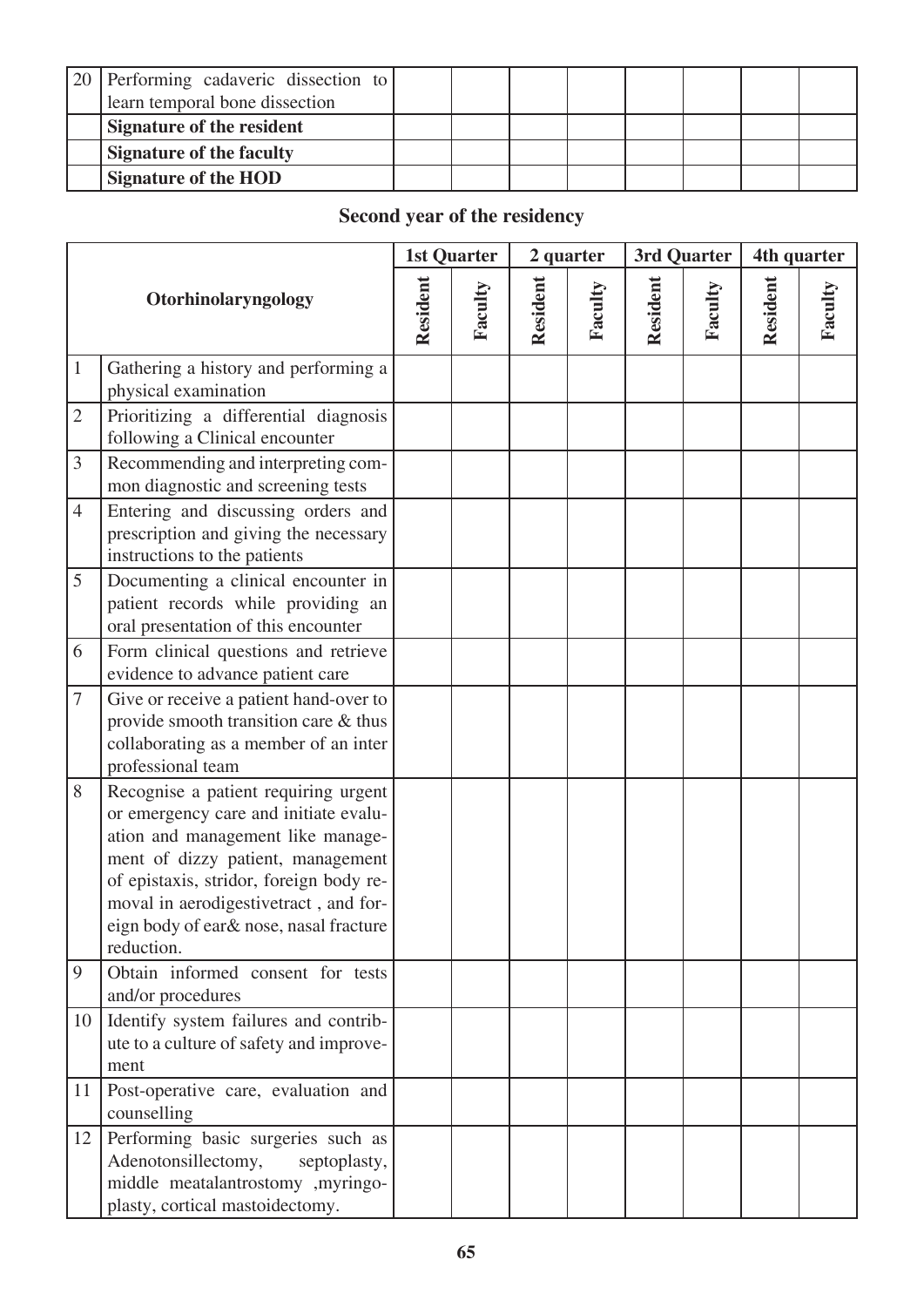| 20 | Performing cadaveric dissection to learn temporal bone dissection | | | | | | | | |
|---|---|---|---|---|---|---|---|---|---|
| | **Signature of the resident** | | | | | | | | |
| | **Signature of the faculty** | | | | | | | | |
| | **Signature of the HOD** | | | | | | | | |

## Second year of the residency

| Otorhinolaryngology | | 1st Quarter | | 2 quarter | | 3rd Quarter | | 4th quarter | |
|---|---|---|---|---|---|---|---|---|---|
| | | **Resident** | **Faculty** | **Resident** | **Faculty** | **Resident** | **Faculty** | **Resident** | **Faculty** |
| 1 | Gathering a history and performing a physical examination | | | | | | | | |
| 2 | Prioritizing a differential diagnosis following a Clinical encounter | | | | | | | | |
| 3 | Recommending and interpreting common diagnostic and screening tests | | | | | | | | |
| 4 | Entering and discussing orders and prescription and giving the necessary instructions to the patients | | | | | | | | |
| 5 | Documenting a clinical encounter in patient records while providing an oral presentation of this encounter | | | | | | | | |
| 6 | Form clinical questions and retrieve evidence to advance patient care | | | | | | | | |
| 7 | Give or receive a patient hand-over to provide smooth transition care & thus collaborating as a member of an inter professional team | | | | | | | | |
| 8 | Recognise a patient requiring urgent or emergency care and initiate evaluation and management like management of dizzy patient, management of epistaxis, stridor, foreign body removal in aerodigestivetract , and foreign body of ear& nose, nasal fracture reduction. | | | | | | | | |
| 9 | Obtain informed consent for tests and/or procedures | | | | | | | | |
| 10 | Identify system failures and contribute to a culture of safety and improvement | | | | | | | | |
| 11 | Post-operative care, evaluation and counselling | | | | | | | | |
| 12 | Performing basic surgeries such as Adenotonsillectomy, septoplasty, middle meatalantrostomy ,myringoplasty, cortical mastoidectomy. | | | | | | | | |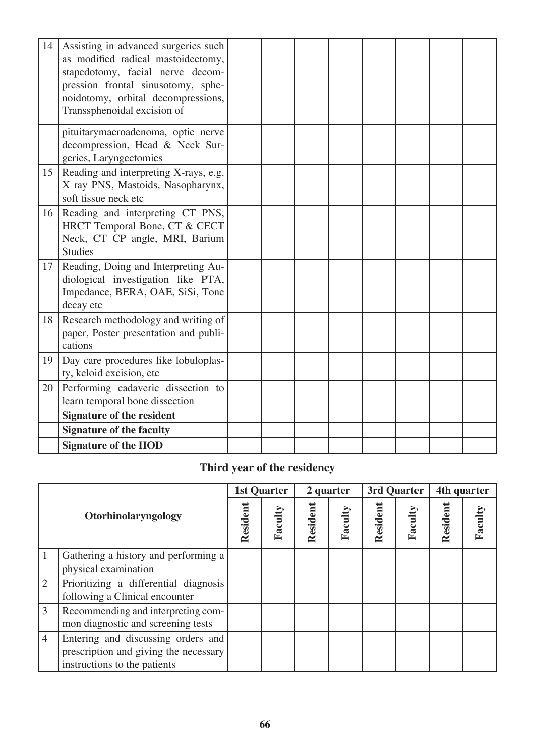| | | | | | | | | | |
|---|---|---|---|---|---|---|---|---|---|
| 14 | Assisting in advanced surgeries such as modified radical mastoidectomy, stapedotomy, facial nerve decompression frontal sinusotomy, sphenoidotomy, orbital decompressions, Transsphenoidal excision of | | | | | | | | |
| | pituitarymacroadenoma, optic nerve decompression, Head & Neck Surgeries, Laryngectomies | | | | | | | | |
| 15 | Reading and interpreting X-rays, e.g. X ray PNS, Mastoids, Nasopharynx, soft tissue neck etc | | | | | | | | |
| 16 | Reading and interpreting CT PNS, HRCT Temporal Bone, CT & CECT Neck, CT CP angle, MRI, Barium Studies | | | | | | | | |
| 17 | Reading, Doing and Interpreting Audiological investigation like PTA, Impedance, BERA, OAE, SiSi, Tone decay etc | | | | | | | | |
| 18 | Research methodology and writing of paper, Poster presentation and publications | | | | | | | | |
| 19 | Day care procedures like lobuloplasty, keloid excision, etc | | | | | | | | |
| 20 | Performing cadaveric dissection to learn temporal bone dissection | | | | | | | | |
| | **Signature of the resident** | | | | | | | | |
| | **Signature of the faculty** | | | | | | | | |
| | **Signature of the HOD** | | | | | | | | |

## Third year of the residency

| | Otorhinolaryngology | 1st Quarter | | 2 quarter | | 3rd Quarter | | 4th quarter | |
|---|---|---|---|---|---|---|---|---|---|
| | | Resident | Faculty | Resident | Faculty | Resident | Faculty | Resident | Faculty |
| 1 | Gathering a history and performing a physical examination | | | | | | | | |
| 2 | Prioritizing a differential diagnosis following a Clinical encounter | | | | | | | | |
| 3 | Recommending and interpreting common diagnostic and screening tests | | | | | | | | |
| 4 | Entering and discussing orders and prescription and giving the necessary instructions to the patients | | | | | | | | |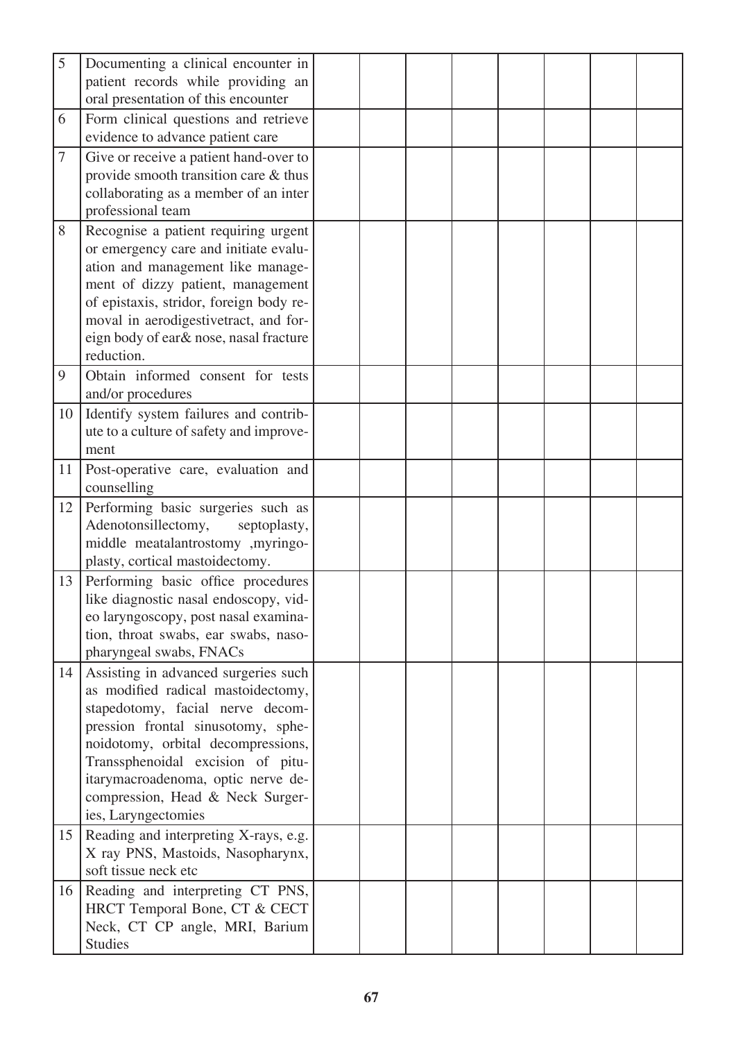| | | | | | | | | |
|---|---|---|---|---|---|---|---|---|
| 5 | Documenting a clinical encounter in patient records while providing an oral presentation of this encounter | | | | | | | |
| 6 | Form clinical questions and retrieve evidence to advance patient care | | | | | | | |
| 7 | Give or receive a patient hand-over to provide smooth transition care & thus collaborating as a member of an inter professional team | | | | | | | |
| 8 | Recognise a patient requiring urgent or emergency care and initiate evaluation and management like management of dizzy patient, management of epistaxis, stridor, foreign body removal in aerodigestivetract, and foreign body of ear& nose, nasal fracture reduction. | | | | | | | |
| 9 | Obtain informed consent for tests and/or procedures | | | | | | | |
| 10 | Identify system failures and contribute to a culture of safety and improvement | | | | | | | |
| 11 | Post-operative care, evaluation and counselling | | | | | | | |
| 12 | Performing basic surgeries such as Adenotonsillectomy, septoplasty, middle meatalantrostomy ,myringoplasty, cortical mastoidectomy. | | | | | | | |
| 13 | Performing basic office procedures like diagnostic nasal endoscopy, video laryngoscopy, post nasal examination, throat swabs, ear swabs, nasopharyngeal swabs, FNACs | | | | | | | |
| 14 | Assisting in advanced surgeries such as modified radical mastoidectomy, stapedotomy, facial nerve decompression frontal sinusotomy, sphenoidotomy, orbital decompressions, Transsphenoidal excision of pituitarymacroadenoma, optic nerve decompression, Head & Neck Surgeries, Laryngectomies | | | | | | | |
| 15 | Reading and interpreting X-rays, e.g. X ray PNS, Mastoids, Nasopharynx, soft tissue neck etc | | | | | | | |
| 16 | Reading and interpreting CT PNS, HRCT Temporal Bone, CT & CECT Neck, CT CP angle, MRI, Barium Studies | | | | | | | |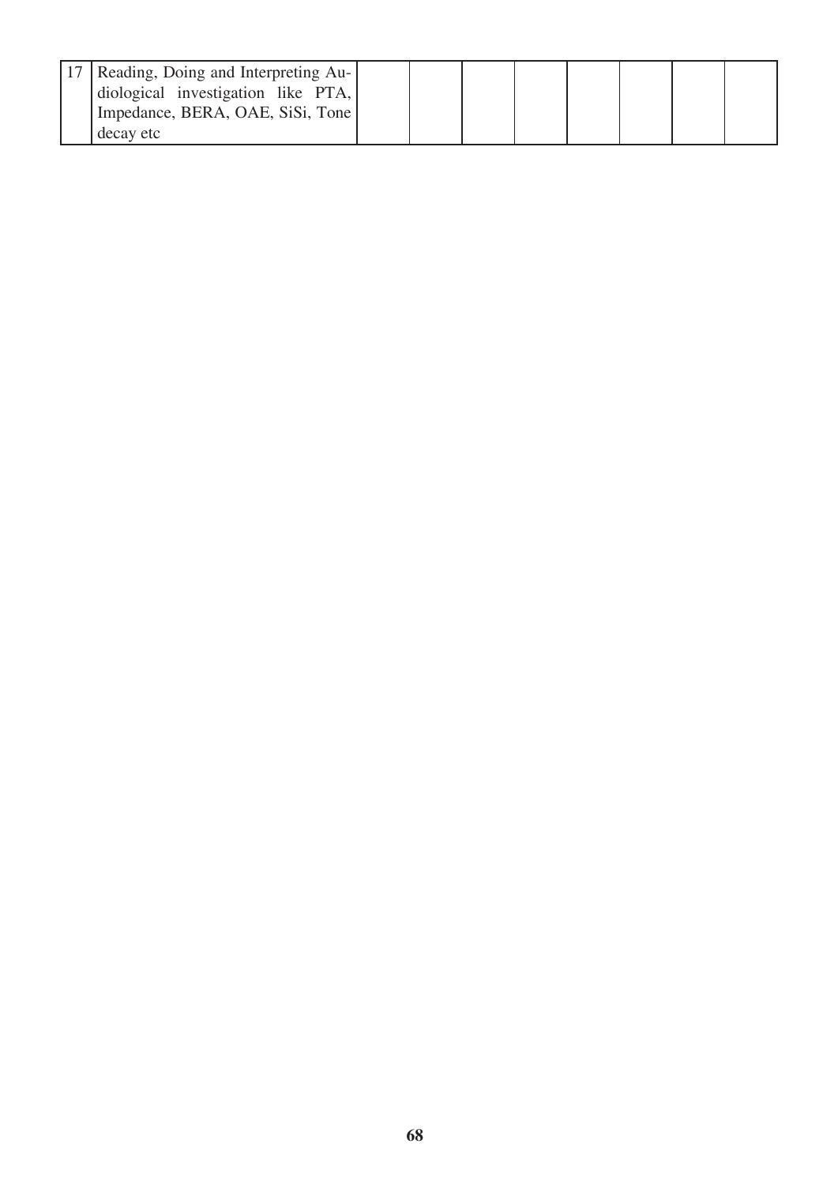| | | | | | | | | |
|---|---|---|---|---|---|---|---|---|
| 17 | Reading, Doing and Interpreting Audiological investigation like PTA, Impedance, BERA, OAE, SiSi, Tone decay etc | | | | | | | |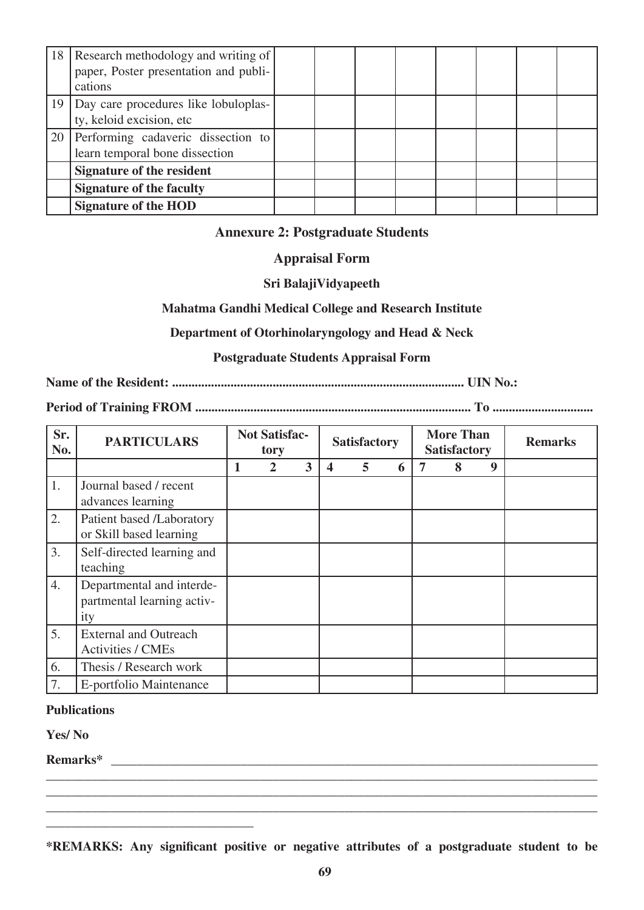| 18 | Research methodology and writing of paper, Poster presentation and publications | | | | | | | | |
|---|---|---|---|---|---|---|---|---|---|
| 19 | Day care procedures like lobuloplasty, keloid excision, etc | | | | | | | | |
| 20 | Performing cadaveric dissection to learn temporal bone dissection | | | | | | | | |
| | **Signature of the resident** | | | | | | | | |
| | **Signature of the faculty** | | | | | | | | |
| | **Signature of the HOD** | | | | | | | | |

## Annexure 2: Postgraduate Students

## Appraisal Form

**Sri BalajiVidyapeeth**

**Mahatma Gandhi Medical College and Research Institute**

**Department of Otorhinolaryngology and Head & Neck**

**Postgraduate Students Appraisal Form**

**Name of the Resident: ........................................................................................ UIN No.:**

**Period of Training FROM .................................................................................... To ..............................**

| Sr. No. | PARTICULARS | Not Satisfactory | | | Satisfactory | | | More Than Satisfactory | | | Remarks |
|---|---|---|---|---|---|---|---|---|---|---|---|
| | | 1 | 2 | 3 | 4 | 5 | 6 | 7 | 8 | 9 | |
| 1. | Journal based / recent advances learning | | | | | | | | | | |
| 2. | Patient based /Laboratory or Skill based learning | | | | | | | | | | |
| 3. | Self-directed learning and teaching | | | | | | | | | | |
| 4. | Departmental and interdepartmental learning activity | | | | | | | | | | |
| 5. | External and Outreach Activities / CMEs | | | | | | | | | | |
| 6. | Thesis / Research work | | | | | | | | | | |
| 7. | E-portfolio Maintenance | | | | | | | | | | |

**Publications**

**Yes/ No**

**Remarks*** ______________________________________________________________________________

______________________________________________________________________________

______________________________________________________________________________

______________________________________________________________________________

________________________________

***REMARKS: Any significant positive or negative attributes of a postgraduate student to be**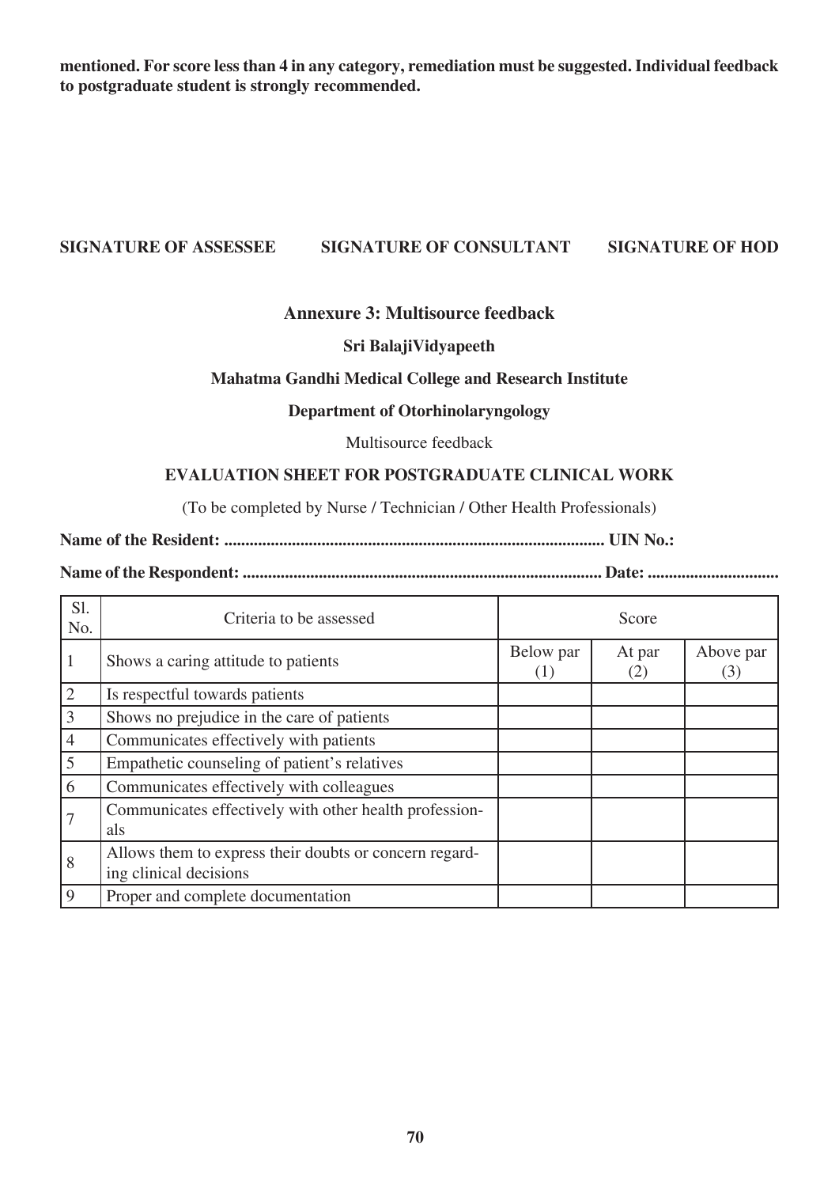**mentioned. For score less than 4 in any category, remediation must be suggested. Individual feedback to postgraduate student is strongly recommended.**

**SIGNATURE OF ASSESSEE SIGNATURE OF CONSULTANT SIGNATURE OF HOD**

## Annexure 3: Multisource feedback

**Sri BalajiVidyapeeth**

**Mahatma Gandhi Medical College and Research Institute**

**Department of Otorhinolaryngology**

Multisource feedback

**EVALUATION SHEET FOR POSTGRADUATE CLINICAL WORK**

(To be completed by Nurse / Technician / Other Health Professionals)

**Name of the Resident: ......................................................................................... UIN No.:**

**Name of the Respondent: .................................................................................... Date: ...............................**

| Sl. No. | Criteria to be assessed | Score | | |
|---|---|---|---|---|
| 1 | Shows a caring attitude to patients | Below par (1) | At par (2) | Above par (3) |
| 2 | Is respectful towards patients | | | |
| 3 | Shows no prejudice in the care of patients | | | |
| 4 | Communicates effectively with patients | | | |
| 5 | Empathetic counseling of patient's relatives | | | |
| 6 | Communicates effectively with colleagues | | | |
| 7 | Communicates effectively with other health professionals | | | |
| 8 | Allows them to express their doubts or concern regarding clinical decisions | | | |
| 9 | Proper and complete documentation | | | |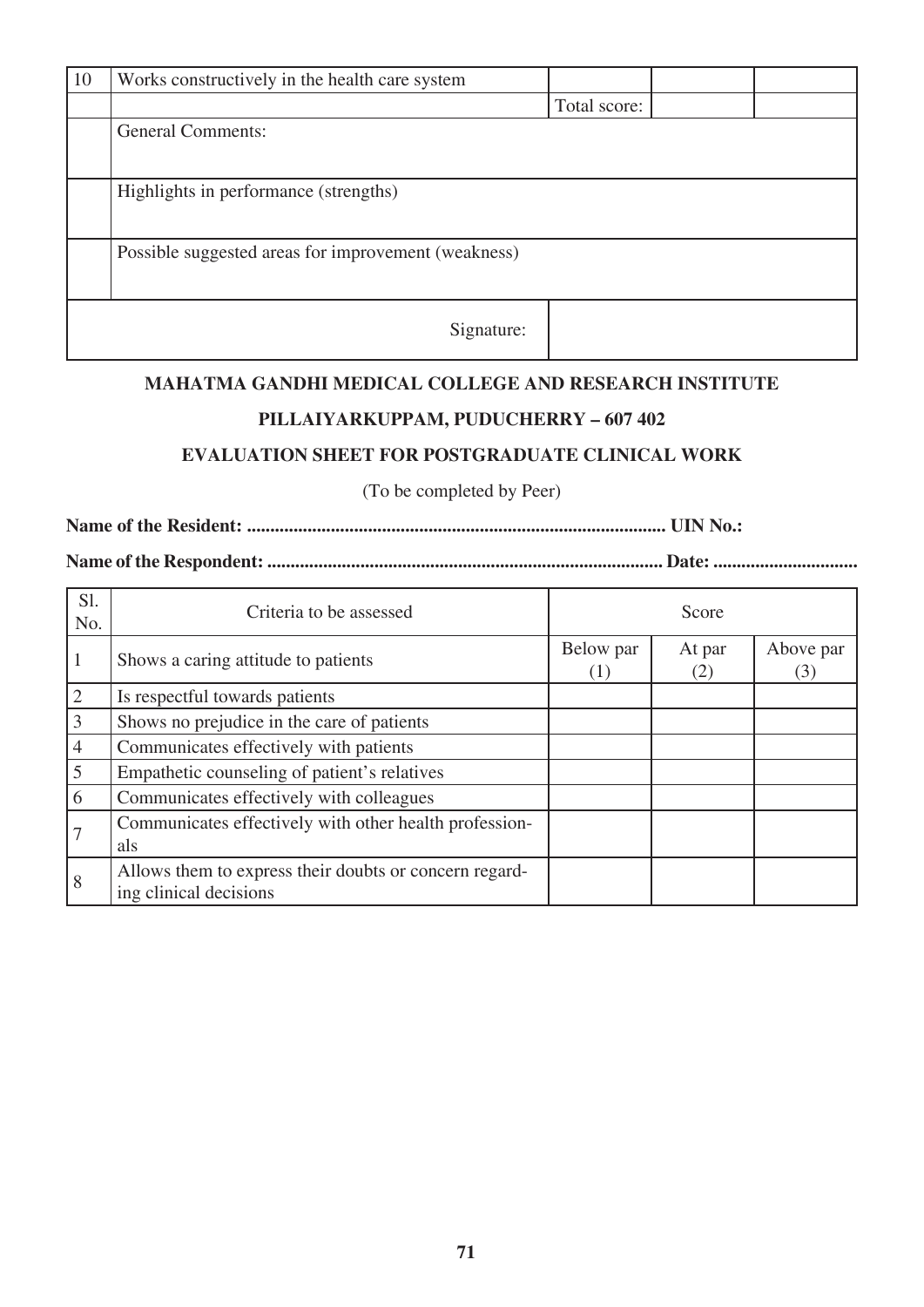| 10 | Works constructively in the health care system | | | |
|---|---|---|---|---|
| | | Total score: | | |
| | General Comments: | | | |
| | Highlights in performance (strengths) | | | |
| | Possible suggested areas for improvement (weakness) | | | |
| | Signature: | | | |

**MAHATMA GANDHI MEDICAL COLLEGE AND RESEARCH INSTITUTE**

**PILLAIYARKUPPAM, PUDUCHERRY – 607 402**

**EVALUATION SHEET FOR POSTGRADUATE CLINICAL WORK**

(To be completed by Peer)

**Name of the Resident: ........................................................................................ UIN No.:**

**Name of the Respondent: ................................................................................... Date: ..............................**

| Sl. No. | Criteria to be assessed | Score | | |
|---|---|---|---|---|
| 1 | Shows a caring attitude to patients | Below par (1) | At par (2) | Above par (3) |
| 2 | Is respectful towards patients | | | |
| 3 | Shows no prejudice in the care of patients | | | |
| 4 | Communicates effectively with patients | | | |
| 5 | Empathetic counseling of patient's relatives | | | |
| 6 | Communicates effectively with colleagues | | | |
| 7 | Communicates effectively with other health professionals | | | |
| 8 | Allows them to express their doubts or concern regarding clinical decisions | | | |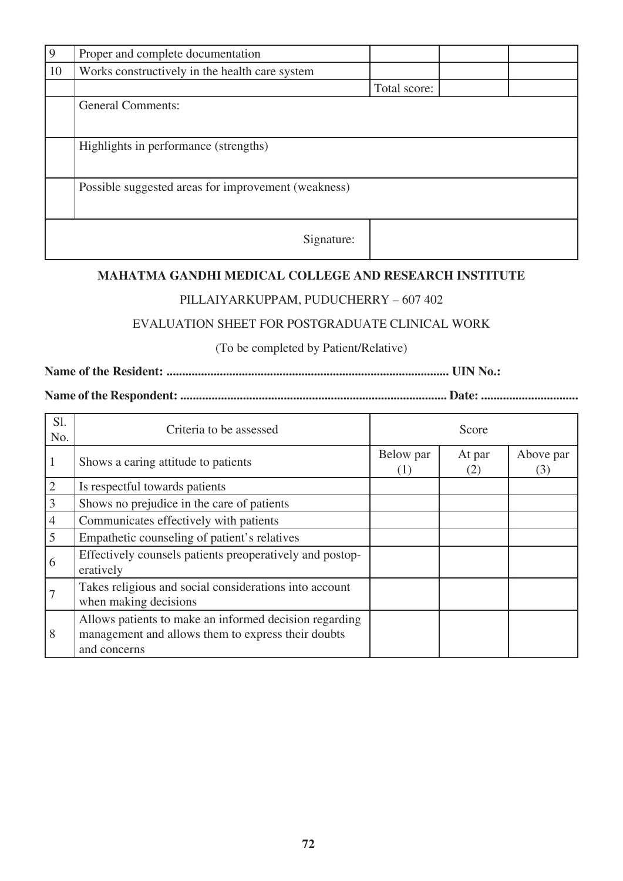| | | | | |
|---|---|---|---|---|
| 9 | Proper and complete documentation | | | |
| 10 | Works constructively in the health care system | | | |
| | | Total score: | | |
| | General Comments: | | | |
| | Highlights in performance (strengths) | | | |
| | Possible suggested areas for improvement (weakness) | | | |
| | Signature: | | | |

**MAHATMA GANDHI MEDICAL COLLEGE AND RESEARCH INSTITUTE**

PILLAIYARKUPPAM, PUDUCHERRY – 607 402

EVALUATION SHEET FOR POSTGRADUATE CLINICAL WORK

(To be completed by Patient/Relative)

**Name of the Resident: ........................................................................................ UIN No.:**

**Name of the Respondent: .................................................................................. Date: ..............................**

| Sl. No. | Criteria to be assessed | Score | | |
|---|---|---|---|---|
| 1 | Shows a caring attitude to patients | Below par (1) | At par (2) | Above par (3) |
| 2 | Is respectful towards patients | | | |
| 3 | Shows no prejudice in the care of patients | | | |
| 4 | Communicates effectively with patients | | | |
| 5 | Empathetic counseling of patient's relatives | | | |
| 6 | Effectively counsels patients preoperatively and postoperatively | | | |
| 7 | Takes religious and social considerations into account when making decisions | | | |
| 8 | Allows patients to make an informed decision regarding management and allows them to express their doubts and concerns | | | |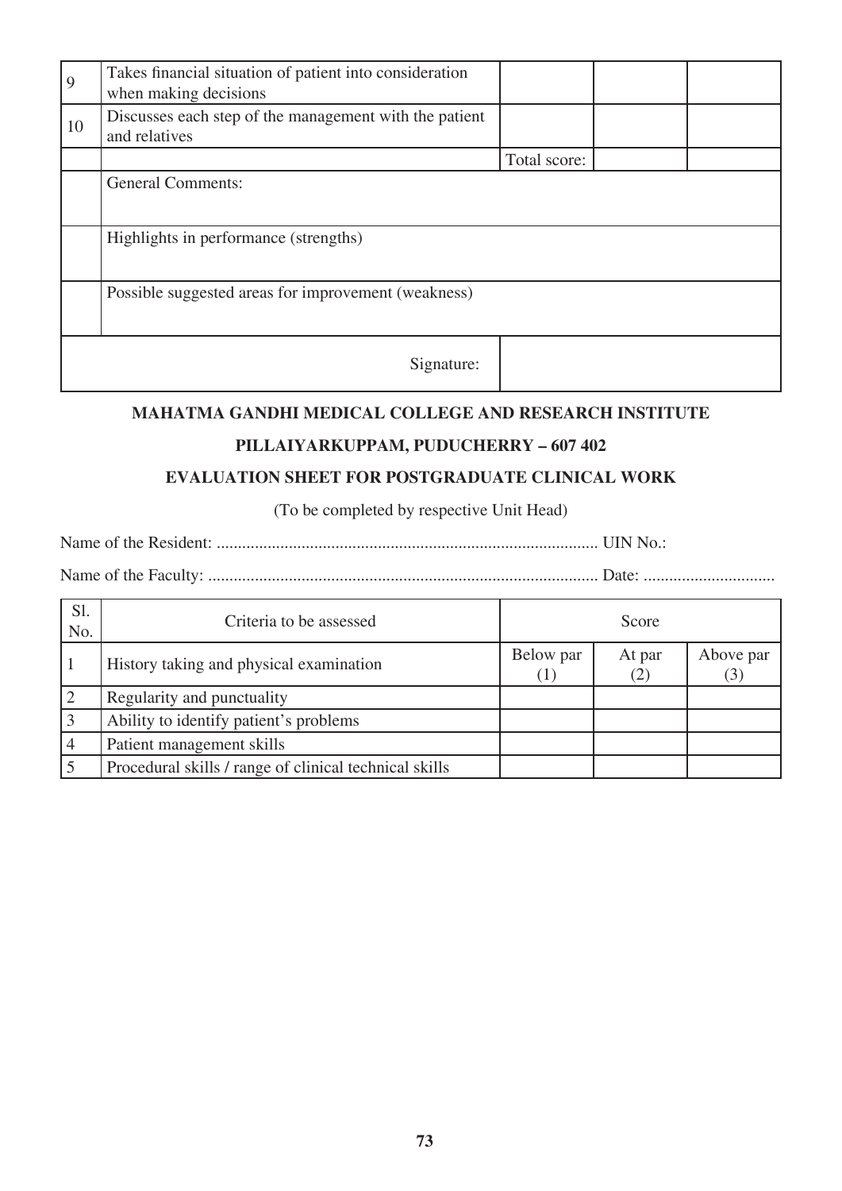| | | | | |
|---|---|---|---|---|
| 9 | Takes financial situation of patient into consideration when making decisions | | | |
| 10 | Discusses each step of the management with the patient and relatives | | | |
| | | Total score: | | |
| | General Comments: | | | |
| | Highlights in performance (strengths) | | | |
| | Possible suggested areas for improvement (weakness) | | | |
| | Signature: | | | |

**MAHATMA GANDHI MEDICAL COLLEGE AND RESEARCH INSTITUTE**

**PILLAIYARKUPPAM, PUDUCHERRY – 607 402**

**EVALUATION SHEET FOR POSTGRADUATE CLINICAL WORK**

(To be completed by respective Unit Head)

Name of the Resident: ......................................................................................... UIN No.:

Name of the Faculty: ........................................................................................... Date: ...............................

| Sl. No. | Criteria to be assessed | Score | | |
|---|---|---|---|---|
| 1 | History taking and physical examination | Below par (1) | At par (2) | Above par (3) |
| 2 | Regularity and punctuality | | | |
| 3 | Ability to identify patient's problems | | | |
| 4 | Patient management skills | | | |
| 5 | Procedural skills / range of clinical technical skills | | | |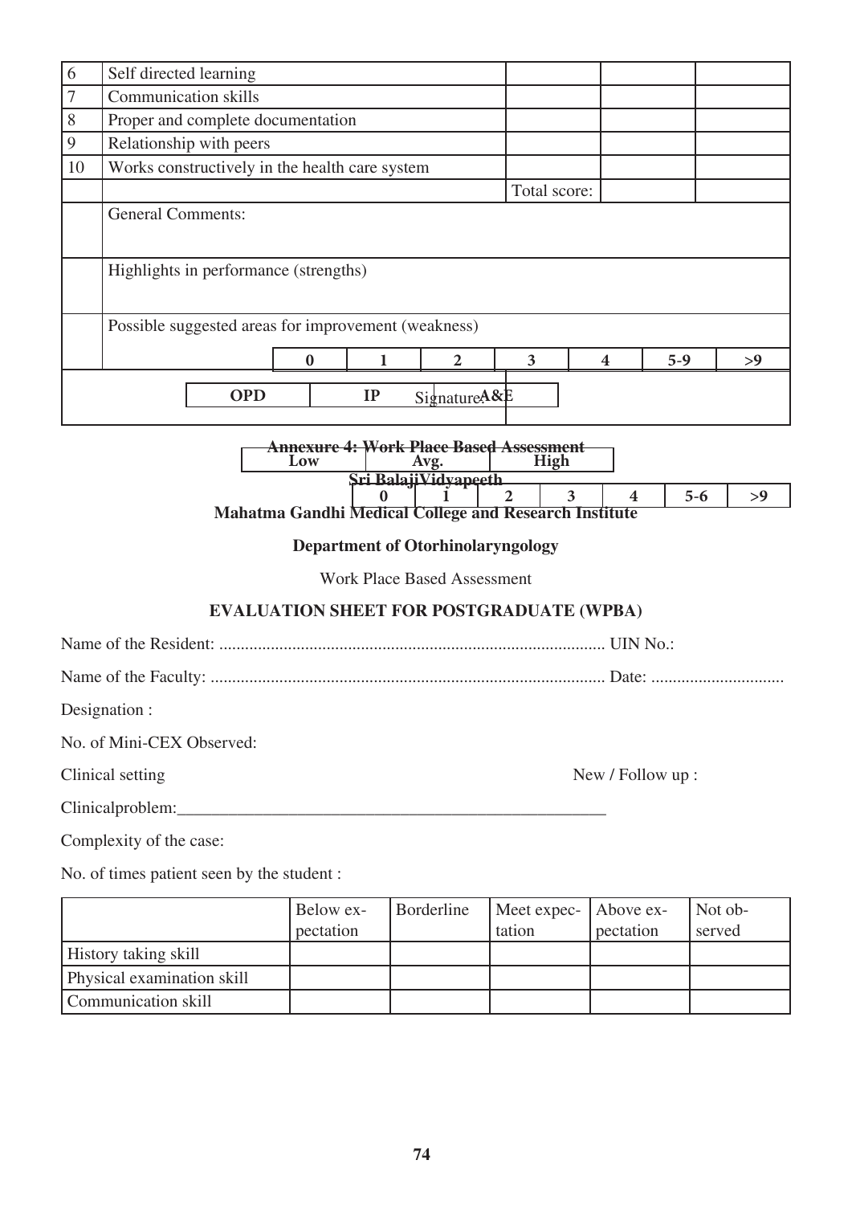| | | | | |
|---|---|---|---|---|
| 6 | Self directed learning | | | |
| 7 | Communication skills | | | |
| 8 | Proper and complete documentation | | | |
| 9 | Relationship with peers | | | |
| 10 | Works constructively in the health care system | | | |
| | | Total score: | | |
| | General Comments: | | | |
| | Highlights in performance (strengths) | | | |
| | Possible suggested areas for improvement (weakness) | | | |

| 0 | 1 | 2 | 3 | 4 | 5-9 | >9 |
|---|---|---|---|---|---|---|

| OPD | IP | A&E |
|---|---|---|

Signature:

**Annexure 4: Work Place Based Assessment**

| Low | Avg. | High |
|---|---|---|

**Sri BalajiVidyapeeth**

| 0 | 1 | 2 | 3 | 4 | 5-6 | >9 |
|---|---|---|---|---|---|---|

**Mahatma Gandhi Medical College and Research Institute**

**Department of Otorhinolaryngology**

Work Place Based Assessment

**EVALUATION SHEET FOR POSTGRADUATE (WPBA)**

Name of the Resident: ......................................................................................... UIN No.:

Name of the Faculty: ........................................................................................... Date: ..............................

Designation :

No. of Mini-CEX Observed:

Clinical setting New / Follow up :

Clinicalproblem:_____________________________________________________

Complexity of the case:

No. of times patient seen by the student :

| | Below expectation | Borderline | Meet expectation | Above expectation | Not observed |
|---|---|---|---|---|---|
| History taking skill | | | | | |
| Physical examination skill | | | | | |
| Communication skill | | | | | |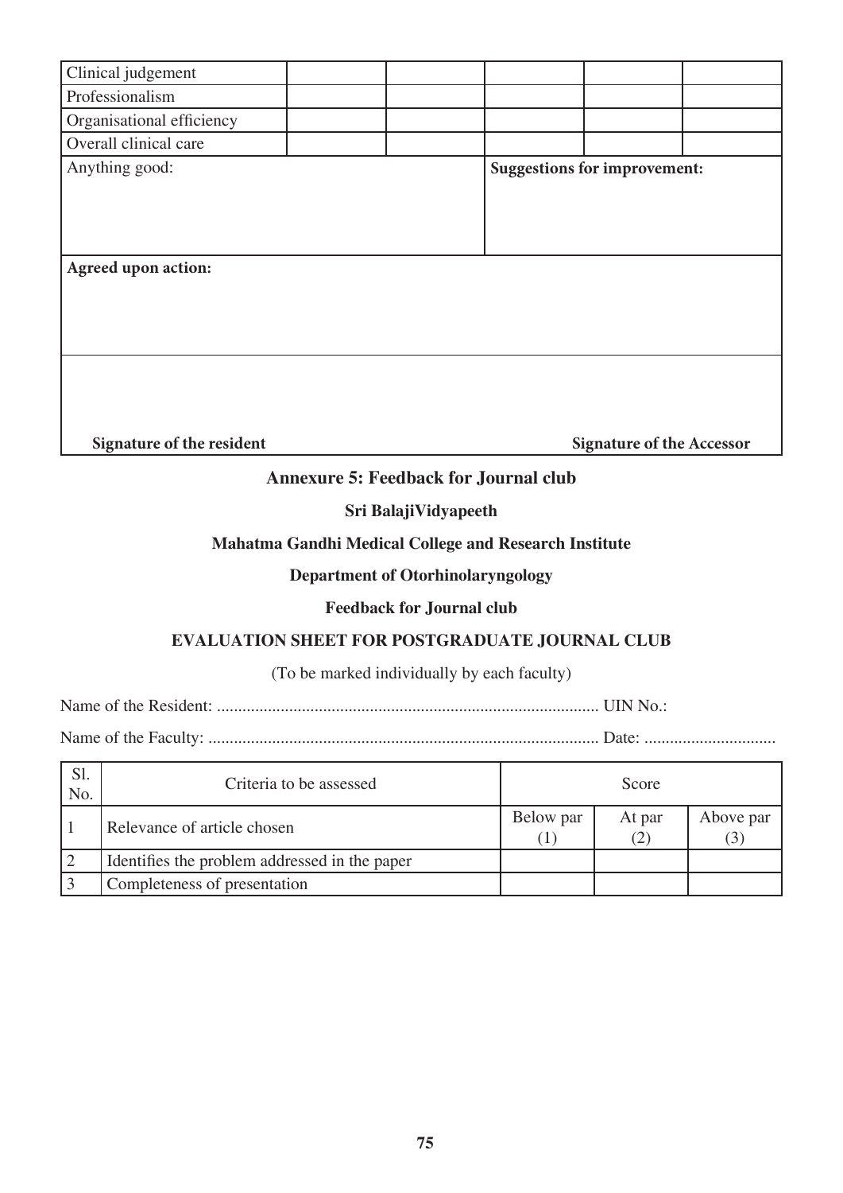| Clinical judgement | | | | | |
|---|---|---|---|---|---|
| Professionalism | | | | | |
| Organisational efficiency | | | | | |
| Overall clinical care | | | | | |

| Anything good: | **Suggestions for improvement:** |
|---|---|
| | |

**Agreed upon action:**

**Signature of the resident** **Signature of the Accessor**

## Annexure 5: Feedback for Journal club

**Sri BalajiVidyapeeth**

**Mahatma Gandhi Medical College and Research Institute**

**Department of Otorhinolaryngology**

**Feedback for Journal club**

**EVALUATION SHEET FOR POSTGRADUATE JOURNAL CLUB**

(To be marked individually by each faculty)

Name of the Resident: ........................................................................................ UIN No.:

Name of the Faculty: ........................................................................................ Date: ...............................

| Sl. No. | Criteria to be assessed | Score | | |
|---|---|---|---|---|
| 1 | Relevance of article chosen | Below par (1) | At par (2) | Above par (3) |
| 2 | Identifies the problem addressed in the paper | | | |
| 3 | Completeness of presentation | | | |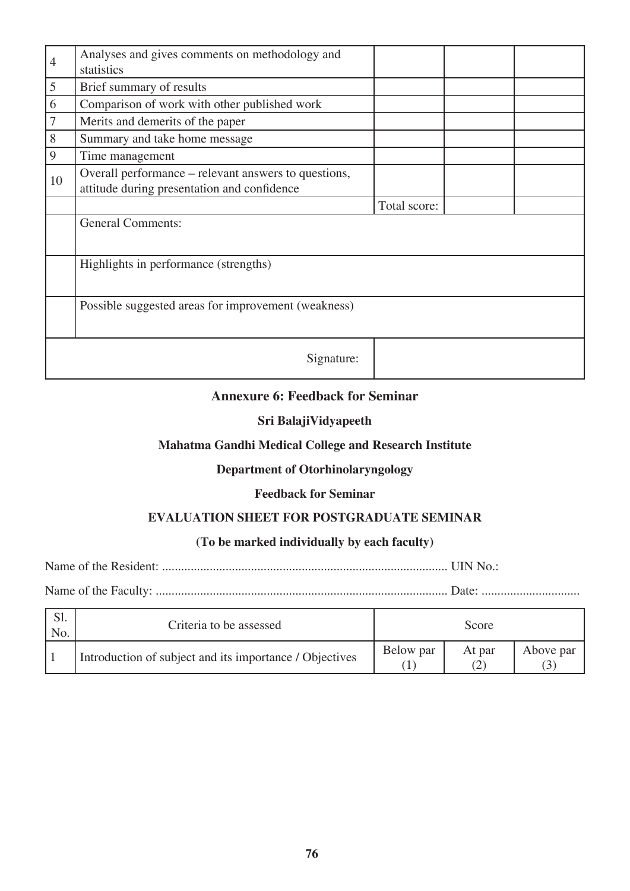| | | | | |
|---|---|---|---|---|
| 4 | Analyses and gives comments on methodology and statistics | | | |
| 5 | Brief summary of results | | | |
| 6 | Comparison of work with other published work | | | |
| 7 | Merits and demerits of the paper | | | |
| 8 | Summary and take home message | | | |
| 9 | Time management | | | |
| 10 | Overall performance – relevant answers to questions, attitude during presentation and confidence | | | |
| | | Total score: | | |
| | General Comments: | | | |
| | Highlights in performance (strengths) | | | |
| | Possible suggested areas for improvement (weakness) | | | |
| | Signature: | | | |

## Annexure 6: Feedback for Seminar

**Sri BalajiVidyapeeth**

**Mahatma Gandhi Medical College and Research Institute**

**Department of Otorhinolaryngology**

**Feedback for Seminar**

**EVALUATION SHEET FOR POSTGRADUATE SEMINAR**

**(To be marked individually by each faculty)**

Name of the Resident: ......................................................................................... UIN No.:

Name of the Faculty: ........................................................................................... Date: ..............................

| Sl. No. | Criteria to be assessed | Score | | |
|---|---|---|---|---|
| 1 | Introduction of subject and its importance / Objectives | Below par (1) | At par (2) | Above par (3) |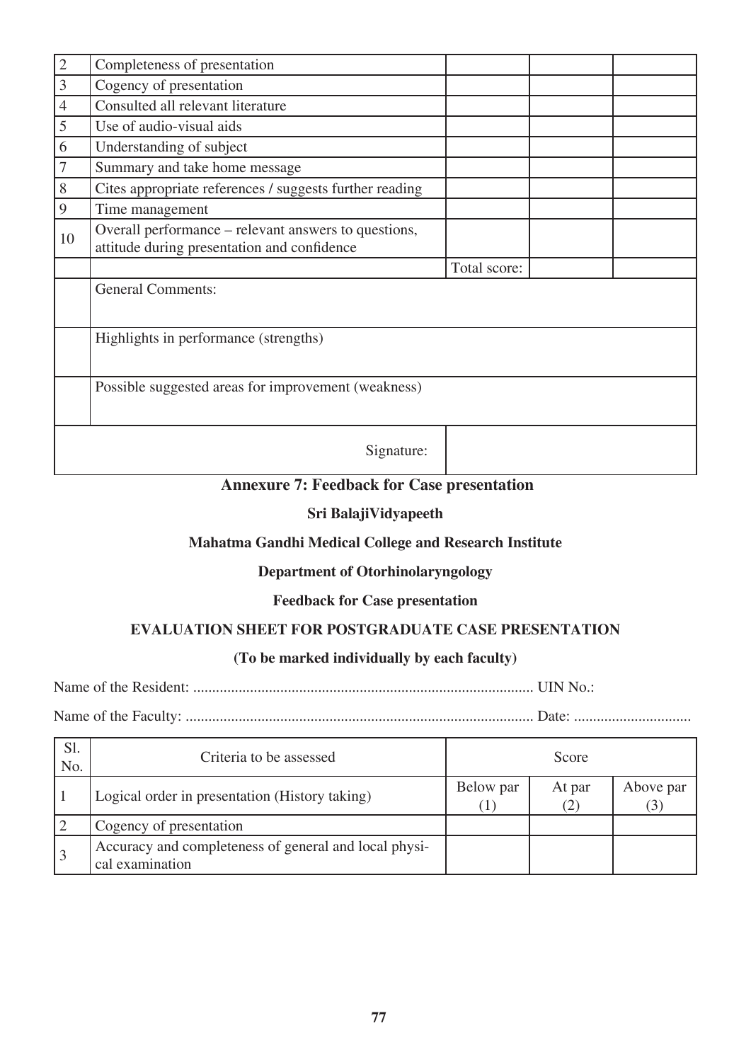| | | | | |
|---|---|---|---|---|
| 2 | Completeness of presentation | | | |
| 3 | Cogency of presentation | | | |
| 4 | Consulted all relevant literature | | | |
| 5 | Use of audio-visual aids | | | |
| 6 | Understanding of subject | | | |
| 7 | Summary and take home message | | | |
| 8 | Cites appropriate references / suggests further reading | | | |
| 9 | Time management | | | |
| 10 | Overall performance – relevant answers to questions, attitude during presentation and confidence | | | |
| | | Total score: | | |
| | General Comments: | | | |
| | Highlights in performance (strengths) | | | |
| | Possible suggested areas for improvement (weakness) | | | |
| | Signature: | | | |

## Annexure 7: Feedback for Case presentation

**Sri BalajiVidyapeeth**

**Mahatma Gandhi Medical College and Research Institute**

**Department of Otorhinolaryngology**

**Feedback for Case presentation**

**EVALUATION SHEET FOR POSTGRADUATE CASE PRESENTATION**

**(To be marked individually by each faculty)**

Name of the Resident: ......................................................................................... UIN No.:

Name of the Faculty: ........................................................................................... Date: ...............................

| Sl. No. | Criteria to be assessed | Score | | |
|---|---|---|---|---|
| 1 | Logical order in presentation (History taking) | Below par (1) | At par (2) | Above par (3) |
| 2 | Cogency of presentation | | | |
| 3 | Accuracy and completeness of general and local physical examination | | | |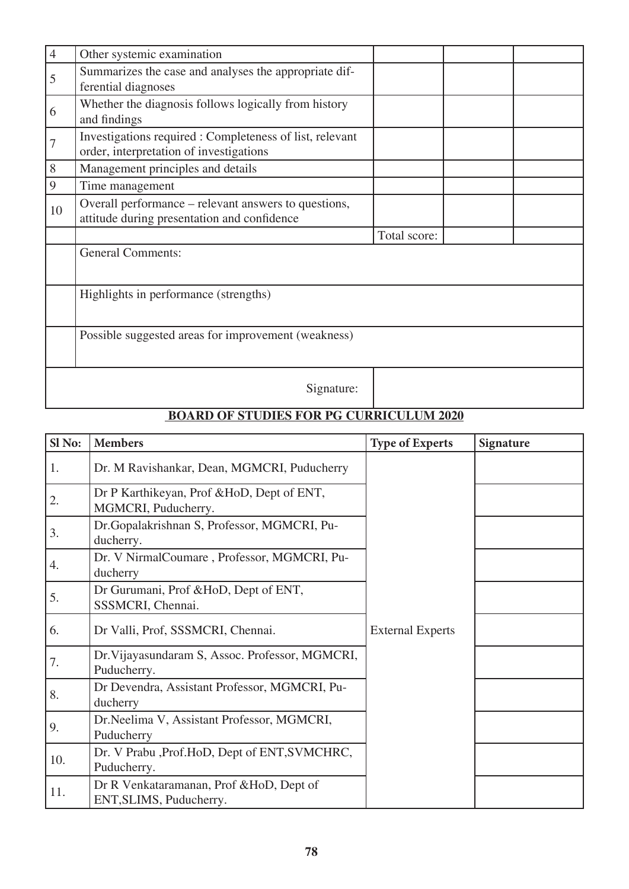| | | | | |
|---|---|---|---|---|
| 4 | Other systemic examination | | | |
| 5 | Summarizes the case and analyses the appropriate differential diagnoses | | | |
| 6 | Whether the diagnosis follows logically from history and findings | | | |
| 7 | Investigations required : Completeness of list, relevant order, interpretation of investigations | | | |
| 8 | Management principles and details | | | |
| 9 | Time management | | | |
| 10 | Overall performance – relevant answers to questions, attitude during presentation and confidence | | | |
| | | Total score: | | |
| | General Comments: | | | |
| | Highlights in performance (strengths) | | | |
| | Possible suggested areas for improvement (weakness) | | | |
| | Signature: | | | |

## BOARD OF STUDIES FOR PG CURRICULUM 2020

| Sl No: | Members | Type of Experts | Signature |
|---|---|---|---|
| 1. | Dr. M Ravishankar, Dean, MGMCRI, Puducherry | | |
| 2. | Dr P Karthikeyan, Prof &HoD, Dept of ENT, MGMCRI, Puducherry. | | |
| 3. | Dr.Gopalakrishnan S, Professor, MGMCRI, Puducherry. | | |
| 4. | Dr. V NirmalCoumare , Professor, MGMCRI, Puducherry | | |
| 5. | Dr Gurumani, Prof &HoD, Dept of ENT, SSSMCRI, Chennai. | | |
| 6. | Dr Valli, Prof, SSSMCRI, Chennai. | External Experts | |
| 7. | Dr.Vijayasundaram S, Assoc. Professor, MGMCRI, Puducherry. | | |
| 8. | Dr Devendra, Assistant Professor, MGMCRI, Puducherry | | |
| 9. | Dr.Neelima V, Assistant Professor, MGMCRI, Puducherry | | |
| 10. | Dr. V Prabu ,Prof.HoD, Dept of ENT,SVMCHRC, Puducherry. | | |
| 11. | Dr R Venkataramanan, Prof &HoD, Dept of ENT,SLIMS, Puducherry. | | |